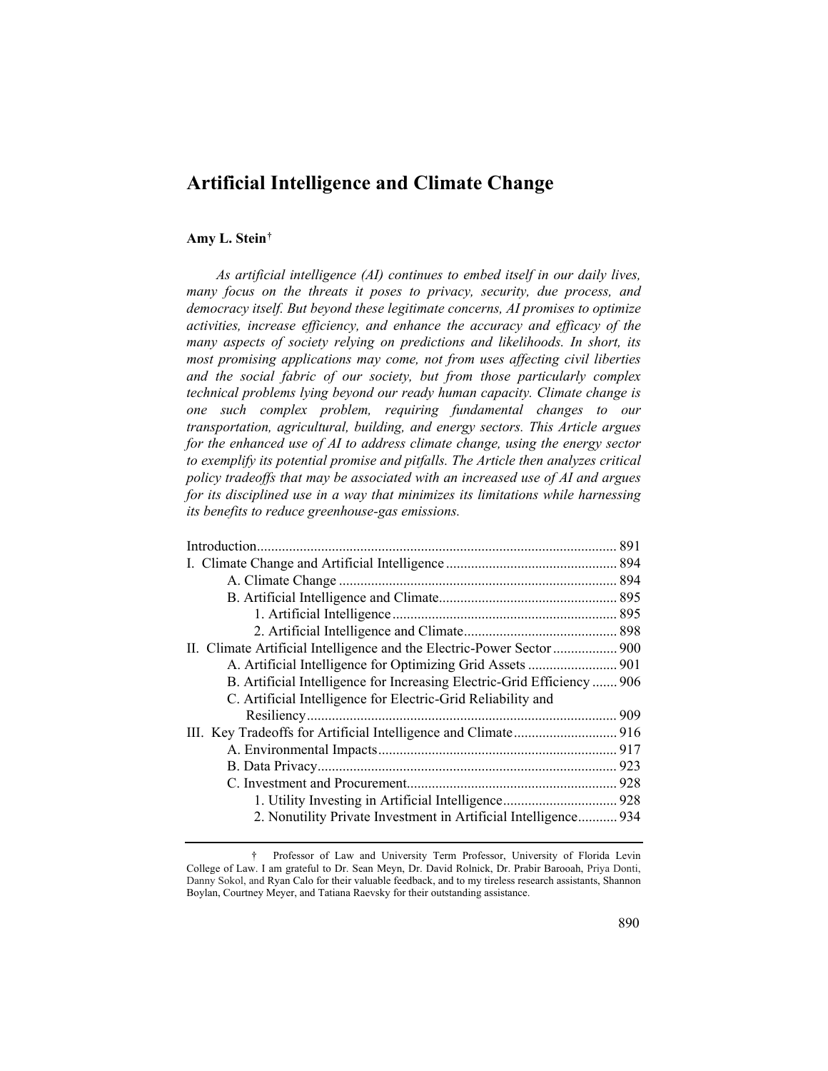# Artificial Intelligence and Climate Change

**Amy L. Stein**†

*As artificial intelligence (AI) continues to embed itself in our daily lives, many focus on the threats it poses to privacy, security, due process, and democracy itself. But beyond these legitimate concerns, AI promises to optimize activities, increase efficiency, and enhance the accuracy and efficacy of the many aspects of society relying on predictions and likelihoods. In short, its most promising applications may come, not from uses affecting civil liberties and the social fabric of our society, but from those particularly complex technical problems lying beyond our ready human capacity. Climate change is one such complex problem, requiring fundamental changes to our transportation, agricultural, building, and energy sectors. This Article argues for the enhanced use of AI to address climate change, using the energy sector to exemplify its potential promise and pitfalls. The Article then analyzes critical policy tradeoffs that may be associated with an increased use of AI and argues for its disciplined use in a way that minimizes its limitations while harnessing its benefits to reduce greenhouse-gas emissions.*

Introduction .................................................................................................... 891
I. Climate Change and Artificial Intelligence ................................................ 894
  A. Climate Change ............................................................................ 894
  B. Artificial Intelligence and Climate................................................ 895
    1. Artificial Intelligence .............................................................. 895
    2. Artificial Intelligence and Climate.......................................... 898
II. Climate Artificial Intelligence and the Electric-Power Sector .................. 900
  A. Artificial Intelligence for Optimizing Grid Assets ........................ 901
  B. Artificial Intelligence for Increasing Electric-Grid Efficiency ....... 906
  C. Artificial Intelligence for Electric-Grid Reliability and Resiliency ...................................................................................... 909
III. Key Tradeoffs for Artificial Intelligence and Climate ............................ 916
  A. Environmental Impacts.................................................................. 917
  B. Data Privacy................................................................................... 923
  C. Investment and Procurement.......................................................... 928
    1. Utility Investing in Artificial Intelligence................................ 928
    2. Nonutility Private Investment in Artificial Intelligence........... 934

† Professor of Law and University Term Professor, University of Florida Levin College of Law. I am grateful to Dr. Sean Meyn, Dr. David Rolnick, Dr. Prabir Barooah, Priya Donti, Danny Sokol, and Ryan Calo for their valuable feedback, and to my tireless research assistants, Shannon Boylan, Courtney Meyer, and Tatiana Raevsky for their outstanding assistance.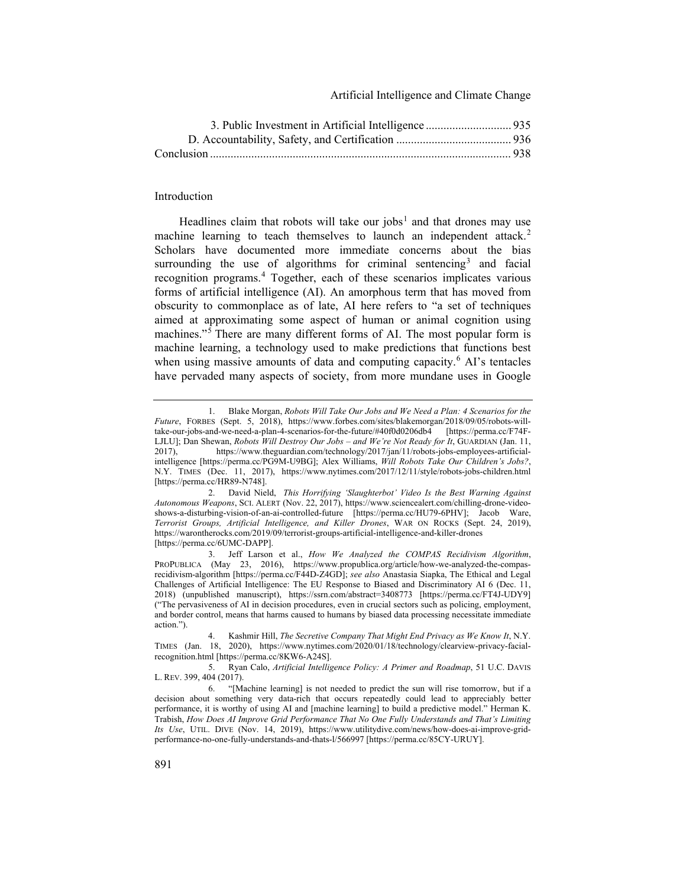3. Public Investment in Artificial Intelligence ............................ 935
D. Accountability, Safety, and Certification ...................................... 936
Conclusion ..................................................................................... 938

## Introduction

Headlines claim that robots will take our jobs[1] and that drones may use machine learning to teach themselves to launch an independent attack.[2] Scholars have documented more immediate concerns about the bias surrounding the use of algorithms for criminal sentencing[3] and facial recognition programs.[4] Together, each of these scenarios implicates various forms of artificial intelligence (AI). An amorphous term that has moved from obscurity to commonplace as of late, AI here refers to "a set of techniques aimed at approximating some aspect of human or animal cognition using machines."[5] There are many different forms of AI. The most popular form is machine learning, a technology used to make predictions that functions best when using massive amounts of data and computing capacity.[6] AI's tentacles have pervaded many aspects of society, from more mundane uses in Google

---

1. Blake Morgan, *Robots Will Take Our Jobs and We Need a Plan: 4 Scenarios for the Future*, FORBES (Sept. 5, 2018), https://www.forbes.com/sites/blakemorgan/2018/09/05/robots-will-take-our-jobs-and-we-need-a-plan-4-scenarios-for-the-future/#40f0d0206db4 [https://perma.cc/F74F-LJLU]; Dan Shewan, *Robots Will Destroy Our Jobs – and We're Not Ready for It*, GUARDIAN (Jan. 11, 2017), https://www.theguardian.com/technology/2017/jan/11/robots-jobs-employees-artificial-intelligence [https://perma.cc/PG9M-U9BG]; Alex Williams, *Will Robots Take Our Children's Jobs?*, N.Y. TIMES (Dec. 11, 2017), https://www.nytimes.com/2017/12/11/style/robots-jobs-children.html [https://perma.cc/HR89-N748].

2. David Nield, *This Horrifying 'Slaughterbot' Video Is the Best Warning Against Autonomous Weapons*, SCI. ALERT (Nov. 22, 2017), https://www.sciencealert.com/chilling-drone-video-shows-a-disturbing-vision-of-an-ai-controlled-future [https://perma.cc/HU79-6PHV]; Jacob Ware, *Terrorist Groups, Artificial Intelligence, and Killer Drones*, WAR ON ROCKS (Sept. 24, 2019), https://warontherocks.com/2019/09/terrorist-groups-artificial-intelligence-and-killer-drones [https://perma.cc/6UMC-DAPP].

3. Jeff Larson et al., *How We Analyzed the COMPAS Recidivism Algorithm*, PROPUBLICA (May 23, 2016), https://www.propublica.org/article/how-we-analyzed-the-compas-recidivism-algorithm [https://perma.cc/F44D-Z4GD]; *see also* Anastasia Siapka, The Ethical and Legal Challenges of Artificial Intelligence: The EU Response to Biased and Discriminatory AI 6 (Dec. 11, 2018) (unpublished manuscript), https://ssrn.com/abstract=3408773 [https://perma.cc/FT4J-UDY9] ("The pervasiveness of AI in decision procedures, even in crucial sectors such as policing, employment, and border control, means that harms caused to humans by biased data processing necessitate immediate action.").

4. Kashmir Hill, *The Secretive Company That Might End Privacy as We Know It*, N.Y. TIMES (Jan. 18, 2020), https://www.nytimes.com/2020/01/18/technology/clearview-privacy-facial-recognition.html [https://perma.cc/8KW6-A24S].

5. Ryan Calo, *Artificial Intelligence Policy: A Primer and Roadmap*, 51 U.C. DAVIS L. REV. 399, 404 (2017).

6. "[Machine learning] is not needed to predict the sun will rise tomorrow, but if a decision about something very data-rich that occurs repeatedly could lead to appreciably better performance, it is worthy of using AI and [machine learning] to build a predictive model." Herman K. Trabish, *How Does AI Improve Grid Performance That No One Fully Understands and That's Limiting Its Use*, UTIL. DIVE (Nov. 14, 2019), https://www.utilitydive.com/news/how-does-ai-improve-grid-performance-no-one-fully-understands-and-thats-l/566997 [https://perma.cc/85CY-URUY].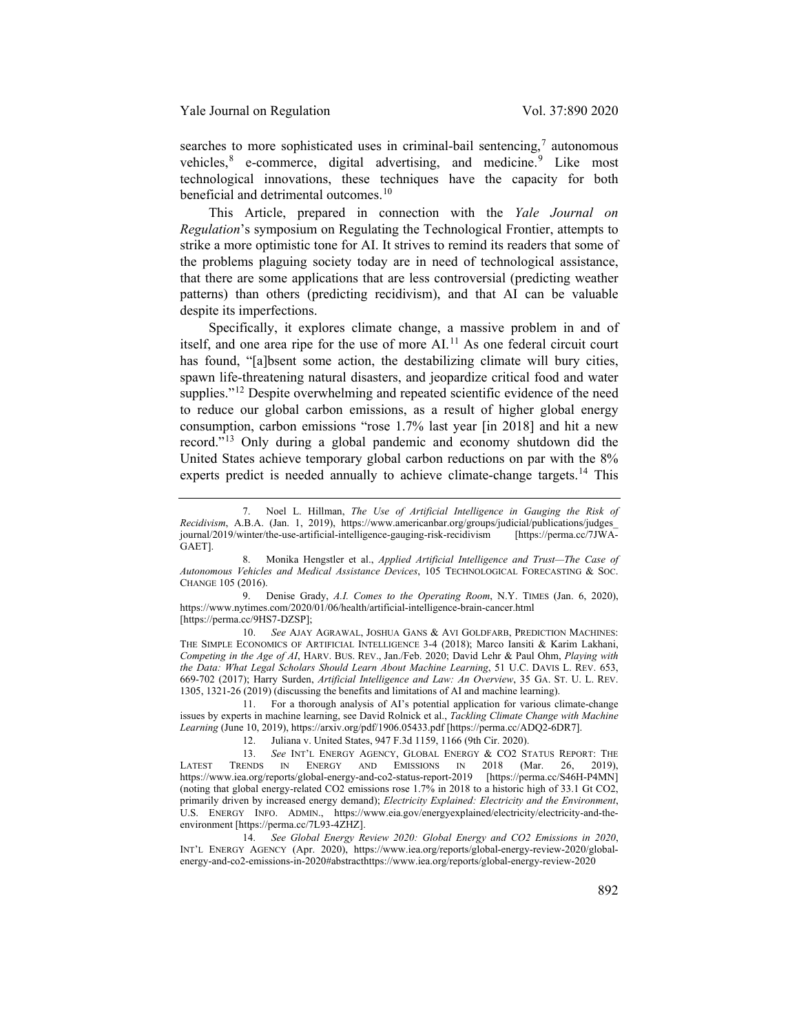searches to more sophisticated uses in criminal-bail sentencing,[7] autonomous vehicles,[8] e-commerce, digital advertising, and medicine.[9] Like most technological innovations, these techniques have the capacity for both beneficial and detrimental outcomes.[10]

This Article, prepared in connection with the *Yale Journal on Regulation*'s symposium on Regulating the Technological Frontier, attempts to strike a more optimistic tone for AI. It strives to remind its readers that some of the problems plaguing society today are in need of technological assistance, that there are some applications that are less controversial (predicting weather patterns) than others (predicting recidivism), and that AI can be valuable despite its imperfections.

Specifically, it explores climate change, a massive problem in and of itself, and one area ripe for the use of more AI.[11] As one federal circuit court has found, "[a]bsent some action, the destabilizing climate will bury cities, spawn life-threatening natural disasters, and jeopardize critical food and water supplies."[12] Despite overwhelming and repeated scientific evidence of the need to reduce our global carbon emissions, as a result of higher global energy consumption, carbon emissions "rose 1.7% last year [in 2018] and hit a new record."[13] Only during a global pandemic and economy shutdown did the United States achieve temporary global carbon reductions on par with the 8% experts predict is needed annually to achieve climate-change targets.[14] This

---

7. Noel L. Hillman, *The Use of Artificial Intelligence in Gauging the Risk of Recidivism*, A.B.A. (Jan. 1, 2019), https://www.americanbar.org/groups/judicial/publications/judges_journal/2019/winter/the-use-artificial-intelligence-gauging-risk-recidivism [https://perma.cc/7JWA-GAET].

8. Monika Hengstler et al., *Applied Artificial Intelligence and Trust—The Case of Autonomous Vehicles and Medical Assistance Devices*, 105 TECHNOLOGICAL FORECASTING & SOC. CHANGE 105 (2016).

9. Denise Grady, *A.I. Comes to the Operating Room*, N.Y. TIMES (Jan. 6, 2020), https://www.nytimes.com/2020/01/06/health/artificial-intelligence-brain-cancer.html [https://perma.cc/9HS7-DZSP];

10. *See* AJAY AGRAWAL, JOSHUA GANS & AVI GOLDFARB, PREDICTION MACHINES: THE SIMPLE ECONOMICS OF ARTIFICIAL INTELLIGENCE 3-4 (2018); Marco Iansiti & Karim Lakhani, *Competing in the Age of AI*, HARV. BUS. REV., Jan./Feb. 2020; David Lehr & Paul Ohm, *Playing with the Data: What Legal Scholars Should Learn About Machine Learning*, 51 U.C. DAVIS L. REV. 653, 669-702 (2017); Harry Surden, *Artificial Intelligence and Law: An Overview*, 35 GA. ST. U. L. REV. 1305, 1321-26 (2019) (discussing the benefits and limitations of AI and machine learning).

11. For a thorough analysis of AI's potential application for various climate-change issues by experts in machine learning, see David Rolnick et al., *Tackling Climate Change with Machine Learning* (June 10, 2019), https://arxiv.org/pdf/1906.05433.pdf [https://perma.cc/ADQ2-6DR7].

12. Juliana v. United States, 947 F.3d 1159, 1166 (9th Cir. 2020).

13. *See* INT'L ENERGY AGENCY, GLOBAL ENERGY & CO2 STATUS REPORT: THE LATEST TRENDS IN ENERGY AND EMISSIONS IN 2018 (Mar. 26, 2019), https://www.iea.org/reports/global-energy-and-co2-status-report-2019 [https://perma.cc/S46H-P4MN] (noting that global energy-related CO2 emissions rose 1.7% in 2018 to a historic high of 33.1 Gt CO2, primarily driven by increased energy demand); *Electricity Explained: Electricity and the Environment*, U.S. ENERGY INFO. ADMIN., https://www.eia.gov/energyexplained/electricity/electricity-and-the-environment [https://perma.cc/7L93-4ZHZ].

14. *See Global Energy Review 2020: Global Energy and CO2 Emissions in 2020*, INT'L ENERGY AGENCY (Apr. 2020), https://www.iea.org/reports/global-energy-review-2020/global-energy-and-co2-emissions-in-2020#abstracthttps://www.iea.org/reports/global-energy-review-2020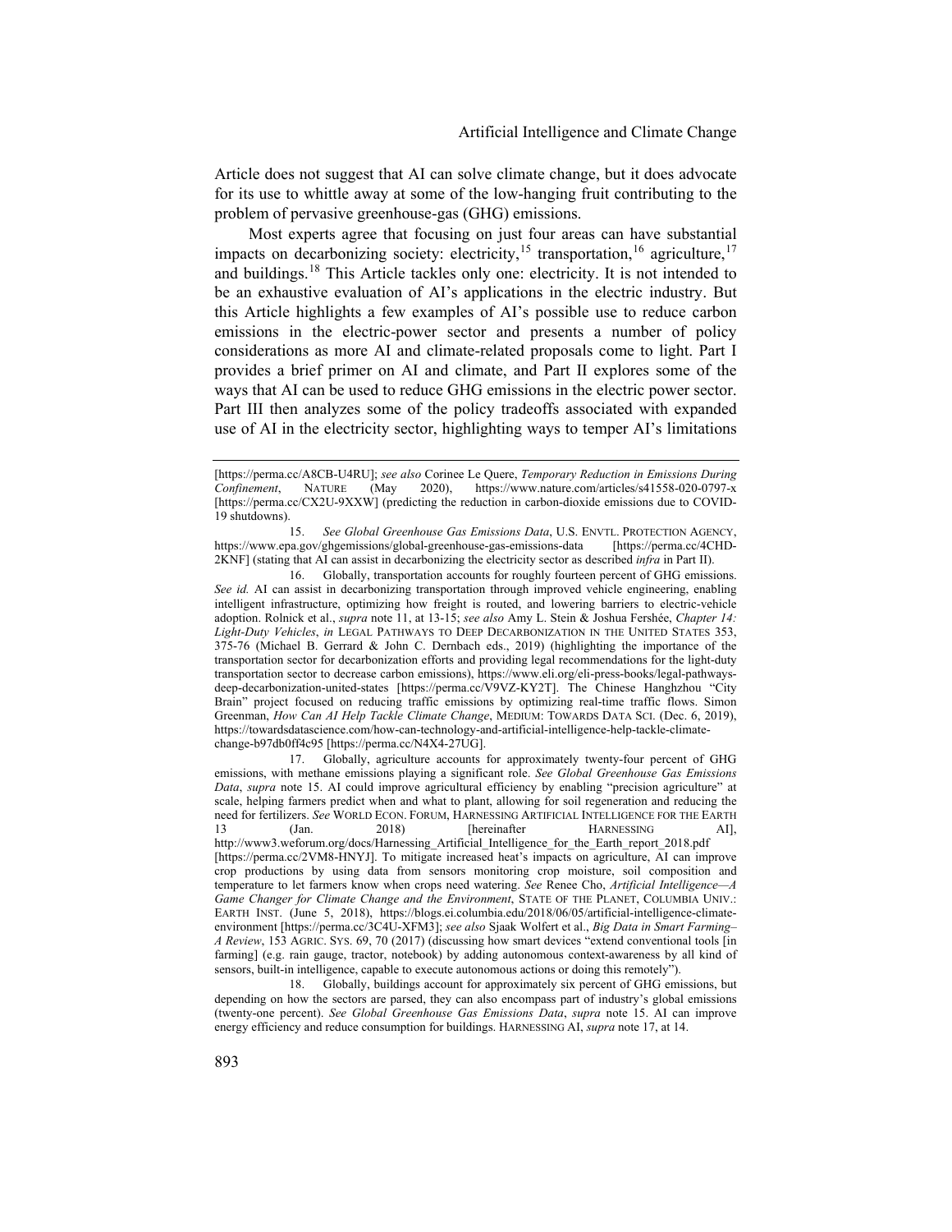Article does not suggest that AI can solve climate change, but it does advocate for its use to whittle away at some of the low-hanging fruit contributing to the problem of pervasive greenhouse-gas (GHG) emissions.

Most experts agree that focusing on just four areas can have substantial impacts on decarbonizing society: electricity,[15] transportation,[16] agriculture,[17] and buildings.[18] This Article tackles only one: electricity. It is not intended to be an exhaustive evaluation of AI's applications in the electric industry. But this Article highlights a few examples of AI's possible use to reduce carbon emissions in the electric-power sector and presents a number of policy considerations as more AI and climate-related proposals come to light. Part I provides a brief primer on AI and climate, and Part II explores some of the ways that AI can be used to reduce GHG emissions in the electric power sector. Part III then analyzes some of the policy tradeoffs associated with expanded use of AI in the electricity sector, highlighting ways to temper AI's limitations

---

[https://perma.cc/A8CB-U4RU]; *see also* Corinee Le Quere, *Temporary Reduction in Emissions During Confinement*, NATURE (May 2020), https://www.nature.com/articles/s41558-020-0797-x [https://perma.cc/CX2U-9XXW] (predicting the reduction in carbon-dioxide emissions due to COVID-19 shutdowns).

15. *See Global Greenhouse Gas Emissions Data*, U.S. ENVTL. PROTECTION AGENCY, https://www.epa.gov/ghgemissions/global-greenhouse-gas-emissions-data [https://perma.cc/4CHD-2KNF] (stating that AI can assist in decarbonizing the electricity sector as described *infra* in Part II).

16. Globally, transportation accounts for roughly fourteen percent of GHG emissions. *See id.* AI can assist in decarbonizing transportation through improved vehicle engineering, enabling intelligent infrastructure, optimizing how freight is routed, and lowering barriers to electric-vehicle adoption. Rolnick et al., *supra* note 11, at 13-15; *see also* Amy L. Stein & Joshua Fershée, *Chapter 14: Light-Duty Vehicles*, *in* LEGAL PATHWAYS TO DEEP DECARBONIZATION IN THE UNITED STATES 353, 375-76 (Michael B. Gerrard & John C. Dernbach eds., 2019) (highlighting the importance of the transportation sector for decarbonization efforts and providing legal recommendations for the light-duty transportation sector to decrease carbon emissions), https://www.eli.org/eli-press-books/legal-pathways-deep-decarbonization-united-states [https://perma.cc/V9VZ-KY2T]. The Chinese Hanghzhou "City Brain" project focused on reducing traffic emissions by optimizing real-time traffic flows. Simon Greenman, *How Can AI Help Tackle Climate Change*, MEDIUM: TOWARDS DATA SCI. (Dec. 6, 2019), https://towardsdatascience.com/how-can-technology-and-artificial-intelligence-help-tackle-climate-change-b97db0ff4c95 [https://perma.cc/N4X4-27UG].

17. Globally, agriculture accounts for approximately twenty-four percent of GHG emissions, with methane emissions playing a significant role. *See Global Greenhouse Gas Emissions Data*, *supra* note 15. AI could improve agricultural efficiency by enabling "precision agriculture" at scale, helping farmers predict when and what to plant, allowing for soil regeneration and reducing the need for fertilizers. *See* WORLD ECON. FORUM, HARNESSING ARTIFICIAL INTELLIGENCE FOR THE EARTH 13 (Jan. 2018) [hereinafter HARNESSING AI], http://www3.weforum.org/docs/Harnessing_Artificial_Intelligence_for_the_Earth_report_2018.pdf [https://perma.cc/2VM8-HNYJ]. To mitigate increased heat's impacts on agriculture, AI can improve crop productions by using data from sensors monitoring crop moisture, soil composition and temperature to let farmers know when crops need watering. *See* Renee Cho, *Artificial Intelligence—A Game Changer for Climate Change and the Environment*, STATE OF THE PLANET, COLUMBIA UNIV.: EARTH INST. (June 5, 2018), https://blogs.ei.columbia.edu/2018/06/05/artificial-intelligence-climate-environment [https://perma.cc/3C4U-XFM3]; *see also* Sjaak Wolfert et al., *Big Data in Smart Farming–A Review*, 153 AGRIC. SYS. 69, 70 (2017) (discussing how smart devices "extend conventional tools [in farming] (e.g. rain gauge, tractor, notebook) by adding autonomous context-awareness by all kind of sensors, built-in intelligence, capable to execute autonomous actions or doing this remotely").

18. Globally, buildings account for approximately six percent of GHG emissions, but depending on how the sectors are parsed, they can also encompass part of industry's global emissions (twenty-one percent). *See Global Greenhouse Gas Emissions Data*, *supra* note 15. AI can improve energy efficiency and reduce consumption for buildings. HARNESSING AI, *supra* note 17, at 14.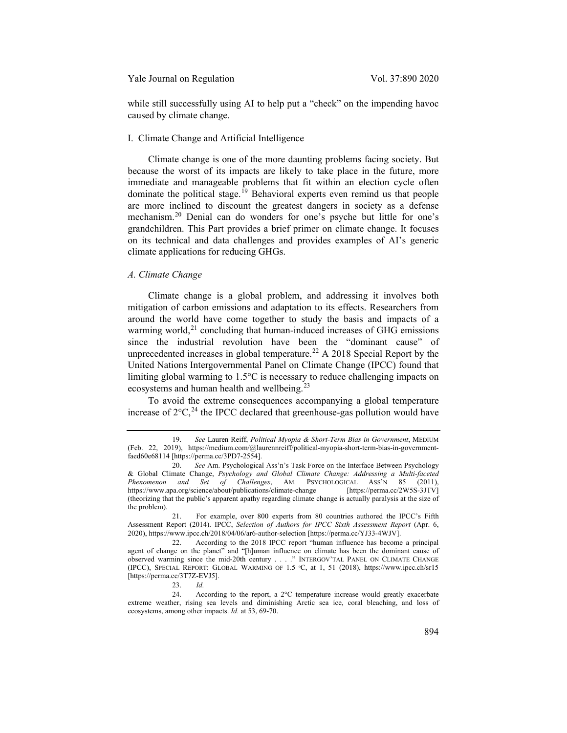while still successfully using AI to help put a "check" on the impending havoc caused by climate change.

## I. Climate Change and Artificial Intelligence

Climate change is one of the more daunting problems facing society. But because the worst of its impacts are likely to take place in the future, more immediate and manageable problems that fit within an election cycle often dominate the political stage.[19] Behavioral experts even remind us that people are more inclined to discount the greatest dangers in society as a defense mechanism.[20] Denial can do wonders for one's psyche but little for one's grandchildren. This Part provides a brief primer on climate change. It focuses on its technical and data challenges and provides examples of AI's generic climate applications for reducing GHGs.

### *A. Climate Change*

Climate change is a global problem, and addressing it involves both mitigation of carbon emissions and adaptation to its effects. Researchers from around the world have come together to study the basis and impacts of a warming world,[21] concluding that human-induced increases of GHG emissions since the industrial revolution have been the "dominant cause" of unprecedented increases in global temperature.[22] A 2018 Special Report by the United Nations Intergovernmental Panel on Climate Change (IPCC) found that limiting global warming to 1.5°C is necessary to reduce challenging impacts on ecosystems and human health and wellbeing.[23]

To avoid the extreme consequences accompanying a global temperature increase of 2°C,[24] the IPCC declared that greenhouse-gas pollution would have

---

19. *See* Lauren Reiff, *Political Myopia & Short-Term Bias in Government*, MEDIUM (Feb. 22, 2019), https://medium.com/@laurennreiff/political-myopia-short-term-bias-in-government-faed60e68114 [https://perma.cc/3PD7-2554].

20. *See* Am. Psychological Ass'n's Task Force on the Interface Between Psychology & Global Climate Change, *Psychology and Global Climate Change: Addressing a Multi-faceted Phenomenon and Set of Challenges*, AM. PSYCHOLOGICAL ASS'N 85 (2011), https://www.apa.org/science/about/publications/climate-change [https://perma.cc/2W5S-3JTV] (theorizing that the public's apparent apathy regarding climate change is actually paralysis at the size of the problem).

21. For example, over 800 experts from 80 countries authored the IPCC's Fifth Assessment Report (2014). IPCC, *Selection of Authors for IPCC Sixth Assessment Report* (Apr. 6, 2020), https://www.ipcc.ch/2018/04/06/ar6-author-selection [https://perma.cc/YJ33-4WJV].

22. According to the 2018 IPCC report "human influence has become a principal agent of change on the planet" and "[h]uman influence on climate has been the dominant cause of observed warming since the mid-20th century . . . ." INTERGOV'TAL PANEL ON CLIMATE CHANGE (IPCC), SPECIAL REPORT: GLOBAL WARMING OF 1.5 °C, at 1, 51 (2018), https://www.ipcc.ch/sr15 [https://perma.cc/3T7Z-EVJ5].

23. *Id.*

24. According to the report, a 2°C temperature increase would greatly exacerbate extreme weather, rising sea levels and diminishing Arctic sea ice, coral bleaching, and loss of ecosystems, among other impacts. *Id.* at 53, 69-70.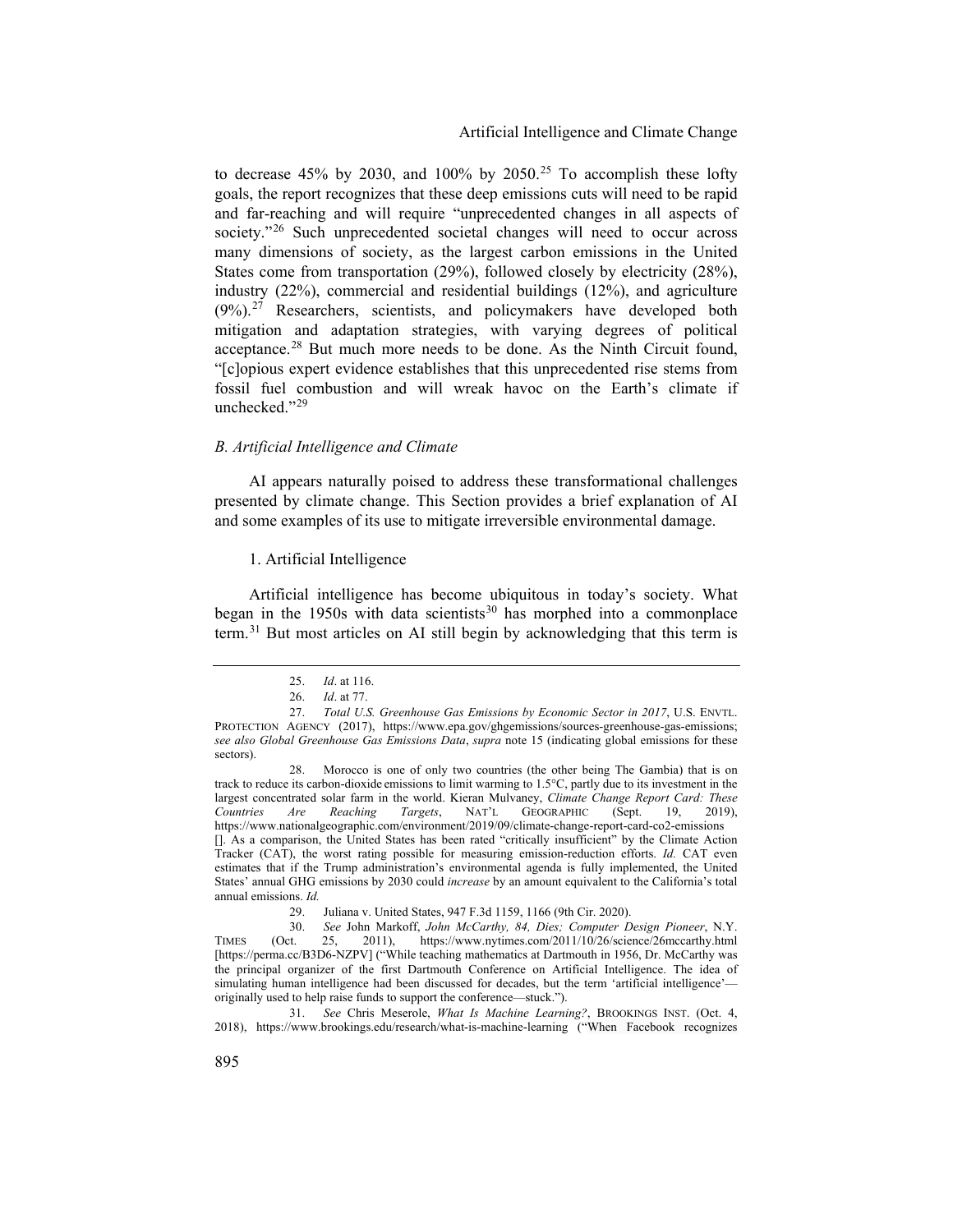to decrease 45% by 2030, and 100% by 2050.[25] To accomplish these lofty goals, the report recognizes that these deep emissions cuts will need to be rapid and far-reaching and will require "unprecedented changes in all aspects of society."[26] Such unprecedented societal changes will need to occur across many dimensions of society, as the largest carbon emissions in the United States come from transportation (29%), followed closely by electricity (28%), industry (22%), commercial and residential buildings (12%), and agriculture (9%).[27] Researchers, scientists, and policymakers have developed both mitigation and adaptation strategies, with varying degrees of political acceptance.[28] But much more needs to be done. As the Ninth Circuit found, "[c]opious expert evidence establishes that this unprecedented rise stems from fossil fuel combustion and will wreak havoc on the Earth's climate if unchecked."[29]

### *B. Artificial Intelligence and Climate*

AI appears naturally poised to address these transformational challenges presented by climate change. This Section provides a brief explanation of AI and some examples of its use to mitigate irreversible environmental damage.

#### 1. Artificial Intelligence

Artificial intelligence has become ubiquitous in today's society. What began in the 1950s with data scientists[30] has morphed into a commonplace term.[31] But most articles on AI still begin by acknowledging that this term is

---

25. *Id*. at 116.

26. *Id*. at 77.

27. *Total U.S. Greenhouse Gas Emissions by Economic Sector in 2017*, U.S. ENVTL. PROTECTION AGENCY (2017), https://www.epa.gov/ghgemissions/sources-greenhouse-gas-emissions; *see also Global Greenhouse Gas Emissions Data*, *supra* note 15 (indicating global emissions for these sectors).

28. Morocco is one of only two countries (the other being The Gambia) that is on track to reduce its carbon-dioxide emissions to limit warming to 1.5°C, partly due to its investment in the largest concentrated solar farm in the world. Kieran Mulvaney, *Climate Change Report Card: These Countries Are Reaching Targets*, NAT'L GEOGRAPHIC (Sept. 19, 2019), https://www.nationalgeographic.com/environment/2019/09/climate-change-report-card-co2-emissions []. As a comparison, the United States has been rated "critically insufficient" by the Climate Action Tracker (CAT), the worst rating possible for measuring emission-reduction efforts. *Id.* CAT even estimates that if the Trump administration's environmental agenda is fully implemented, the United States' annual GHG emissions by 2030 could *increase* by an amount equivalent to the California's total annual emissions. *Id.*

29. Juliana v. United States, 947 F.3d 1159, 1166 (9th Cir. 2020).

30. *See* John Markoff, *John McCarthy, 84, Dies; Computer Design Pioneer*, N.Y. TIMES (Oct. 25, 2011), https://www.nytimes.com/2011/10/26/science/26mccarthy.html [https://perma.cc/B3D6-NZPV] ("While teaching mathematics at Dartmouth in 1956, Dr. McCarthy was the principal organizer of the first Dartmouth Conference on Artificial Intelligence. The idea of simulating human intelligence had been discussed for decades, but the term 'artificial intelligence'—originally used to help raise funds to support the conference—stuck.").

31. *See* Chris Meserole, *What Is Machine Learning?*, BROOKINGS INST. (Oct. 4, 2018), https://www.brookings.edu/research/what-is-machine-learning ("When Facebook recognizes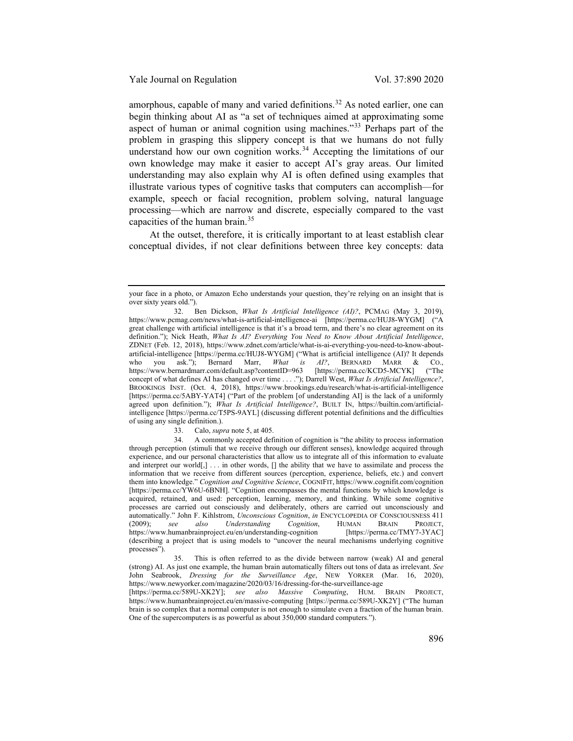amorphous, capable of many and varied definitions.[32] As noted earlier, one can begin thinking about AI as "a set of techniques aimed at approximating some aspect of human or animal cognition using machines."[33] Perhaps part of the problem in grasping this slippery concept is that we humans do not fully understand how our own cognition works.[34] Accepting the limitations of our own knowledge may make it easier to accept AI's gray areas. Our limited understanding may also explain why AI is often defined using examples that illustrate various types of cognitive tasks that computers can accomplish—for example, speech or facial recognition, problem solving, natural language processing—which are narrow and discrete, especially compared to the vast capacities of the human brain.[35]

At the outset, therefore, it is critically important to at least establish clear conceptual divides, if not clear definitions between three key concepts: data

---

your face in a photo, or Amazon Echo understands your question, they're relying on an insight that is over sixty years old.").

32. Ben Dickson, *What Is Artificial Intelligence (AI)?*, PCMAG (May 3, 2019), https://www.pcmag.com/news/what-is-artificial-intelligence-ai [https://perma.cc/HUJ8-WYGM] ("A great challenge with artificial intelligence is that it's a broad term, and there's no clear agreement on its definition."); Nick Heath, *What Is AI? Everything You Need to Know About Artificial Intelligence*, ZDNET (Feb. 12, 2018), https://www.zdnet.com/article/what-is-ai-everything-you-need-to-know-about-artificial-intelligence [https://perma.cc/HUJ8-WYGM] ("What is artificial intelligence (AI)? It depends who you ask."); Bernard Marr, *What is AI?*, BERNARD MARR & CO., https://www.bernardmarr.com/default.asp?contentID=963 [https://perma.cc/KCD5-MCYK] ("The concept of what defines AI has changed over time . . . ."); Darrell West, *What Is Artificial Intelligence?*, BROOKINGS INST. (Oct. 4, 2018), https://www.brookings.edu/research/what-is-artificial-intelligence [https://perma.cc/5ABY-YAT4] ("Part of the problem [of understanding AI] is the lack of a uniformly agreed upon definition."); *What Is Artificial Intelligence?*, BUILT IN, https://builtin.com/artificial-intelligence [https://perma.cc/T5PS-9AYL] (discussing different potential definitions and the difficulties of using any single definition.).

33. Calo, *supra* note 5, at 405.

34. A commonly accepted definition of cognition is "the ability to process information through perception (stimuli that we receive through our different senses), knowledge acquired through experience, and our personal characteristics that allow us to integrate all of this information to evaluate and interpret our world[,] . . . in other words, [] the ability that we have to assimilate and process the information that we receive from different sources (perception, experience, beliefs, etc.) and convert them into knowledge." *Cognition and Cognitive Science*, COGNIFIT, https://www.cognifit.com/cognition [https://perma.cc/YW6U-6BNH]. "Cognition encompasses the mental functions by which knowledge is acquired, retained, and used: perception, learning, memory, and thinking. While some cognitive processes are carried out consciously and deliberately, others are carried out unconsciously and automatically." John F. Kihlstrom, *Unconscious Cognition*, *in* ENCYCLOPEDIA OF CONSCIOUSNESS 411 (2009); *see also Understanding Cognition*, HUMAN BRAIN PROJECT, https://www.humanbrainproject.eu/en/understanding-cognition [https://perma.cc/TMY7-3YAC] (describing a project that is using models to "uncover the neural mechanisms underlying cognitive processes").

35. This is often referred to as the divide between narrow (weak) AI and general (strong) AI. As just one example, the human brain automatically filters out tons of data as irrelevant. *See* John Seabrook, *Dressing for the Surveillance Age*, NEW YORKER (Mar. 16, 2020), https://www.newyorker.com/magazine/2020/03/16/dressing-for-the-surveillance-age [https://perma.cc/589U-XK2Y]; *see also Massive Computing*, HUM. BRAIN PROJECT, https://www.humanbrainproject.eu/en/massive-computing [https://perma.cc/589U-XK2Y] ("The human brain is so complex that a normal computer is not enough to simulate even a fraction of the human brain. One of the supercomputers is as powerful as about 350,000 standard computers.").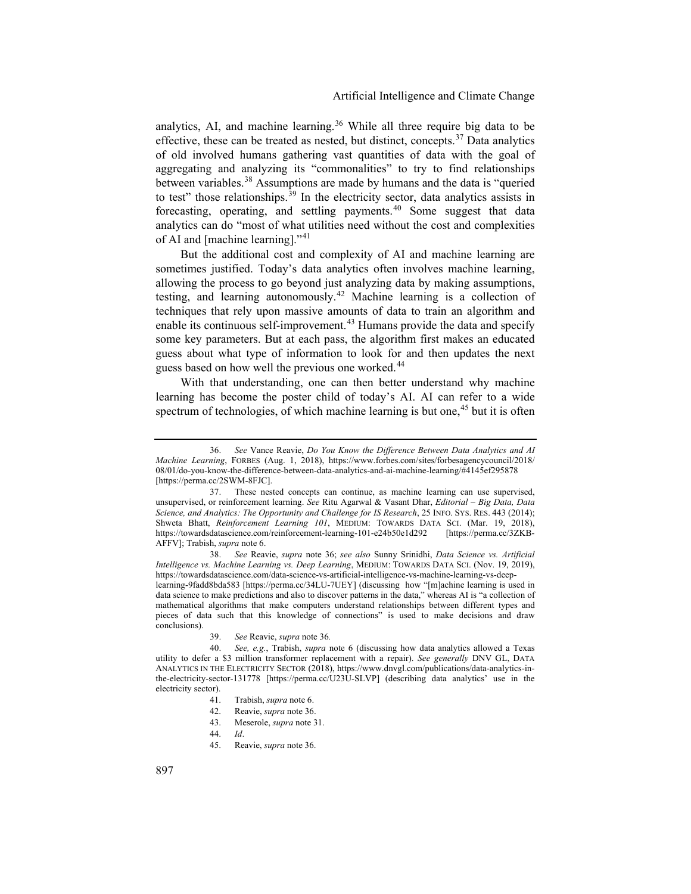analytics, AI, and machine learning.[36] While all three require big data to be effective, these can be treated as nested, but distinct, concepts.[37] Data analytics of old involved humans gathering vast quantities of data with the goal of aggregating and analyzing its "commonalities" to try to find relationships between variables.[38] Assumptions are made by humans and the data is "queried to test" those relationships.[39] In the electricity sector, data analytics assists in forecasting, operating, and settling payments.[40] Some suggest that data analytics can do "most of what utilities need without the cost and complexities of AI and [machine learning]."[41]

But the additional cost and complexity of AI and machine learning are sometimes justified. Today's data analytics often involves machine learning, allowing the process to go beyond just analyzing data by making assumptions, testing, and learning autonomously.[42] Machine learning is a collection of techniques that rely upon massive amounts of data to train an algorithm and enable its continuous self-improvement.[43] Humans provide the data and specify some key parameters. But at each pass, the algorithm first makes an educated guess about what type of information to look for and then updates the next guess based on how well the previous one worked.[44]

With that understanding, one can then better understand why machine learning has become the poster child of today's AI. AI can refer to a wide spectrum of technologies, of which machine learning is but one,[45] but it is often

---

36. *See* Vance Reavie, *Do You Know the Difference Between Data Analytics and AI Machine Learning*, FORBES (Aug. 1, 2018), https://www.forbes.com/sites/forbesagencycouncil/2018/08/01/do-you-know-the-difference-between-data-analytics-and-ai-machine-learning/#4145ef295878 [https://perma.cc/2SWM-8FJC].

37. These nested concepts can continue, as machine learning can use supervised, unsupervised, or reinforcement learning. *See* Ritu Agarwal & Vasant Dhar, *Editorial – Big Data, Data Science, and Analytics: The Opportunity and Challenge for IS Research*, 25 INFO. SYS. RES. 443 (2014); Shweta Bhatt, *Reinforcement Learning 101*, MEDIUM: TOWARDS DATA SCI. (Mar. 19, 2018), https://towardsdatascience.com/reinforcement-learning-101-e24b50e1d292 [https://perma.cc/3ZKB-AFFV]; Trabish, *supra* note 6.

38. *See* Reavie, *supra* note 36; *see also* Sunny Srinidhi, *Data Science vs. Artificial Intelligence vs. Machine Learning vs. Deep Learning*, MEDIUM: TOWARDS DATA SCI. (Nov. 19, 2019), https://towardsdatascience.com/data-science-vs-artificial-intelligence-vs-machine-learning-vs-deep-learning-9fadd8bda583 [https://perma.cc/34LU-7UEY] (discussing how "[m]achine learning is used in data science to make predictions and also to discover patterns in the data," whereas AI is "a collection of mathematical algorithms that make computers understand relationships between different types and pieces of data such that this knowledge of connections" is used to make decisions and draw conclusions).

39. *See* Reavie, *supra* note 36*.*

40. *See, e.g.*, Trabish, *supra* note 6 (discussing how data analytics allowed a Texas utility to defer a $3 million transformer replacement with a repair). *See generally* DNV GL, DATA ANALYTICS IN THE ELECTRICITY SECTOR (2018), https://www.dnvgl.com/publications/data-analytics-in-the-electricity-sector-131778 [https://perma.cc/U23U-SLVP] (describing data analytics' use in the electricity sector).

41. Trabish, *supra* note 6.

42. Reavie, *supra* note 36.

43. Meserole, *supra* note 31.

44. *Id*.

45. Reavie, *supra* note 36.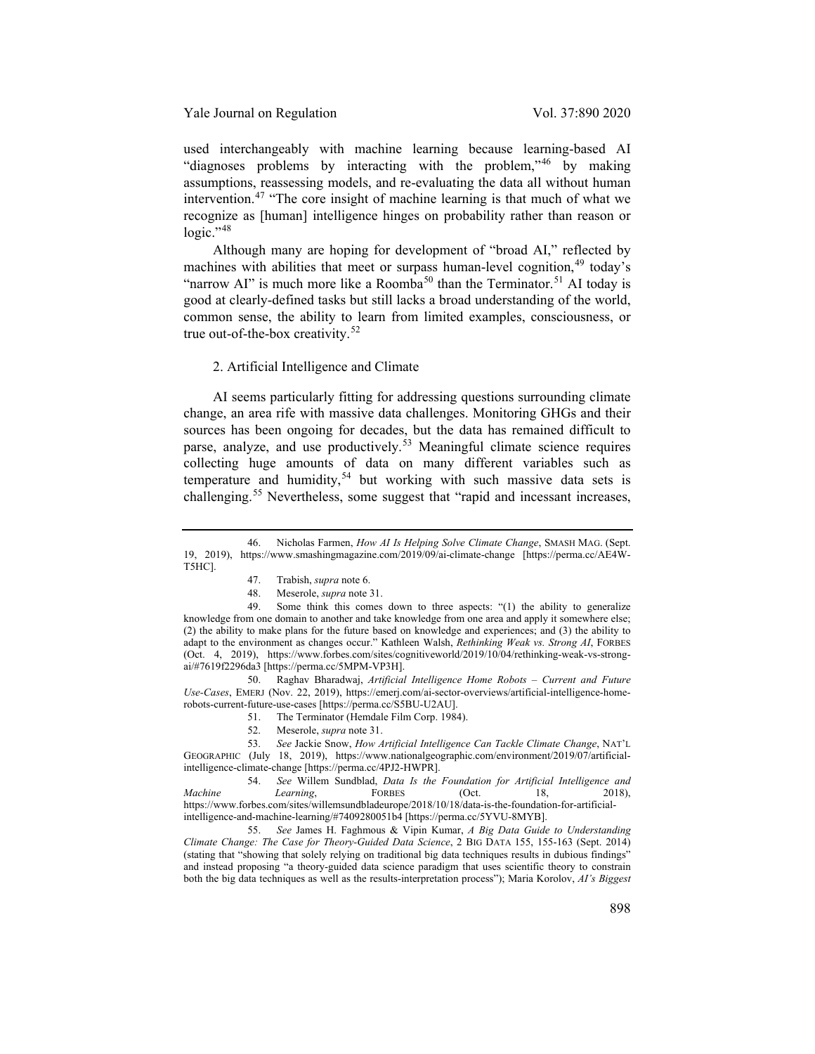used interchangeably with machine learning because learning-based AI "diagnoses problems by interacting with the problem,"[46] by making assumptions, reassessing models, and re-evaluating the data all without human intervention.[47] "The core insight of machine learning is that much of what we recognize as [human] intelligence hinges on probability rather than reason or logic."[48]

Although many are hoping for development of "broad AI," reflected by machines with abilities that meet or surpass human-level cognition,[49] today's "narrow AI" is much more like a Roomba[50] than the Terminator.[51] AI today is good at clearly-defined tasks but still lacks a broad understanding of the world, common sense, the ability to learn from limited examples, consciousness, or true out-of-the-box creativity.[52]

### 2. Artificial Intelligence and Climate

AI seems particularly fitting for addressing questions surrounding climate change, an area rife with massive data challenges. Monitoring GHGs and their sources has been ongoing for decades, but the data has remained difficult to parse, analyze, and use productively.[53] Meaningful climate science requires collecting huge amounts of data on many different variables such as temperature and humidity,[54] but working with such massive data sets is challenging.[55] Nevertheless, some suggest that "rapid and incessant increases,

---

46. Nicholas Farmen, *How AI Is Helping Solve Climate Change*, SMASH MAG. (Sept. 19, 2019), https://www.smashingmagazine.com/2019/09/ai-climate-change [https://perma.cc/AE4W-T5HC].

47. Trabish, *supra* note 6.

48. Meserole, *supra* note 31.

49. Some think this comes down to three aspects: "(1) the ability to generalize knowledge from one domain to another and take knowledge from one area and apply it somewhere else; (2) the ability to make plans for the future based on knowledge and experiences; and (3) the ability to adapt to the environment as changes occur." Kathleen Walsh, *Rethinking Weak vs. Strong AI*, FORBES (Oct. 4, 2019), https://www.forbes.com/sites/cognitiveworld/2019/10/04/rethinking-weak-vs-strong-ai/#7619f2296da3 [https://perma.cc/5MPM-VP3H].

50. Raghav Bharadwaj, *Artificial Intelligence Home Robots – Current and Future Use-Cases*, EMERJ (Nov. 22, 2019), https://emerj.com/ai-sector-overviews/artificial-intelligence-home-robots-current-future-use-cases [https://perma.cc/S5BU-U2AU].

51. The Terminator (Hemdale Film Corp. 1984).

52. Meserole, *supra* note 31.

53. *See* Jackie Snow, *How Artificial Intelligence Can Tackle Climate Change*, NAT'L GEOGRAPHIC (July 18, 2019), https://www.nationalgeographic.com/environment/2019/07/artificial-intelligence-climate-change [https://perma.cc/4PJ2-HWPR].

54. *See* Willem Sundblad, *Data Is the Foundation for Artificial Intelligence and Machine Learning*, FORBES (Oct. 18, 2018), https://www.forbes.com/sites/willemsundbladeurope/2018/10/18/data-is-the-foundation-for-artificial-intelligence-and-machine-learning/#7409280051b4 [https://perma.cc/5YVU-8MYB].

55. *See* James H. Faghmous & Vipin Kumar, *A Big Data Guide to Understanding Climate Change: The Case for Theory-Guided Data Science*, 2 BIG DATA 155, 155-163 (Sept. 2014) (stating that "showing that solely relying on traditional big data techniques results in dubious findings" and instead proposing "a theory-guided data science paradigm that uses scientific theory to constrain both the big data techniques as well as the results-interpretation process"); Maria Korolov, *AI's Biggest*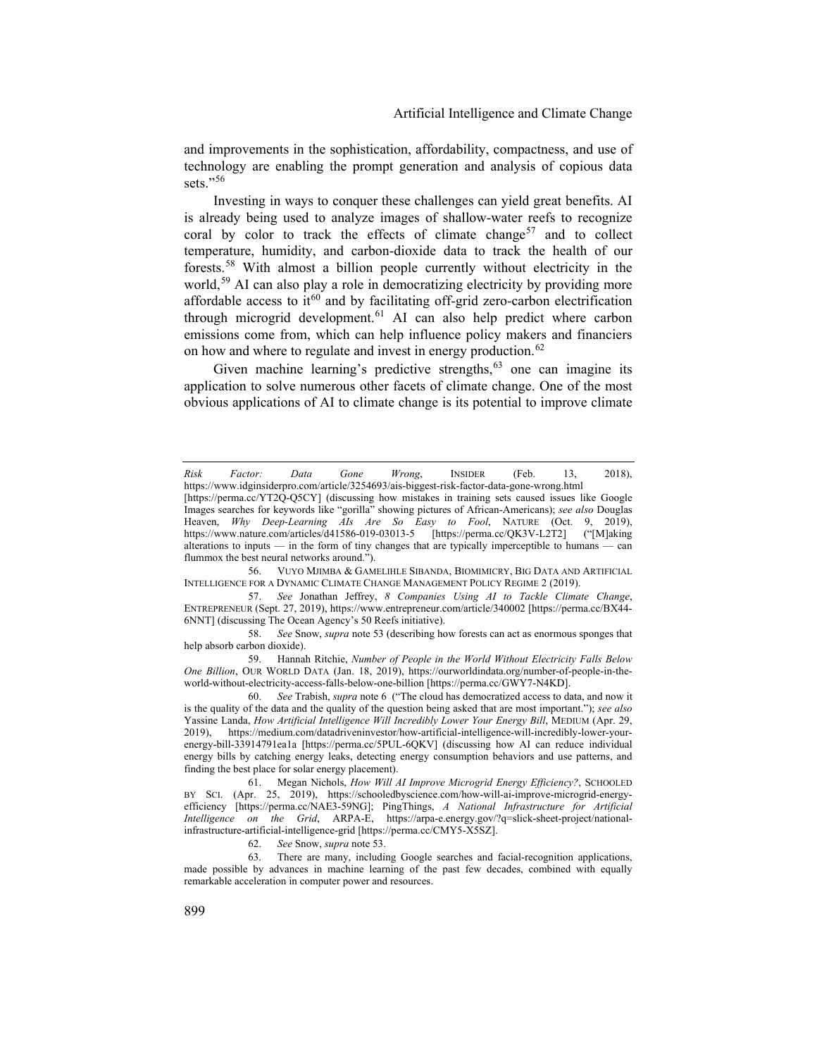and improvements in the sophistication, affordability, compactness, and use of technology are enabling the prompt generation and analysis of copious data sets."[56]

Investing in ways to conquer these challenges can yield great benefits. AI is already being used to analyze images of shallow-water reefs to recognize coral by color to track the effects of climate change[57] and to collect temperature, humidity, and carbon-dioxide data to track the health of our forests.[58] With almost a billion people currently without electricity in the world,[59] AI can also play a role in democratizing electricity by providing more affordable access to it[60] and by facilitating off-grid zero-carbon electrification through microgrid development.[61] AI can also help predict where carbon emissions come from, which can help influence policy makers and financiers on how and where to regulate and invest in energy production.[62]

Given machine learning's predictive strengths,[63] one can imagine its application to solve numerous other facets of climate change. One of the most obvious applications of AI to climate change is its potential to improve climate

---

*Risk Factor: Data Gone Wrong*, INSIDER (Feb. 13, 2018), https://www.idginsiderpro.com/article/3254693/ais-biggest-risk-factor-data-gone-wrong.html [https://perma.cc/YT2Q-Q5CY] (discussing how mistakes in training sets caused issues like Google Images searches for keywords like "gorilla" showing pictures of African-Americans); *see also* Douglas Heaven, *Why Deep-Learning AIs Are So Easy to Fool*, NATURE (Oct. 9, 2019), https://www.nature.com/articles/d41586-019-03013-5 [https://perma.cc/QK3V-L2T2] ("[M]aking alterations to inputs — in the form of tiny changes that are typically imperceptible to humans — can flummox the best neural networks around.").

56. VUYO MJIMBA & GAMELIHLE SIBANDA, BIOMIMICRY, BIG DATA AND ARTIFICIAL INTELLIGENCE FOR A DYNAMIC CLIMATE CHANGE MANAGEMENT POLICY REGIME 2 (2019).

57. *See* Jonathan Jeffrey, *8 Companies Using AI to Tackle Climate Change*, ENTREPRENEUR (Sept. 27, 2019), https://www.entrepreneur.com/article/340002 [https://perma.cc/BX44-6NNT] (discussing The Ocean Agency's 50 Reefs initiative).

58. *See* Snow, *supra* note 53 (describing how forests can act as enormous sponges that help absorb carbon dioxide).

59. Hannah Ritchie, *Number of People in the World Without Electricity Falls Below One Billion*, OUR WORLD DATA (Jan. 18, 2019), https://ourworldindata.org/number-of-people-in-the-world-without-electricity-access-falls-below-one-billion [https://perma.cc/GWY7-N4KD].

60. *See* Trabish, *supra* note 6 ("The cloud has democratized access to data, and now it is the quality of the data and the quality of the question being asked that are most important."); *see also* Yassine Landa, *How Artificial Intelligence Will Incredibly Lower Your Energy Bill*, MEDIUM (Apr. 29, 2019), https://medium.com/datadriveninvestor/how-artificial-intelligence-will-incredibly-lower-your-energy-bill-33914791ea1a [https://perma.cc/5PUL-6QKV] (discussing how AI can reduce individual energy bills by catching energy leaks, detecting energy consumption behaviors and use patterns, and finding the best place for solar energy placement).

61. Megan Nichols, *How Will AI Improve Microgrid Energy Efficiency?*, SCHOOLED BY SCI. (Apr. 25, 2019), https://schooledbyscience.com/how-will-ai-improve-microgrid-energy-efficiency [https://perma.cc/NAE3-59NG]; PingThings, *A National Infrastructure for Artificial Intelligence on the Grid*, ARPA-E, https://arpa-e.energy.gov/?q=slick-sheet-project/national-infrastructure-artificial-intelligence-grid [https://perma.cc/CMY5-X5SZ].

62. *See* Snow, *supra* note 53.

63. There are many, including Google searches and facial-recognition applications, made possible by advances in machine learning of the past few decades, combined with equally remarkable acceleration in computer power and resources.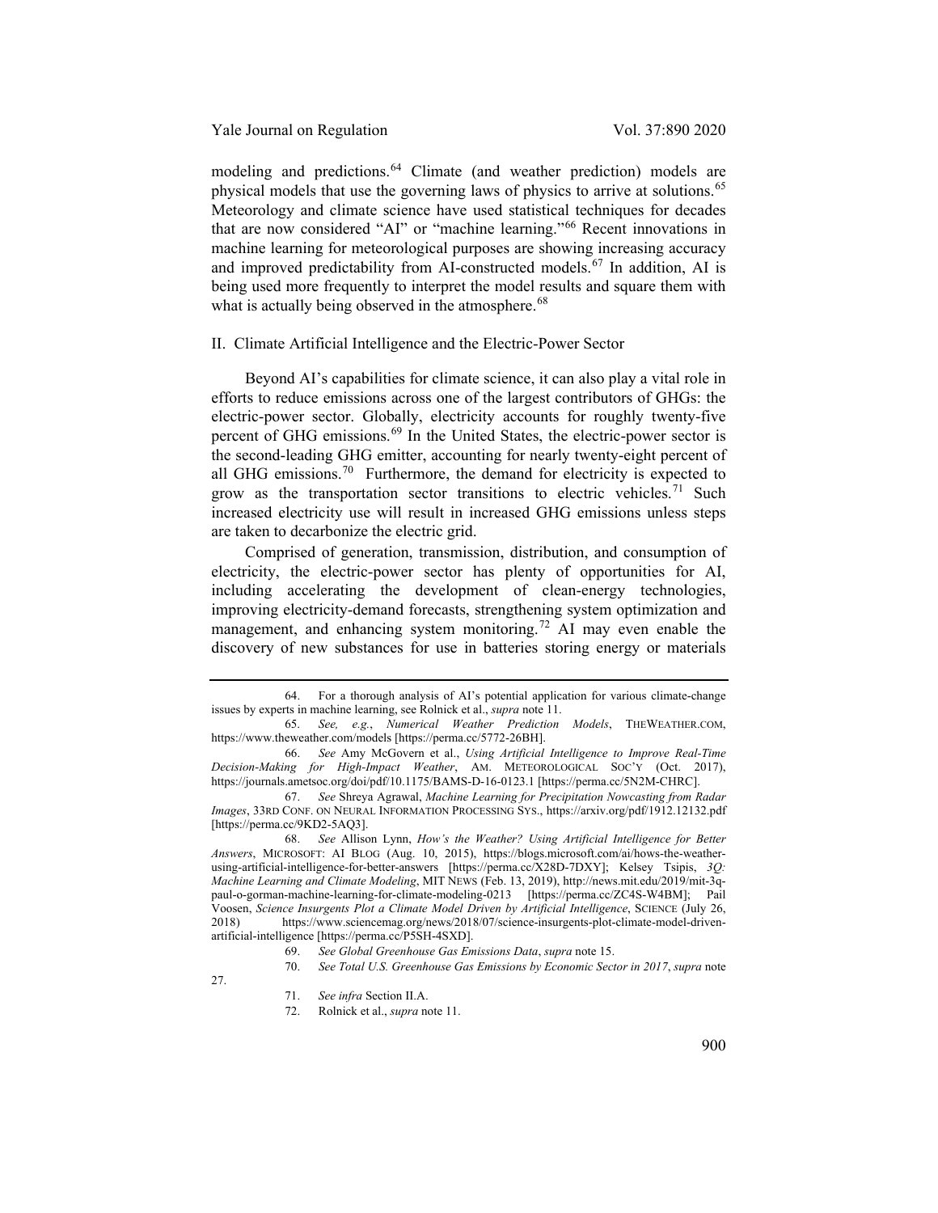modeling and predictions.[64] Climate (and weather prediction) models are physical models that use the governing laws of physics to arrive at solutions.[65] Meteorology and climate science have used statistical techniques for decades that are now considered "AI" or "machine learning."[66] Recent innovations in machine learning for meteorological purposes are showing increasing accuracy and improved predictability from AI-constructed models.[67] In addition, AI is being used more frequently to interpret the model results and square them with what is actually being observed in the atmosphere.[68]

## II. Climate Artificial Intelligence and the Electric-Power Sector

Beyond AI's capabilities for climate science, it can also play a vital role in efforts to reduce emissions across one of the largest contributors of GHGs: the electric-power sector. Globally, electricity accounts for roughly twenty-five percent of GHG emissions.[69] In the United States, the electric-power sector is the second-leading GHG emitter, accounting for nearly twenty-eight percent of all GHG emissions.[70] Furthermore, the demand for electricity is expected to grow as the transportation sector transitions to electric vehicles.[71] Such increased electricity use will result in increased GHG emissions unless steps are taken to decarbonize the electric grid.

Comprised of generation, transmission, distribution, and consumption of electricity, the electric-power sector has plenty of opportunities for AI, including accelerating the development of clean-energy technologies, improving electricity-demand forecasts, strengthening system optimization and management, and enhancing system monitoring.[72] AI may even enable the discovery of new substances for use in batteries storing energy or materials

---

64. For a thorough analysis of AI's potential application for various climate-change issues by experts in machine learning, see Rolnick et al., *supra* note 11.

65. *See, e.g.*, *Numerical Weather Prediction Models*, THEWEATHER.COM, https://www.theweather.com/models [https://perma.cc/5772-26BH].

66. *See* Amy McGovern et al., *Using Artificial Intelligence to Improve Real-Time Decision-Making for High-Impact Weather*, AM. METEOROLOGICAL SOC'Y (Oct. 2017), https://journals.ametsoc.org/doi/pdf/10.1175/BAMS-D-16-0123.1 [https://perma.cc/5N2M-CHRC].

67. *See* Shreya Agrawal, *Machine Learning for Precipitation Nowcasting from Radar Images*, 33RD CONF. ON NEURAL INFORMATION PROCESSING SYS., https://arxiv.org/pdf/1912.12132.pdf [https://perma.cc/9KD2-5AQ3].

68. *See* Allison Lynn, *How's the Weather? Using Artificial Intelligence for Better Answers*, MICROSOFT: AI BLOG (Aug. 10, 2015), https://blogs.microsoft.com/ai/hows-the-weather-using-artificial-intelligence-for-better-answers [https://perma.cc/X28D-7DXY]; Kelsey Tsipis, *3Q: Machine Learning and Climate Modeling*, MIT NEWS (Feb. 13, 2019), http://news.mit.edu/2019/mit-3q-paul-o-gorman-machine-learning-for-climate-modeling-0213 [https://perma.cc/ZC4S-W4BM]; Pail Voosen, *Science Insurgents Plot a Climate Model Driven by Artificial Intelligence*, SCIENCE (July 26, 2018) https://www.sciencemag.org/news/2018/07/science-insurgents-plot-climate-model-driven-artificial-intelligence [https://perma.cc/P5SH-4SXD].

69. *See Global Greenhouse Gas Emissions Data*, *supra* note 15.

70. *See Total U.S. Greenhouse Gas Emissions by Economic Sector in 2017*, *supra* note 27.

71. *See infra* Section II.A.

72. Rolnick et al., *supra* note 11.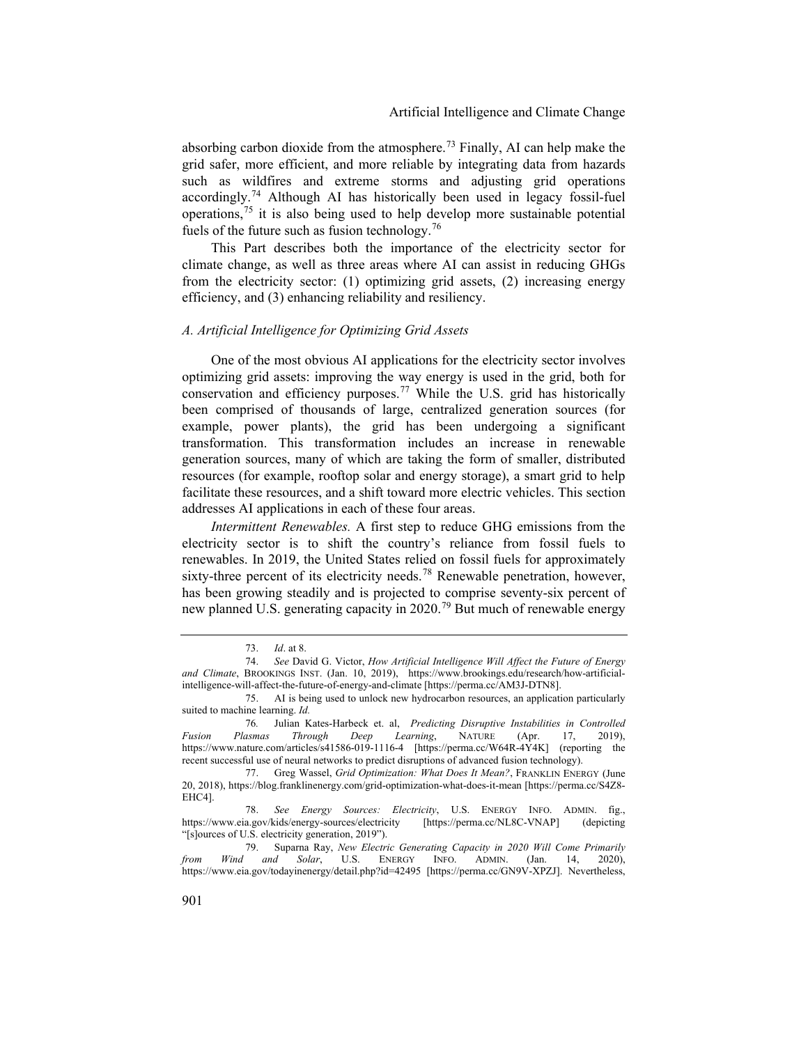absorbing carbon dioxide from the atmosphere.[73] Finally, AI can help make the grid safer, more efficient, and more reliable by integrating data from hazards such as wildfires and extreme storms and adjusting grid operations accordingly.[74] Although AI has historically been used in legacy fossil-fuel operations,[75] it is also being used to help develop more sustainable potential fuels of the future such as fusion technology.[76]

This Part describes both the importance of the electricity sector for climate change, as well as three areas where AI can assist in reducing GHGs from the electricity sector: (1) optimizing grid assets, (2) increasing energy efficiency, and (3) enhancing reliability and resiliency.

### *A. Artificial Intelligence for Optimizing Grid Assets*

One of the most obvious AI applications for the electricity sector involves optimizing grid assets: improving the way energy is used in the grid, both for conservation and efficiency purposes.[77] While the U.S. grid has historically been comprised of thousands of large, centralized generation sources (for example, power plants), the grid has been undergoing a significant transformation. This transformation includes an increase in renewable generation sources, many of which are taking the form of smaller, distributed resources (for example, rooftop solar and energy storage), a smart grid to help facilitate these resources, and a shift toward more electric vehicles. This section addresses AI applications in each of these four areas.

*Intermittent Renewables.* A first step to reduce GHG emissions from the electricity sector is to shift the country's reliance from fossil fuels to renewables. In 2019, the United States relied on fossil fuels for approximately sixty-three percent of its electricity needs.[78] Renewable penetration, however, has been growing steadily and is projected to comprise seventy-six percent of new planned U.S. generating capacity in 2020.[79] But much of renewable energy

---

73. *Id*. at 8.

74. *See* David G. Victor, *How Artificial Intelligence Will Affect the Future of Energy and Climate*, BROOKINGS INST. (Jan. 10, 2019), https://www.brookings.edu/research/how-artificial-intelligence-will-affect-the-future-of-energy-and-climate [https://perma.cc/AM3J-DTN8].

75. AI is being used to unlock new hydrocarbon resources, an application particularly suited to machine learning. *Id.*

76. Julian Kates-Harbeck et. al, *Predicting Disruptive Instabilities in Controlled Fusion Plasmas Through Deep Learning*, NATURE (Apr. 17, 2019), https://www.nature.com/articles/s41586-019-1116-4 [https://perma.cc/W64R-4Y4K] (reporting the recent successful use of neural networks to predict disruptions of advanced fusion technology).

77. Greg Wassel, *Grid Optimization: What Does It Mean?*, FRANKLIN ENERGY (June 20, 2018), https://blog.franklinenergy.com/grid-optimization-what-does-it-mean [https://perma.cc/S4Z8-EHC4].

78. *See Energy Sources: Electricity*, U.S. ENERGY INFO. ADMIN. fig., https://www.eia.gov/kids/energy-sources/electricity [https://perma.cc/NL8C-VNAP] (depicting "[s]ources of U.S. electricity generation, 2019").

79. Suparna Ray, *New Electric Generating Capacity in 2020 Will Come Primarily from Wind and Solar*, U.S. ENERGY INFO. ADMIN. (Jan. 14, 2020), https://www.eia.gov/todayinenergy/detail.php?id=42495 [https://perma.cc/GN9V-XPZJ]. Nevertheless,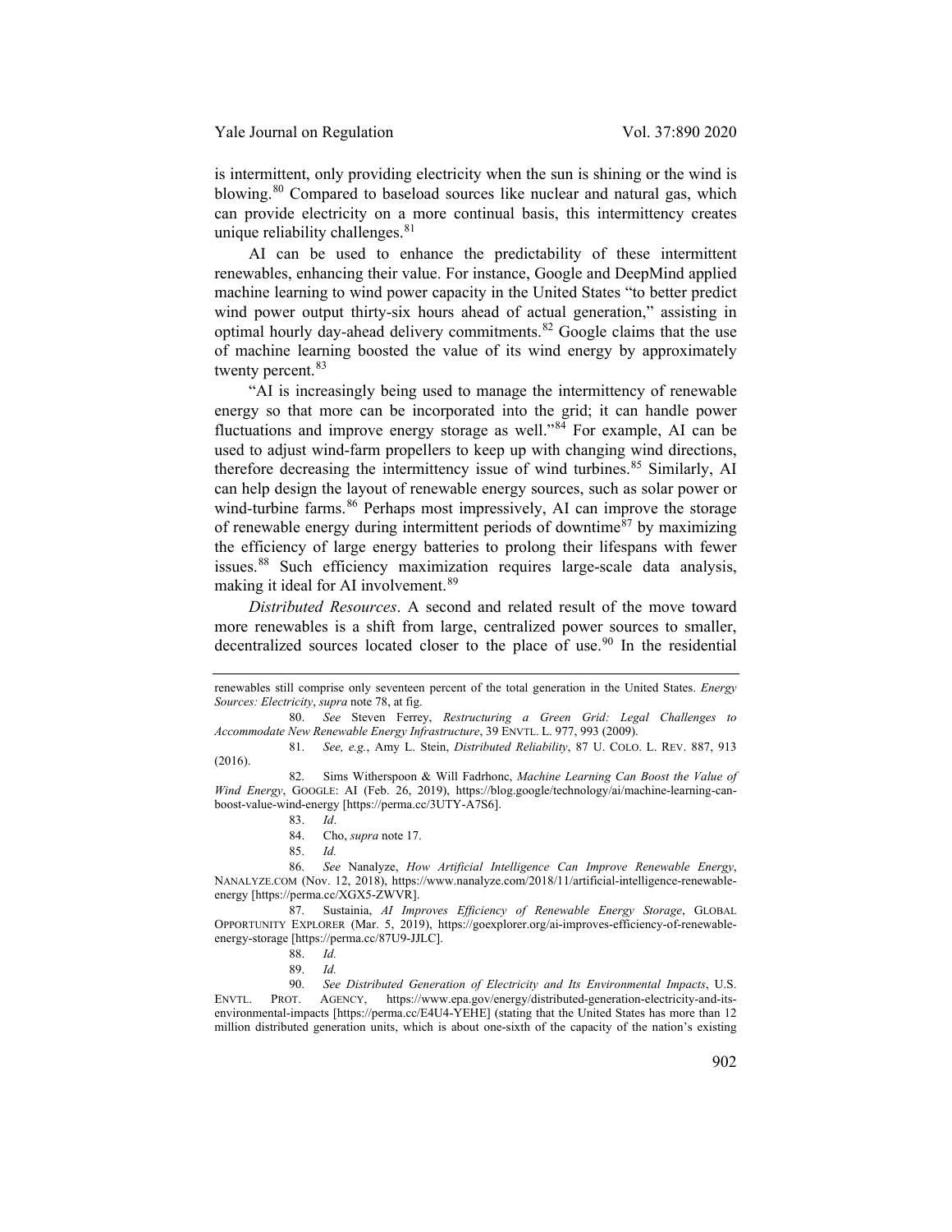is intermittent, only providing electricity when the sun is shining or the wind is blowing.[80] Compared to baseload sources like nuclear and natural gas, which can provide electricity on a more continual basis, this intermittency creates unique reliability challenges.[81]

AI can be used to enhance the predictability of these intermittent renewables, enhancing their value. For instance, Google and DeepMind applied machine learning to wind power capacity in the United States "to better predict wind power output thirty-six hours ahead of actual generation," assisting in optimal hourly day-ahead delivery commitments.[82] Google claims that the use of machine learning boosted the value of its wind energy by approximately twenty percent.[83]

"AI is increasingly being used to manage the intermittency of renewable energy so that more can be incorporated into the grid; it can handle power fluctuations and improve energy storage as well."[84] For example, AI can be used to adjust wind-farm propellers to keep up with changing wind directions, therefore decreasing the intermittency issue of wind turbines.[85] Similarly, AI can help design the layout of renewable energy sources, such as solar power or wind-turbine farms.[86] Perhaps most impressively, AI can improve the storage of renewable energy during intermittent periods of downtime[87] by maximizing the efficiency of large energy batteries to prolong their lifespans with fewer issues.[88] Such efficiency maximization requires large-scale data analysis, making it ideal for AI involvement.[89]

*Distributed Resources*. A second and related result of the move toward more renewables is a shift from large, centralized power sources to smaller, decentralized sources located closer to the place of use.[90] In the residential

---

renewables still comprise only seventeen percent of the total generation in the United States. *Energy Sources: Electricity*, *supra* note 78, at fig.

80. *See* Steven Ferrey, *Restructuring a Green Grid: Legal Challenges to Accommodate New Renewable Energy Infrastructure*, 39 ENVTL. L. 977, 993 (2009).

81. *See, e.g.*, Amy L. Stein, *Distributed Reliability*, 87 U. COLO. L. REV. 887, 913 (2016).

82. Sims Witherspoon & Will Fadrhonc, *Machine Learning Can Boost the Value of Wind Energy*, GOOGLE: AI (Feb. 26, 2019), https://blog.google/technology/ai/machine-learning-can-boost-value-wind-energy [https://perma.cc/3UTY-A7S6].

83. *Id*.

84. Cho, *supra* note 17.

85. *Id.*

86. *See* Nanalyze, *How Artificial Intelligence Can Improve Renewable Energy*, NANALYZE.COM (Nov. 12, 2018), https://www.nanalyze.com/2018/11/artificial-intelligence-renewable-energy [https://perma.cc/XGX5-ZWVR].

87. Sustainia, *AI Improves Efficiency of Renewable Energy Storage*, GLOBAL OPPORTUNITY EXPLORER (Mar. 5, 2019), https://goexplorer.org/ai-improves-efficiency-of-renewable-energy-storage [https://perma.cc/87U9-JJLC].

88. *Id.*

89. *Id.*

90. *See Distributed Generation of Electricity and Its Environmental Impacts*, U.S. ENVTL. PROT. AGENCY, https://www.epa.gov/energy/distributed-generation-electricity-and-its-environmental-impacts [https://perma.cc/E4U4-YEHE] (stating that the United States has more than 12 million distributed generation units, which is about one-sixth of the capacity of the nation's existing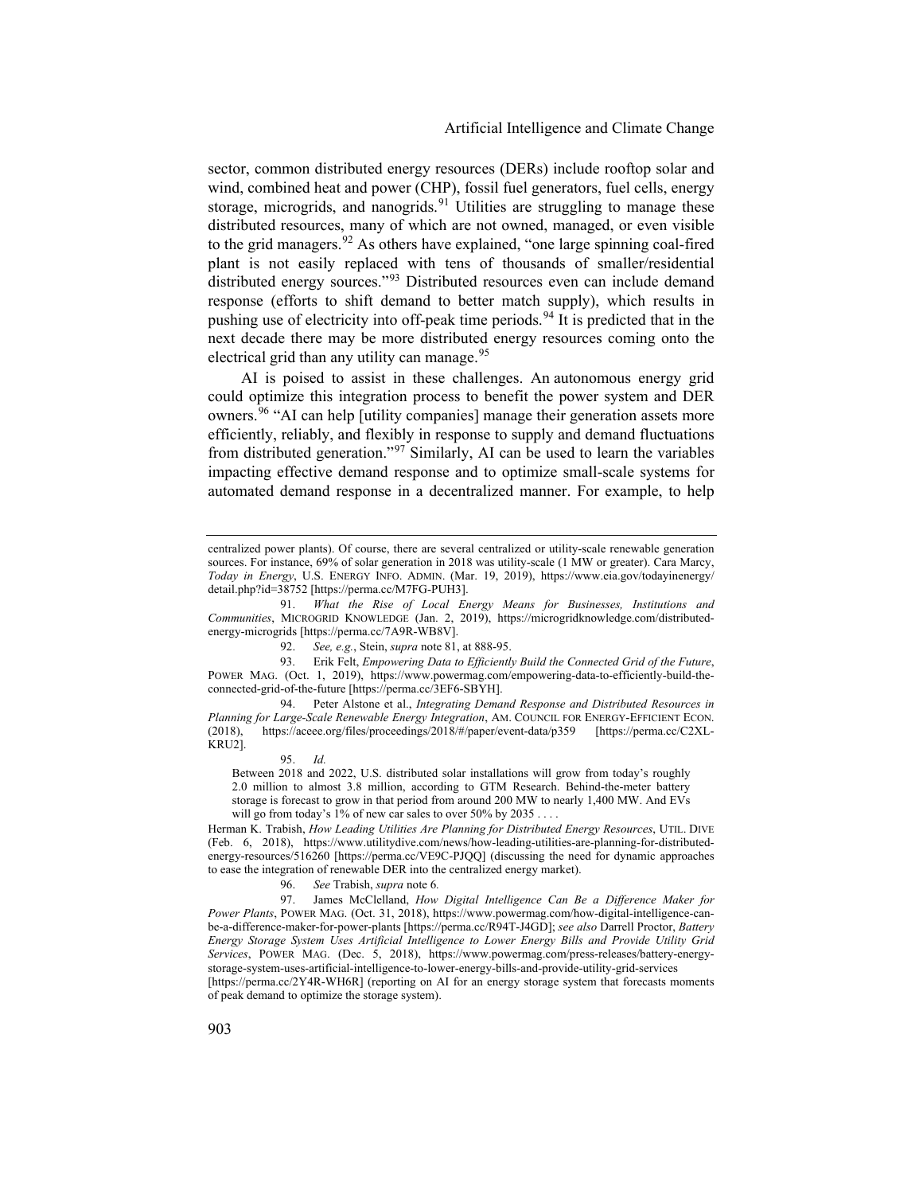sector, common distributed energy resources (DERs) include rooftop solar and wind, combined heat and power (CHP), fossil fuel generators, fuel cells, energy storage, microgrids, and nanogrids.[91] Utilities are struggling to manage these distributed resources, many of which are not owned, managed, or even visible to the grid managers.[92] As others have explained, "one large spinning coal-fired plant is not easily replaced with tens of thousands of smaller/residential distributed energy sources."[93] Distributed resources even can include demand response (efforts to shift demand to better match supply), which results in pushing use of electricity into off-peak time periods.[94] It is predicted that in the next decade there may be more distributed energy resources coming onto the electrical grid than any utility can manage.[95]

AI is poised to assist in these challenges. An autonomous energy grid could optimize this integration process to benefit the power system and DER owners.[96] "AI can help [utility companies] manage their generation assets more efficiently, reliably, and flexibly in response to supply and demand fluctuations from distributed generation."[97] Similarly, AI can be used to learn the variables impacting effective demand response and to optimize small-scale systems for automated demand response in a decentralized manner. For example, to help

---

centralized power plants). Of course, there are several centralized or utility-scale renewable generation sources. For instance, 69% of solar generation in 2018 was utility-scale (1 MW or greater). Cara Marcy, *Today in Energy*, U.S. ENERGY INFO. ADMIN. (Mar. 19, 2019), https://www.eia.gov/todayinenergy/detail.php?id=38752 [https://perma.cc/M7FG-PUH3].

91. *What the Rise of Local Energy Means for Businesses, Institutions and Communities*, MICROGRID KNOWLEDGE (Jan. 2, 2019), https://microgridknowledge.com/distributed-energy-microgrids [https://perma.cc/7A9R-WB8V].

92. *See, e.g.*, Stein, *supra* note 81, at 888-95.

93. Erik Felt, *Empowering Data to Efficiently Build the Connected Grid of the Future*, POWER MAG. (Oct. 1, 2019), https://www.powermag.com/empowering-data-to-efficiently-build-the-connected-grid-of-the-future [https://perma.cc/3EF6-SBYH].

94. Peter Alstone et al., *Integrating Demand Response and Distributed Resources in Planning for Large-Scale Renewable Energy Integration*, AM. COUNCIL FOR ENERGY-EFFICIENT ECON. (2018), https://aceee.org/files/proceedings/2018/#/paper/event-data/p359 [https://perma.cc/C2XL-KRU2].

95. *Id.*

> Between 2018 and 2022, U.S. distributed solar installations will grow from today's roughly 2.0 million to almost 3.8 million, according to GTM Research. Behind-the-meter battery storage is forecast to grow in that period from around 200 MW to nearly 1,400 MW. And EVs will go from today's 1% of new car sales to over 50% by 2035 . . . .

Herman K. Trabish, *How Leading Utilities Are Planning for Distributed Energy Resources*, UTIL. DIVE (Feb. 6, 2018), https://www.utilitydive.com/news/how-leading-utilities-are-planning-for-distributed-energy-resources/516260 [https://perma.cc/VE9C-PJQQ] (discussing the need for dynamic approaches to ease the integration of renewable DER into the centralized energy market).

96. *See* Trabish, *supra* note 6.

97. James McClelland, *How Digital Intelligence Can Be a Difference Maker for Power Plants*, POWER MAG. (Oct. 31, 2018), https://www.powermag.com/how-digital-intelligence-can-be-a-difference-maker-for-power-plants [https://perma.cc/R94T-J4GD]; *see also* Darrell Proctor, *Battery Energy Storage System Uses Artificial Intelligence to Lower Energy Bills and Provide Utility Grid Services*, POWER MAG. (Dec. 5, 2018), https://www.powermag.com/press-releases/battery-energy-storage-system-uses-artificial-intelligence-to-lower-energy-bills-and-provide-utility-grid-services [https://perma.cc/2Y4R-WH6R] (reporting on AI for an energy storage system that forecasts moments of peak demand to optimize the storage system).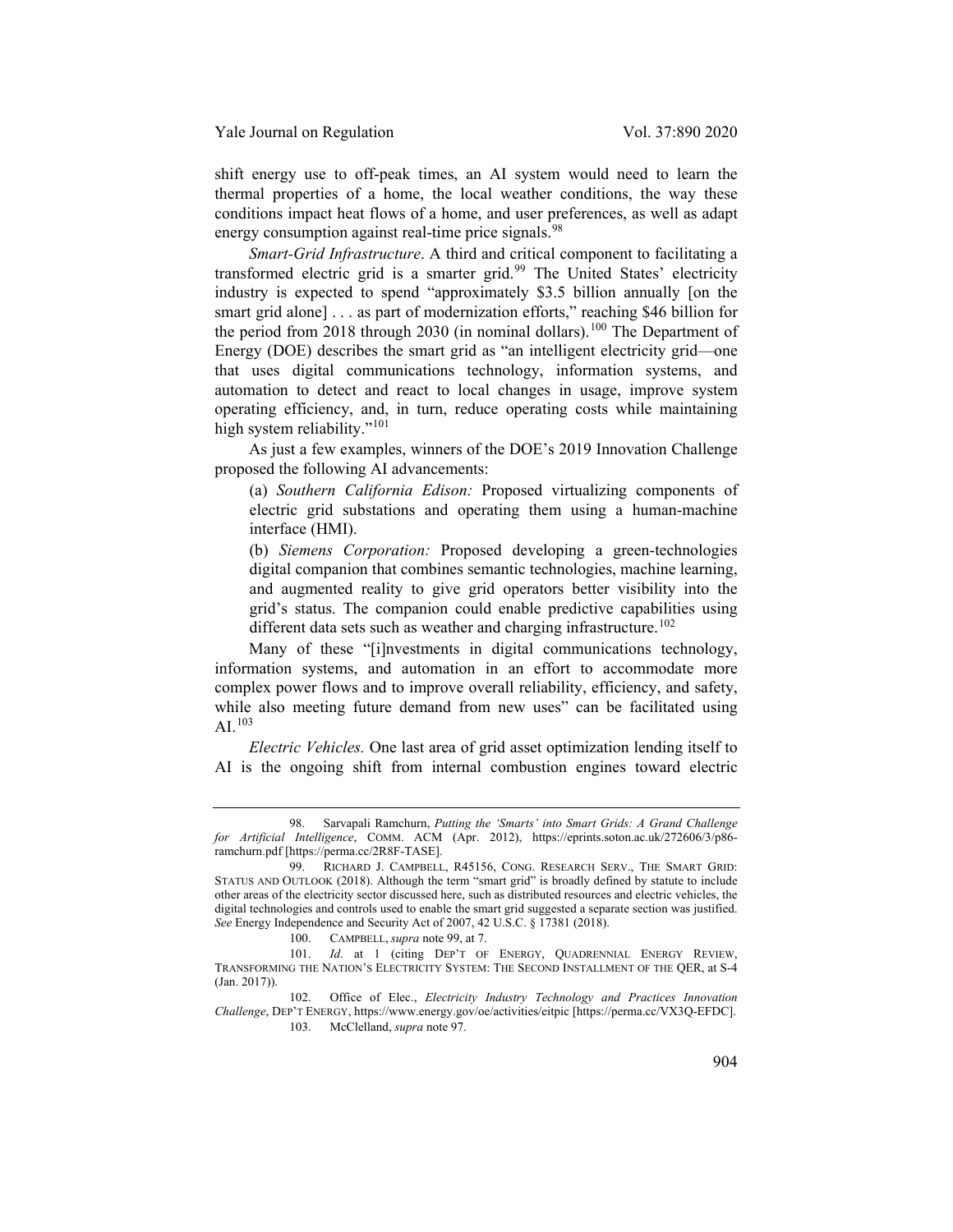shift energy use to off-peak times, an AI system would need to learn the thermal properties of a home, the local weather conditions, the way these conditions impact heat flows of a home, and user preferences, as well as adapt energy consumption against real-time price signals.[98]

*Smart-Grid Infrastructure*. A third and critical component to facilitating a transformed electric grid is a smarter grid.[99] The United States' electricity industry is expected to spend "approximately $3.5 billion annually [on the smart grid alone] . . . as part of modernization efforts," reaching $46 billion for the period from 2018 through 2030 (in nominal dollars).[100] The Department of Energy (DOE) describes the smart grid as "an intelligent electricity grid—one that uses digital communications technology, information systems, and automation to detect and react to local changes in usage, improve system operating efficiency, and, in turn, reduce operating costs while maintaining high system reliability."[101]

As just a few examples, winners of the DOE's 2019 Innovation Challenge proposed the following AI advancements:

(a) *Southern California Edison:* Proposed virtualizing components of electric grid substations and operating them using a human-machine interface (HMI).

(b) *Siemens Corporation:* Proposed developing a green-technologies digital companion that combines semantic technologies, machine learning, and augmented reality to give grid operators better visibility into the grid's status. The companion could enable predictive capabilities using different data sets such as weather and charging infrastructure.[102]

Many of these "[i]nvestments in digital communications technology, information systems, and automation in an effort to accommodate more complex power flows and to improve overall reliability, efficiency, and safety, while also meeting future demand from new uses" can be facilitated using AI.[103]

*Electric Vehicles.* One last area of grid asset optimization lending itself to AI is the ongoing shift from internal combustion engines toward electric

---

98. Sarvapali Ramchurn, *Putting the 'Smarts' into Smart Grids: A Grand Challenge for Artificial Intelligence*, COMM. ACM (Apr. 2012), https://eprints.soton.ac.uk/272606/3/p86-ramchurn.pdf [https://perma.cc/2R8F-TASE].

99. RICHARD J. CAMPBELL, R45156, CONG. RESEARCH SERV., THE SMART GRID: STATUS AND OUTLOOK (2018). Although the term "smart grid" is broadly defined by statute to include other areas of the electricity sector discussed here, such as distributed resources and electric vehicles, the digital technologies and controls used to enable the smart grid suggested a separate section was justified. *See* Energy Independence and Security Act of 2007, 42 U.S.C. § 17381 (2018).

100. CAMPBELL, *supra* note 99, at 7.

101. *Id*. at 1 (citing DEP'T OF ENERGY, QUADRENNIAL ENERGY REVIEW, TRANSFORMING THE NATION'S ELECTRICITY SYSTEM: THE SECOND INSTALLMENT OF THE QER, at S-4 (Jan. 2017)).

102. Office of Elec., *Electricity Industry Technology and Practices Innovation Challenge*, DEP'T ENERGY, https://www.energy.gov/oe/activities/eitpic [https://perma.cc/VX3Q-EFDC].

103. McClelland, *supra* note 97.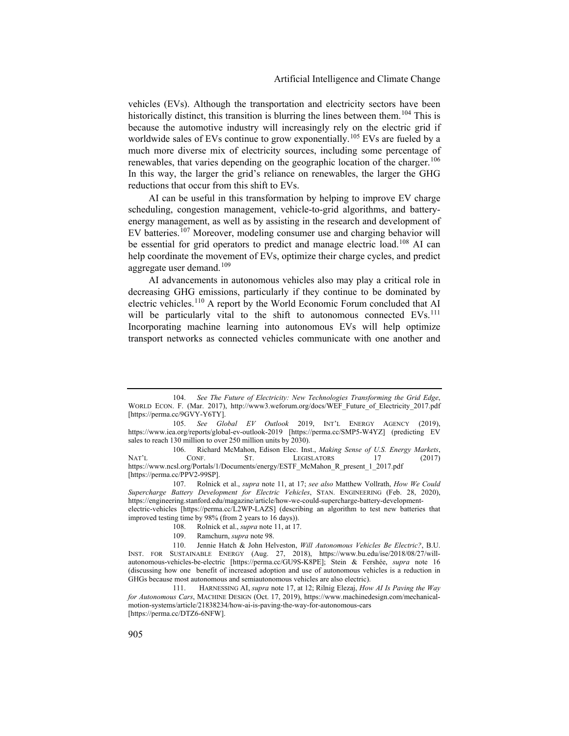vehicles (EVs). Although the transportation and electricity sectors have been historically distinct, this transition is blurring the lines between them.[104] This is because the automotive industry will increasingly rely on the electric grid if worldwide sales of EVs continue to grow exponentially.[105] EVs are fueled by a much more diverse mix of electricity sources, including some percentage of renewables, that varies depending on the geographic location of the charger.[106] In this way, the larger the grid's reliance on renewables, the larger the GHG reductions that occur from this shift to EVs.

AI can be useful in this transformation by helping to improve EV charge scheduling, congestion management, vehicle-to-grid algorithms, and battery-energy management, as well as by assisting in the research and development of EV batteries.[107] Moreover, modeling consumer use and charging behavior will be essential for grid operators to predict and manage electric load.[108] AI can help coordinate the movement of EVs, optimize their charge cycles, and predict aggregate user demand.[109]

AI advancements in autonomous vehicles also may play a critical role in decreasing GHG emissions, particularly if they continue to be dominated by electric vehicles.[110] A report by the World Economic Forum concluded that AI will be particularly vital to the shift to autonomous connected EVs.[111] Incorporating machine learning into autonomous EVs will help optimize transport networks as connected vehicles communicate with one another and

---

104. *See The Future of Electricity: New Technologies Transforming the Grid Edge*, WORLD ECON. F. (Mar. 2017), http://www3.weforum.org/docs/WEF_Future_of_Electricity_2017.pdf [https://perma.cc/9GVY-Y6TY].

105. *See Global EV Outlook* 2019, INT'L ENERGY AGENCY (2019), https://www.iea.org/reports/global-ev-outlook-2019 [https://perma.cc/SMP5-W4YZ] (predicting EV sales to reach 130 million to over 250 million units by 2030).

106. Richard McMahon, Edison Elec. Inst., *Making Sense of U.S. Energy Markets*, NAT'L CONF. ST. LEGISLATORS 17 (2017) https://www.ncsl.org/Portals/1/Documents/energy/ESTF_McMahon_R_present_1_2017.pdf [https://perma.cc/PPV2-99SP].

107. Rolnick et al., *supra* note 11, at 17; *see also* Matthew Vollrath, *How We Could Supercharge Battery Development for Electric Vehicles*, STAN. ENGINEERING (Feb. 28, 2020), https://engineering.stanford.edu/magazine/article/how-we-could-supercharge-battery-development-electric-vehicles [https://perma.cc/L2WP-LAZS] (describing an algorithm to test new batteries that improved testing time by 98% (from 2 years to 16 days)).

108. Rolnick et al., *supra* note 11, at 17.

109. Ramchurn, *supra* note 98.

110. Jennie Hatch & John Helveston, *Will Autonomous Vehicles Be Electric?*, B.U. INST. FOR SUSTAINABLE ENERGY (Aug. 27, 2018), https://www.bu.edu/ise/2018/08/27/will-autonomous-vehicles-be-electric [https://perma.cc/GU9S-K8PE]; Stein & Fershée, *supra* note 16 (discussing how one benefit of increased adoption and use of autonomous vehicles is a reduction in GHGs because most autonomous and semiautonomous vehicles are also electric).

111. HARNESSING AI, *supra* note 17, at 12; Rilnig Elezaj, *How AI Is Paving the Way for Autonomous Cars*, MACHINE DESIGN (Oct. 17, 2019), https://www.machinedesign.com/mechanical-motion-systems/article/21838234/how-ai-is-paving-the-way-for-autonomous-cars [https://perma.cc/DTZ6-6NFW].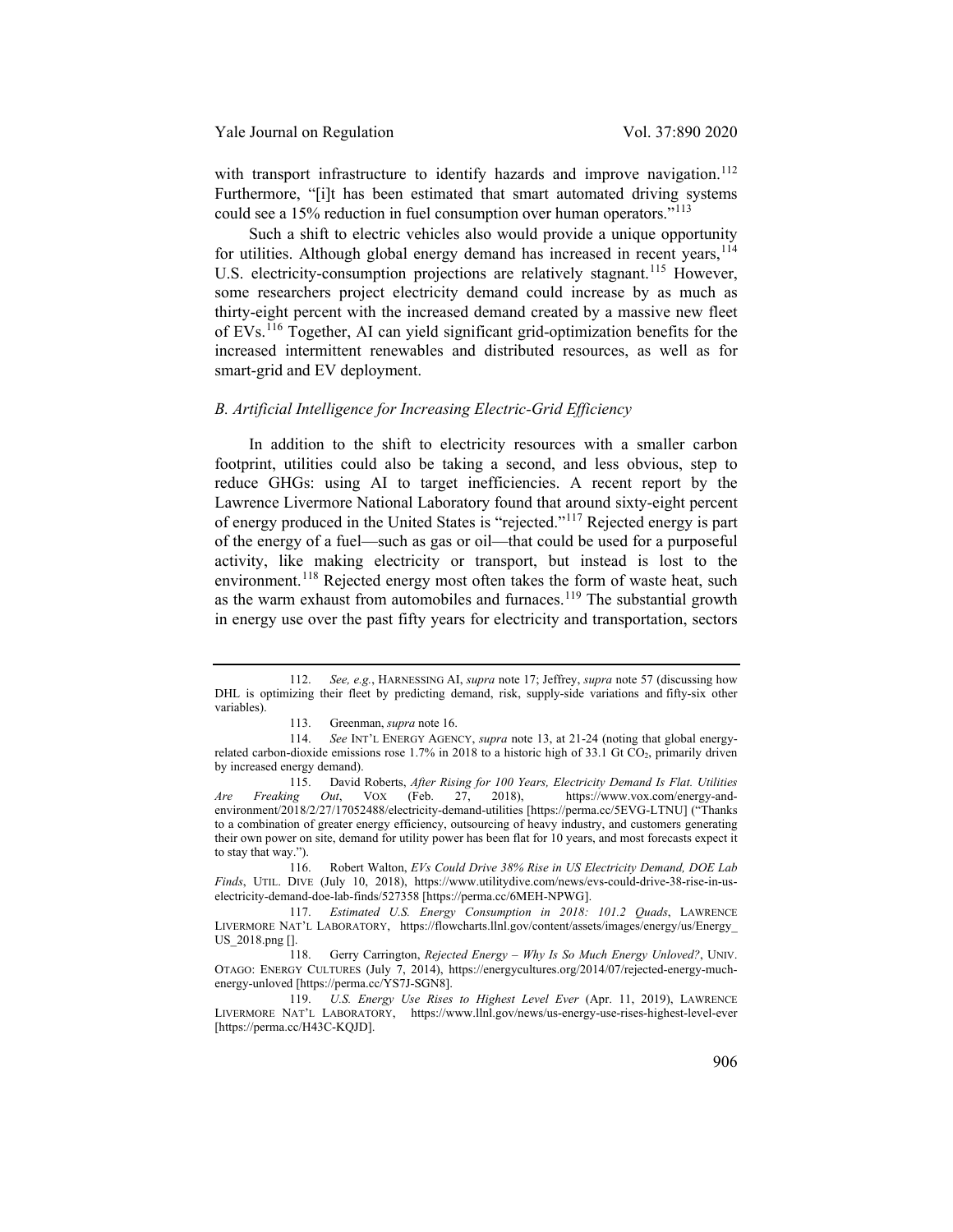with transport infrastructure to identify hazards and improve navigation.[112] Furthermore, "[i]t has been estimated that smart automated driving systems could see a 15% reduction in fuel consumption over human operators."[113]

Such a shift to electric vehicles also would provide a unique opportunity for utilities. Although global energy demand has increased in recent years,[114] U.S. electricity-consumption projections are relatively stagnant.[115] However, some researchers project electricity demand could increase by as much as thirty-eight percent with the increased demand created by a massive new fleet of EVs.[116] Together, AI can yield significant grid-optimization benefits for the increased intermittent renewables and distributed resources, as well as for smart-grid and EV deployment.

### *B. Artificial Intelligence for Increasing Electric-Grid Efficiency*

In addition to the shift to electricity resources with a smaller carbon footprint, utilities could also be taking a second, and less obvious, step to reduce GHGs: using AI to target inefficiencies. A recent report by the Lawrence Livermore National Laboratory found that around sixty-eight percent of energy produced in the United States is "rejected."[117] Rejected energy is part of the energy of a fuel—such as gas or oil—that could be used for a purposeful activity, like making electricity or transport, but instead is lost to the environment.[118] Rejected energy most often takes the form of waste heat, such as the warm exhaust from automobiles and furnaces.[119] The substantial growth in energy use over the past fifty years for electricity and transportation, sectors

---

112. *See, e.g.*, HARNESSING AI, *supra* note 17; Jeffrey, *supra* note 57 (discussing how DHL is optimizing their fleet by predicting demand, risk, supply-side variations and fifty-six other variables).

113. Greenman, *supra* note 16.

114. *See* INT'L ENERGY AGENCY, *supra* note 13, at 21-24 (noting that global energy-related carbon-dioxide emissions rose 1.7% in 2018 to a historic high of 33.1 Gt $CO_2$, primarily driven by increased energy demand).

115. David Roberts, *After Rising for 100 Years, Electricity Demand Is Flat. Utilities Are Freaking Out*, VOX (Feb. 27, 2018), https://www.vox.com/energy-and-environment/2018/2/27/17052488/electricity-demand-utilities [https://perma.cc/5EVG-LTNU] ("Thanks to a combination of greater energy efficiency, outsourcing of heavy industry, and customers generating their own power on site, demand for utility power has been flat for 10 years, and most forecasts expect it to stay that way.").

116. Robert Walton, *EVs Could Drive 38% Rise in US Electricity Demand, DOE Lab Finds*, UTIL. DIVE (July 10, 2018), https://www.utilitydive.com/news/evs-could-drive-38-rise-in-us-electricity-demand-doe-lab-finds/527358 [https://perma.cc/6MEH-NPWG].

117. *Estimated U.S. Energy Consumption in 2018: 101.2 Quads*, LAWRENCE LIVERMORE NAT'L LABORATORY, https://flowcharts.llnl.gov/content/assets/images/energy/us/Energy_US_2018.png [].

118. Gerry Carrington, *Rejected Energy – Why Is So Much Energy Unloved?*, UNIV. OTAGO: ENERGY CULTURES (July 7, 2014), https://energycultures.org/2014/07/rejected-energy-much-energy-unloved [https://perma.cc/YS7J-SGN8].

119. *U.S. Energy Use Rises to Highest Level Ever* (Apr. 11, 2019), LAWRENCE LIVERMORE NAT'L LABORATORY, https://www.llnl.gov/news/us-energy-use-rises-highest-level-ever [https://perma.cc/H43C-KQJD].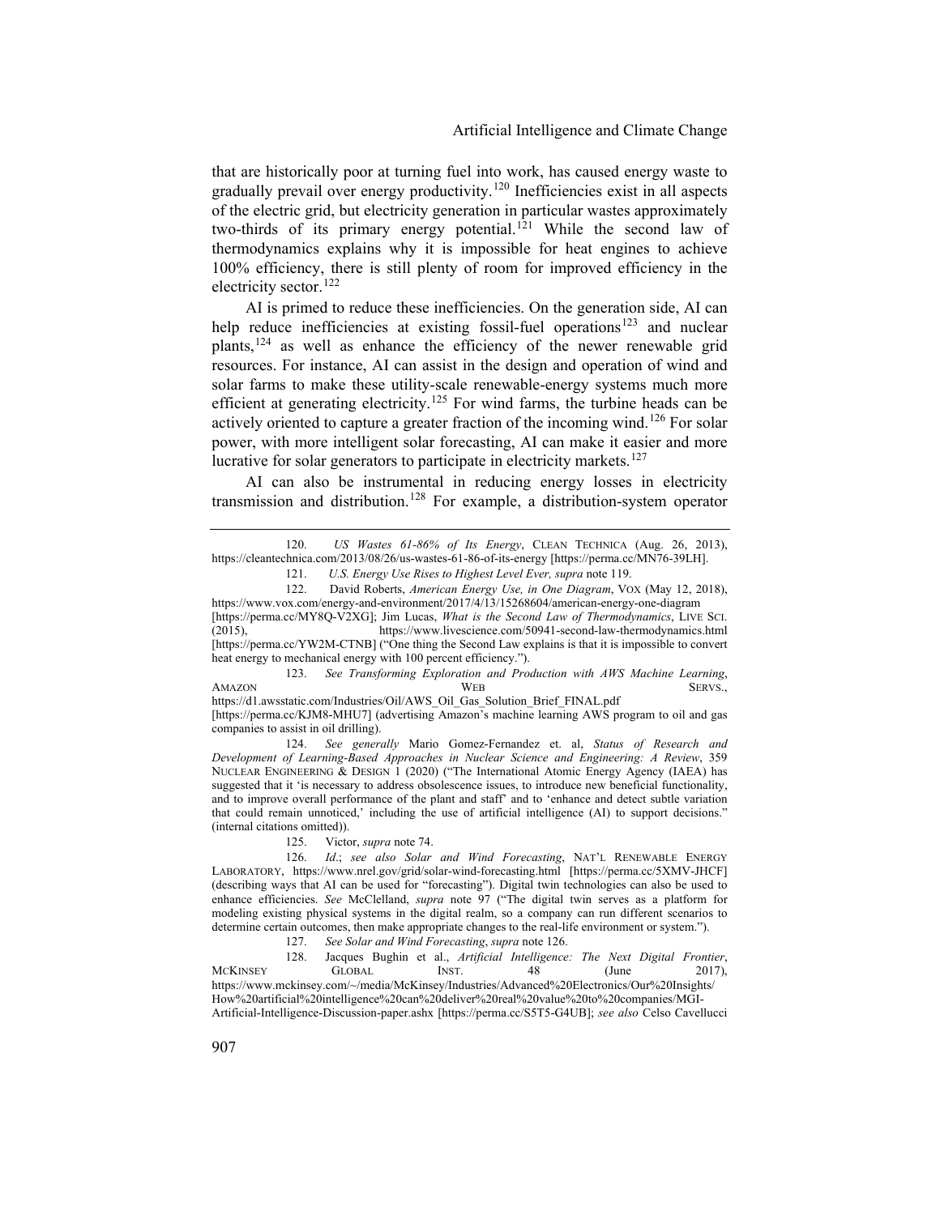that are historically poor at turning fuel into work, has caused energy waste to gradually prevail over energy productivity.[120] Inefficiencies exist in all aspects of the electric grid, but electricity generation in particular wastes approximately two-thirds of its primary energy potential.[121] While the second law of thermodynamics explains why it is impossible for heat engines to achieve 100% efficiency, there is still plenty of room for improved efficiency in the electricity sector.[122]

AI is primed to reduce these inefficiencies. On the generation side, AI can help reduce inefficiencies at existing fossil-fuel operations[123] and nuclear plants,[124] as well as enhance the efficiency of the newer renewable grid resources. For instance, AI can assist in the design and operation of wind and solar farms to make these utility-scale renewable-energy systems much more efficient at generating electricity.[125] For wind farms, the turbine heads can be actively oriented to capture a greater fraction of the incoming wind.[126] For solar power, with more intelligent solar forecasting, AI can make it easier and more lucrative for solar generators to participate in electricity markets.[127]

AI can also be instrumental in reducing energy losses in electricity transmission and distribution.[128] For example, a distribution-system operator

---

120. *US Wastes 61-86% of Its Energy*, CLEAN TECHNICA (Aug. 26, 2013), https://cleantechnica.com/2013/08/26/us-wastes-61-86-of-its-energy [https://perma.cc/MN76-39LH].

121. *U.S. Energy Use Rises to Highest Level Ever, supra* note 119.

122. David Roberts, *American Energy Use, in One Diagram*, VOX (May 12, 2018), https://www.vox.com/energy-and-environment/2017/4/13/15268604/american-energy-one-diagram [https://perma.cc/MY8Q-V2XG]; Jim Lucas, *What is the Second Law of Thermodynamics*, LIVE SCI. (2015), https://www.livescience.com/50941-second-law-thermodynamics.html [https://perma.cc/YW2M-CTNB] ("One thing the Second Law explains is that it is impossible to convert heat energy to mechanical energy with 100 percent efficiency.").

123. *See Transforming Exploration and Production with AWS Machine Learning*, AMAZON WEB SERVS., https://d1.awsstatic.com/Industries/Oil/AWS_Oil_Gas_Solution_Brief_FINAL.pdf [https://perma.cc/KJM8-MHU7] (advertising Amazon's machine learning AWS program to oil and gas companies to assist in oil drilling).

124. *See generally* Mario Gomez-Fernandez et. al, *Status of Research and Development of Learning-Based Approaches in Nuclear Science and Engineering: A Review*, 359 NUCLEAR ENGINEERING & DESIGN 1 (2020) ("The International Atomic Energy Agency (IAEA) has suggested that it 'is necessary to address obsolescence issues, to introduce new beneficial functionality, and to improve overall performance of the plant and staff' and to 'enhance and detect subtle variation that could remain unnoticed,' including the use of artificial intelligence (AI) to support decisions." (internal citations omitted)).

125. Victor, *supra* note 74.

126. *Id.*; *see also Solar and Wind Forecasting*, NAT'L RENEWABLE ENERGY LABORATORY, https://www.nrel.gov/grid/solar-wind-forecasting.html [https://perma.cc/5XMV-JHCF] (describing ways that AI can be used for "forecasting"). Digital twin technologies can also be used to enhance efficiencies. *See* McClelland, *supra* note 97 ("The digital twin serves as a platform for modeling existing physical systems in the digital realm, so a company can run different scenarios to determine certain outcomes, then make appropriate changes to the real-life environment or system.").

127. *See Solar and Wind Forecasting*, *supra* note 126.

128. Jacques Bughin et al., *Artificial Intelligence: The Next Digital Frontier*, MCKINSEY GLOBAL INST. 48 (June 2017), https://www.mckinsey.com/~/media/McKinsey/Industries/Advanced%20Electronics/Our%20Insights/How%20artificial%20intelligence%20can%20deliver%20real%20value%20to%20companies/MGI-Artificial-Intelligence-Discussion-paper.ashx [https://perma.cc/S5T5-G4UB]; *see also* Celso Cavellucci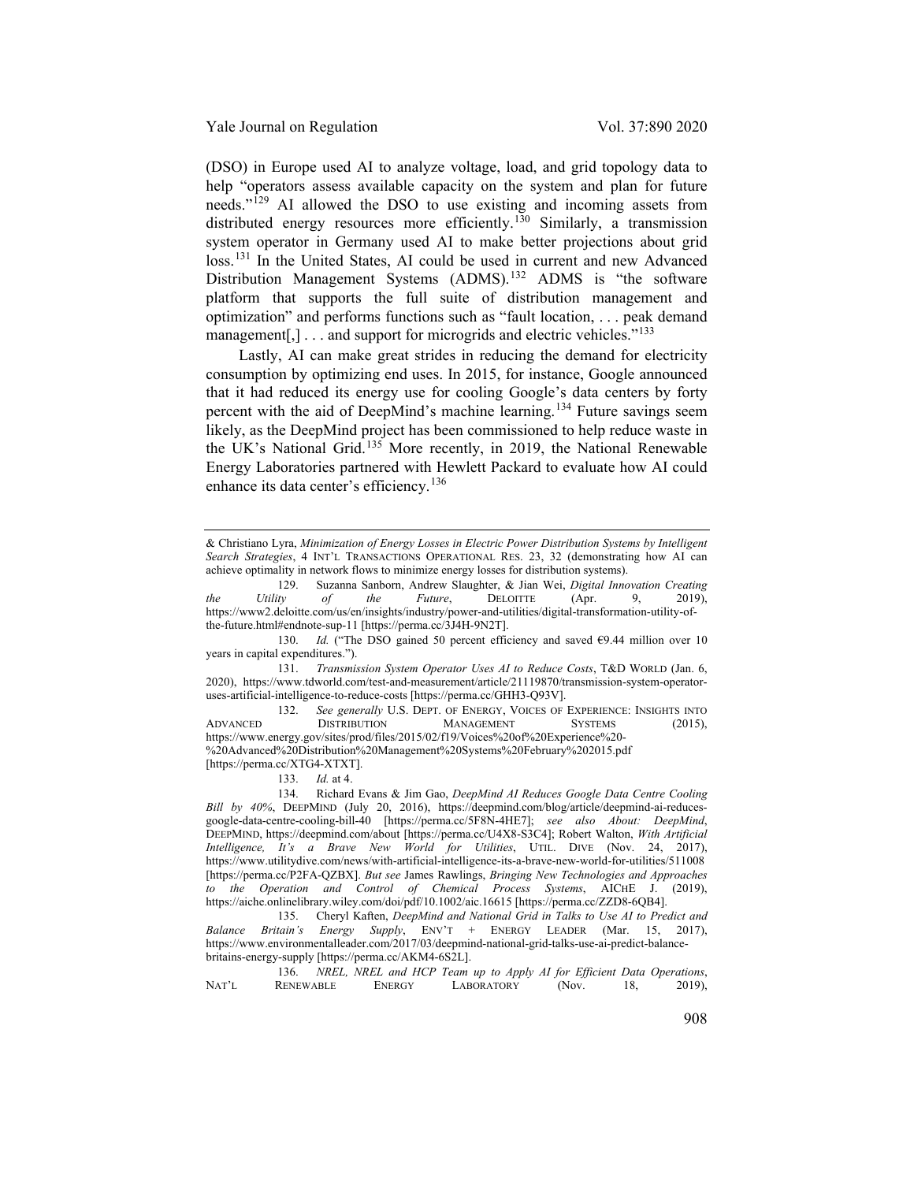(DSO) in Europe used AI to analyze voltage, load, and grid topology data to help "operators assess available capacity on the system and plan for future needs."[129] AI allowed the DSO to use existing and incoming assets from distributed energy resources more efficiently.[130] Similarly, a transmission system operator in Germany used AI to make better projections about grid loss.[131] In the United States, AI could be used in current and new Advanced Distribution Management Systems (ADMS).[132] ADMS is "the software platform that supports the full suite of distribution management and optimization" and performs functions such as "fault location, . . . peak demand management[,] . . . and support for microgrids and electric vehicles."[133]

Lastly, AI can make great strides in reducing the demand for electricity consumption by optimizing end uses. In 2015, for instance, Google announced that it had reduced its energy use for cooling Google's data centers by forty percent with the aid of DeepMind's machine learning.[134] Future savings seem likely, as the DeepMind project has been commissioned to help reduce waste in the UK's National Grid.[135] More recently, in 2019, the National Renewable Energy Laboratories partnered with Hewlett Packard to evaluate how AI could enhance its data center's efficiency.[136]

---

& Christiano Lyra, *Minimization of Energy Losses in Electric Power Distribution Systems by Intelligent Search Strategies*, 4 INT'L TRANSACTIONS OPERATIONAL RES. 23, 32 (demonstrating how AI can achieve optimality in network flows to minimize energy losses for distribution systems).

129. Suzanna Sanborn, Andrew Slaughter, & Jian Wei, *Digital Innovation Creating the Utility of the Future*, DELOITTE (Apr. 9, 2019), https://www2.deloitte.com/us/en/insights/industry/power-and-utilities/digital-transformation-utility-of-the-future.html#endnote-sup-11 [https://perma.cc/3J4H-9N2T].

130. *Id.* ("The DSO gained 50 percent efficiency and saved €9.44 million over 10 years in capital expenditures.").

131. *Transmission System Operator Uses AI to Reduce Costs*, T&D WORLD (Jan. 6, 2020), https://www.tdworld.com/test-and-measurement/article/21119870/transmission-system-operator-uses-artificial-intelligence-to-reduce-costs [https://perma.cc/GHH3-Q93V].

132. *See generally* U.S. DEPT. OF ENERGY, VOICES OF EXPERIENCE: INSIGHTS INTO ADVANCED DISTRIBUTION MANAGEMENT SYSTEMS (2015), https://www.energy.gov/sites/prod/files/2015/02/f19/Voices%20of%20Experience%20-%20Advanced%20Distribution%20Management%20Systems%20February%202015.pdf [https://perma.cc/XTG4-XTXT].

133. *Id.* at 4.

134. Richard Evans & Jim Gao, *DeepMind AI Reduces Google Data Centre Cooling Bill by 40%*, DEEPMIND (July 20, 2016), https://deepmind.com/blog/article/deepmind-ai-reduces-google-data-centre-cooling-bill-40 [https://perma.cc/5F8N-4HE7]; *see also About: DeepMind*, DEEPMIND, https://deepmind.com/about [https://perma.cc/U4X8-S3C4]; Robert Walton, *With Artificial Intelligence, It's a Brave New World for Utilities*, UTIL. DIVE (Nov. 24, 2017), https://www.utilitydive.com/news/with-artificial-intelligence-its-a-brave-new-world-for-utilities/511008 [https://perma.cc/P2FA-QZBX]. *But see* James Rawlings, *Bringing New Technologies and Approaches to the Operation and Control of Chemical Process Systems*, AICHE J. (2019), https://aiche.onlinelibrary.wiley.com/doi/pdf/10.1002/aic.16615 [https://perma.cc/ZZD8-6QB4].

135. Cheryl Kaften, *DeepMind and National Grid in Talks to Use AI to Predict and Balance Britain's Energy Supply*, ENV'T + ENERGY LEADER (Mar. 15, 2017), https://www.environmentalleader.com/2017/03/deepmind-national-grid-talks-use-ai-predict-balance-britains-energy-supply [https://perma.cc/AKM4-6S2L].

136. *NREL, NREL and HCP Team up to Apply AI for Efficient Data Operations*, NAT'L RENEWABLE ENERGY LABORATORY (Nov. 18, 2019),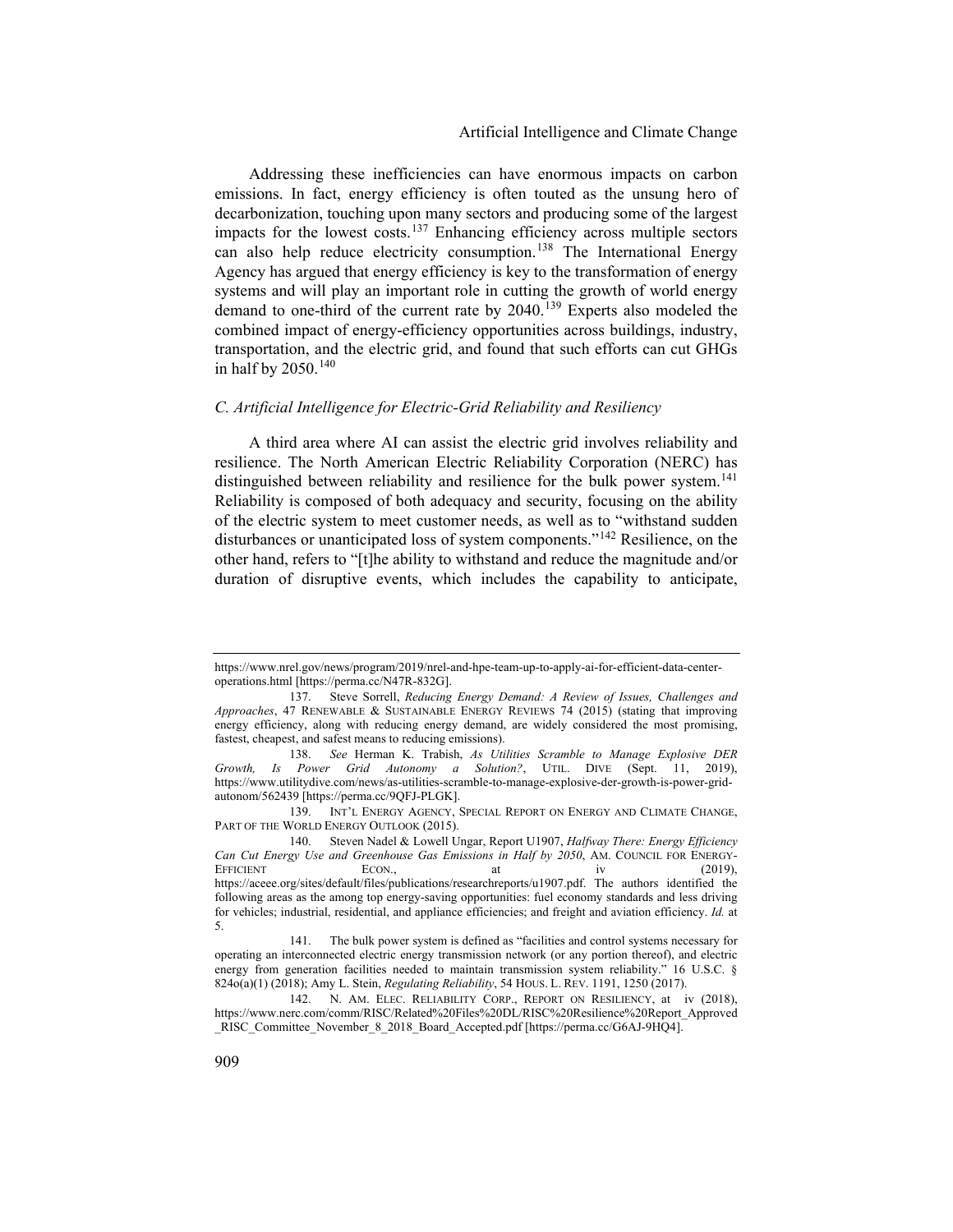Addressing these inefficiencies can have enormous impacts on carbon emissions. In fact, energy efficiency is often touted as the unsung hero of decarbonization, touching upon many sectors and producing some of the largest impacts for the lowest costs.[137] Enhancing efficiency across multiple sectors can also help reduce electricity consumption.[138] The International Energy Agency has argued that energy efficiency is key to the transformation of energy systems and will play an important role in cutting the growth of world energy demand to one-third of the current rate by 2040.[139] Experts also modeled the combined impact of energy-efficiency opportunities across buildings, industry, transportation, and the electric grid, and found that such efforts can cut GHGs in half by 2050.[140]

### *C. Artificial Intelligence for Electric-Grid Reliability and Resiliency*

A third area where AI can assist the electric grid involves reliability and resilience. The North American Electric Reliability Corporation (NERC) has distinguished between reliability and resilience for the bulk power system.[141] Reliability is composed of both adequacy and security, focusing on the ability of the electric system to meet customer needs, as well as to "withstand sudden disturbances or unanticipated loss of system components."[142] Resilience, on the other hand, refers to "[t]he ability to withstand and reduce the magnitude and/or duration of disruptive events, which includes the capability to anticipate,

---

https://www.nrel.gov/news/program/2019/nrel-and-hpe-team-up-to-apply-ai-for-efficient-data-center-operations.html [https://perma.cc/N47R-832G].

137. Steve Sorrell, *Reducing Energy Demand: A Review of Issues, Challenges and Approaches*, 47 RENEWABLE & SUSTAINABLE ENERGY REVIEWS 74 (2015) (stating that improving energy efficiency, along with reducing energy demand, are widely considered the most promising, fastest, cheapest, and safest means to reducing emissions).

138. *See* Herman K. Trabish, *As Utilities Scramble to Manage Explosive DER Growth, Is Power Grid Autonomy a Solution?*, UTIL. DIVE (Sept. 11, 2019), https://www.utilitydive.com/news/as-utilities-scramble-to-manage-explosive-der-growth-is-power-grid-autonom/562439 [https://perma.cc/9QFJ-PLGK].

139. INT'L ENERGY AGENCY, SPECIAL REPORT ON ENERGY AND CLIMATE CHANGE, PART OF THE WORLD ENERGY OUTLOOK (2015).

140. Steven Nadel & Lowell Ungar, Report U1907, *Halfway There: Energy Efficiency Can Cut Energy Use and Greenhouse Gas Emissions in Half by 2050*, AM. COUNCIL FOR ENERGY-EFFICIENT ECON., at iv (2019), https://aceee.org/sites/default/files/publications/researchreports/u1907.pdf. The authors identified the following areas as the among top energy-saving opportunities: fuel economy standards and less driving for vehicles; industrial, residential, and appliance efficiencies; and freight and aviation efficiency. *Id.* at 5.

141. The bulk power system is defined as "facilities and control systems necessary for operating an interconnected electric energy transmission network (or any portion thereof), and electric energy from generation facilities needed to maintain transmission system reliability." 16 U.S.C. § 824o(a)(1) (2018); Amy L. Stein, *Regulating Reliability*, 54 HOUS. L. REV. 1191, 1250 (2017).

142. N. AM. ELEC. RELIABILITY CORP., REPORT ON RESILIENCY, at iv (2018), https://www.nerc.com/comm/RISC/Related%20Files%20DL/RISC%20Resilience%20Report_Approved_RISC_Committee_November_8_2018_Board_Accepted.pdf [https://perma.cc/G6AJ-9HQ4].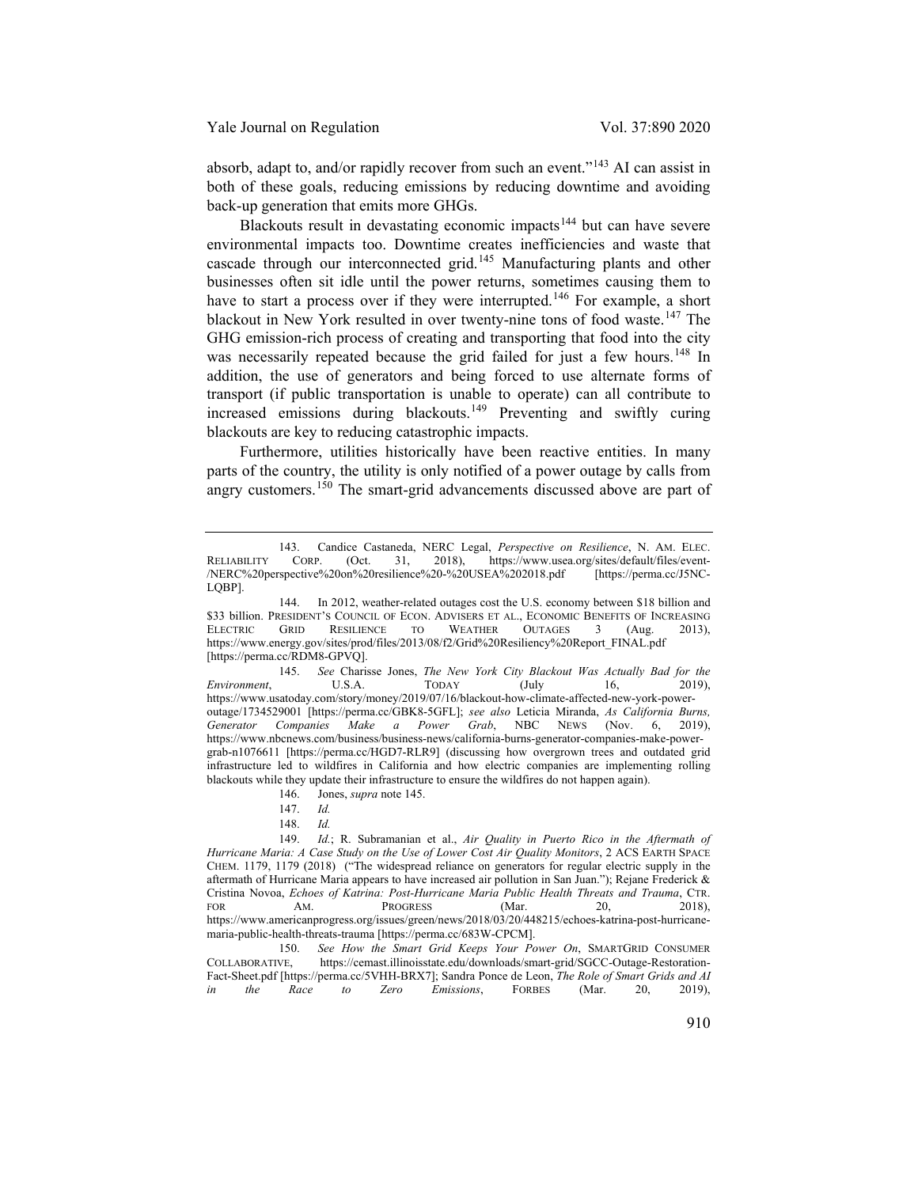absorb, adapt to, and/or rapidly recover from such an event."[143] AI can assist in both of these goals, reducing emissions by reducing downtime and avoiding back-up generation that emits more GHGs.

Blackouts result in devastating economic impacts[144] but can have severe environmental impacts too. Downtime creates inefficiencies and waste that cascade through our interconnected grid.[145] Manufacturing plants and other businesses often sit idle until the power returns, sometimes causing them to have to start a process over if they were interrupted.[146] For example, a short blackout in New York resulted in over twenty-nine tons of food waste.[147] The GHG emission-rich process of creating and transporting that food into the city was necessarily repeated because the grid failed for just a few hours.[148] In addition, the use of generators and being forced to use alternate forms of transport (if public transportation is unable to operate) can all contribute to increased emissions during blackouts.[149] Preventing and swiftly curing blackouts are key to reducing catastrophic impacts.

Furthermore, utilities historically have been reactive entities. In many parts of the country, the utility is only notified of a power outage by calls from angry customers.[150] The smart-grid advancements discussed above are part of

---

143. Candice Castaneda, NERC Legal, *Perspective on Resilience*, N. AM. ELEC. RELIABILITY CORP. (Oct. 31, 2018), https://www.usea.org/sites/default/files/event-/NERC%20perspective%20on%20resilience%20-%20USEA%202018.pdf [https://perma.cc/J5NC-LQBP].

144. In 2012, weather-related outages cost the U.S. economy between $18 billion and $33 billion. PRESIDENT'S COUNCIL OF ECON. ADVISERS ET AL., ECONOMIC BENEFITS OF INCREASING ELECTRIC GRID RESILIENCE TO WEATHER OUTAGES 3 (Aug. 2013), https://www.energy.gov/sites/prod/files/2013/08/f2/Grid%20Resiliency%20Report_FINAL.pdf [https://perma.cc/RDM8-GPVQ].

145. *See* Charisse Jones, *The New York City Blackout Was Actually Bad for the Environment*, U.S.A. TODAY (July 16, 2019), https://www.usatoday.com/story/money/2019/07/16/blackout-how-climate-affected-new-york-power-outage/1734529001 [https://perma.cc/GBK8-5GFL]; *see also* Leticia Miranda, *As California Burns, Generator Companies Make a Power Grab*, NBC NEWS (Nov. 6, 2019), https://www.nbcnews.com/business/business-news/california-burns-generator-companies-make-power-grab-n1076611 [https://perma.cc/HGD7-RLR9] (discussing how overgrown trees and outdated grid infrastructure led to wildfires in California and how electric companies are implementing rolling blackouts while they update their infrastructure to ensure the wildfires do not happen again).

146. Jones, *supra* note 145.

147. *Id.*

148. *Id.*

149. *Id.*; R. Subramanian et al., *Air Quality in Puerto Rico in the Aftermath of Hurricane Maria: A Case Study on the Use of Lower Cost Air Quality Monitors*, 2 ACS EARTH SPACE CHEM. 1179, 1179 (2018) ("The widespread reliance on generators for regular electric supply in the aftermath of Hurricane Maria appears to have increased air pollution in San Juan."); Rejane Frederick & Cristina Novoa, *Echoes of Katrina: Post-Hurricane Maria Public Health Threats and Trauma*, CTR. FOR AM. PROGRESS (Mar. 20, 2018), https://www.americanprogress.org/issues/green/news/2018/03/20/448215/echoes-katrina-post-hurricane-maria-public-health-threats-trauma [https://perma.cc/683W-CPCM].

150. *See How the Smart Grid Keeps Your Power On*, SMARTGRID CONSUMER COLLABORATIVE, https://cemast.illinoisstate.edu/downloads/smart-grid/SGCC-Outage-Restoration-Fact-Sheet.pdf [https://perma.cc/5VHH-BRX7]; Sandra Ponce de Leon, *The Role of Smart Grids and AI in the Race to Zero Emissions*, FORBES (Mar. 20, 2019),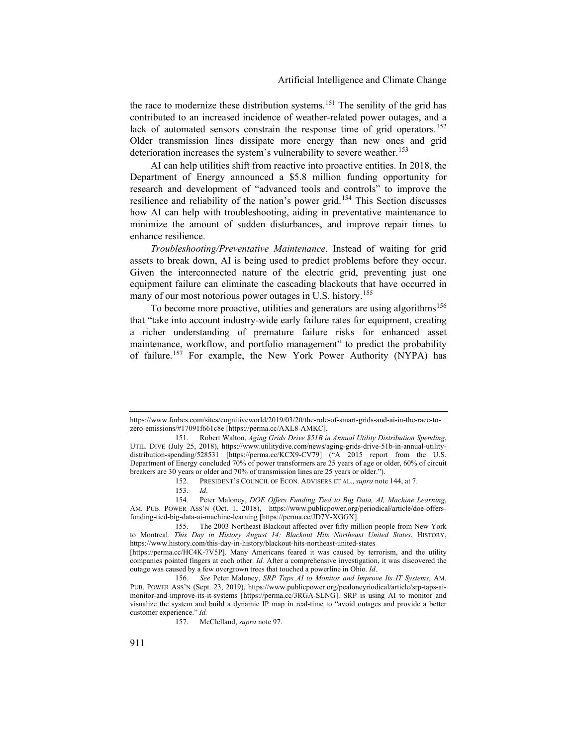the race to modernize these distribution systems.[151] The senility of the grid has contributed to an increased incidence of weather-related power outages, and a lack of automated sensors constrain the response time of grid operators.[152] Older transmission lines dissipate more energy than new ones and grid deterioration increases the system's vulnerability to severe weather.[153]

AI can help utilities shift from reactive into proactive entities. In 2018, the Department of Energy announced a $5.8 million funding opportunity for research and development of "advanced tools and controls" to improve the resilience and reliability of the nation's power grid.[154] This Section discusses how AI can help with troubleshooting, aiding in preventative maintenance to minimize the amount of sudden disturbances, and improve repair times to enhance resilience.

*Troubleshooting/Preventative Maintenance*. Instead of waiting for grid assets to break down, AI is being used to predict problems before they occur. Given the interconnected nature of the electric grid, preventing just one equipment failure can eliminate the cascading blackouts that have occurred in many of our most notorious power outages in U.S. history.[155]

To become more proactive, utilities and generators are using algorithms[156] that "take into account industry-wide early failure rates for equipment, creating a richer understanding of premature failure risks for enhanced asset maintenance, workflow, and portfolio management" to predict the probability of failure.[157] For example, the New York Power Authority (NYPA) has

---

https://www.forbes.com/sites/cognitiveworld/2019/03/20/the-role-of-smart-grids-and-ai-in-the-race-to-zero-emissions/#17091f661c8e [https://perma.cc/AXL8-AMKC].

151. Robert Walton, *Aging Grids Drive $51B in Annual Utility Distribution Spending*, UTIL. DIVE (July 25, 2018), https://www.utilitydive.com/news/aging-grids-drive-51b-in-annual-utility-distribution-spending/528531 [https://perma.cc/KCX9-CV79] ("A 2015 report from the U.S. Department of Energy concluded 70% of power transformers are 25 years of age or older, 60% of circuit breakers are 30 years or older and 70% of transmission lines are 25 years or older.").

152. PRESIDENT'S COUNCIL OF ECON. ADVISERS ET AL., *supra* note 144, at 7.

153. *Id*.

154. Peter Maloney, *DOE Offers Funding Tied to Big Data, AI, Machine Learning*, AM. PUB. POWER ASS'N (Oct. 1, 2018), https://www.publicpower.org/periodical/article/doe-offers-funding-tied-big-data-ai-machine-learning [https://perma.cc/JD7Y-XGGX].

155. The 2003 Northeast Blackout affected over fifty million people from New York to Montreal. *This Day in History August 14: Blackout Hits Northeast United States*, HISTORY, https://www.history.com/this-day-in-history/blackout-hits-northeast-united-states [https://perma.cc/HC4K-7V5P]. Many Americans feared it was caused by terrorism, and the utility companies pointed fingers at each other. *Id.* After a comprehensive investigation, it was discovered the outage was caused by a few overgrown trees that touched a powerline in Ohio. *Id*.

156. *See* Peter Maloney, *SRP Taps AI to Monitor and Improve Its IT Systems*, AM. PUB. POWER ASS'N (Sept. 23, 2019), https://www.publicpower.org/pealoneyriodical/article/srp-taps-ai-monitor-and-improve-its-it-systems [https://perma.cc/3RGA-SLNG]. SRP is using AI to monitor and visualize the system and build a dynamic IP map in real-time to "avoid outages and provide a better customer experience." *Id.*

157. McClelland, *supra* note 97.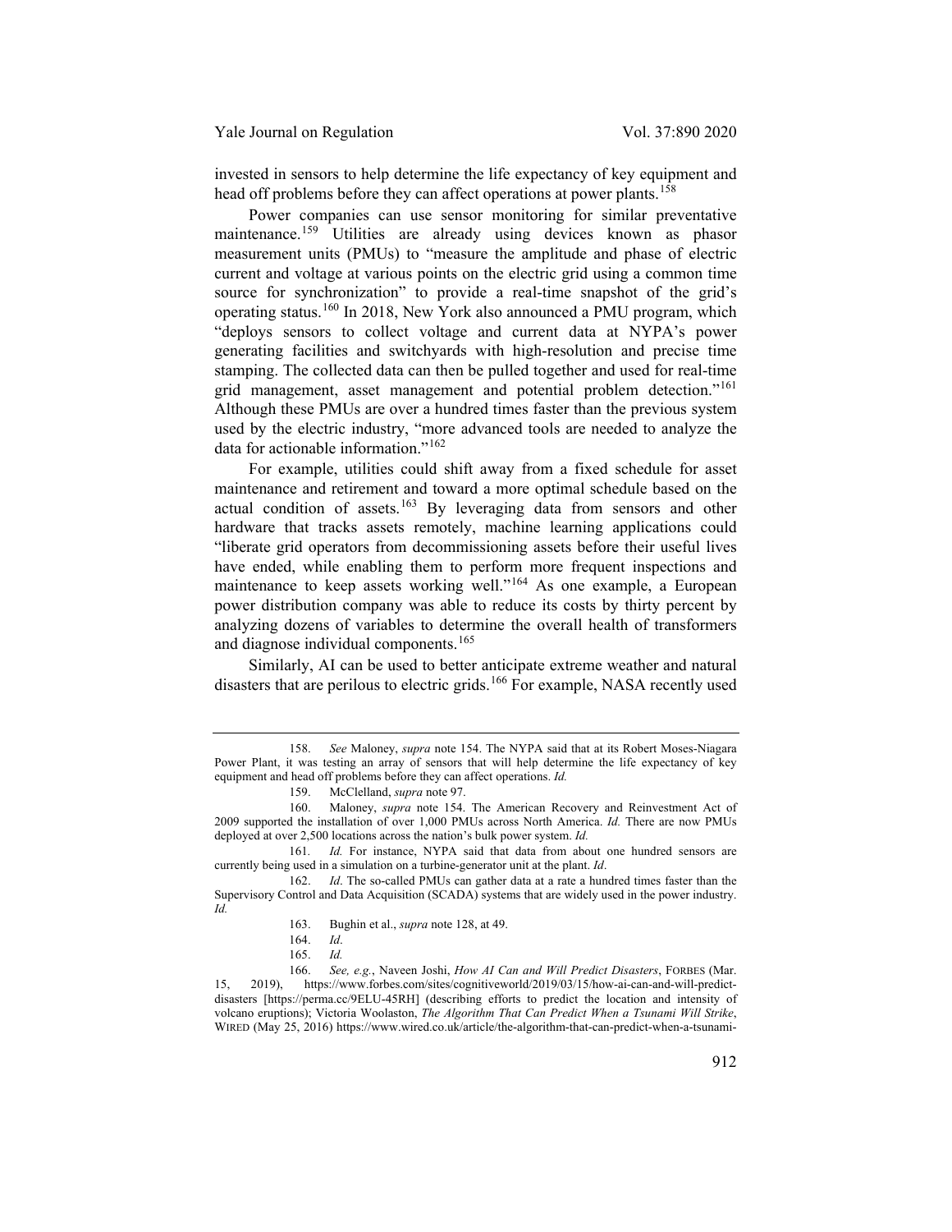invested in sensors to help determine the life expectancy of key equipment and head off problems before they can affect operations at power plants.[158]

Power companies can use sensor monitoring for similar preventative maintenance.[159] Utilities are already using devices known as phasor measurement units (PMUs) to "measure the amplitude and phase of electric current and voltage at various points on the electric grid using a common time source for synchronization" to provide a real-time snapshot of the grid's operating status.[160] In 2018, New York also announced a PMU program, which "deploys sensors to collect voltage and current data at NYPA's power generating facilities and switchyards with high-resolution and precise time stamping. The collected data can then be pulled together and used for real-time grid management, asset management and potential problem detection."[161] Although these PMUs are over a hundred times faster than the previous system used by the electric industry, "more advanced tools are needed to analyze the data for actionable information."[162]

For example, utilities could shift away from a fixed schedule for asset maintenance and retirement and toward a more optimal schedule based on the actual condition of assets.[163] By leveraging data from sensors and other hardware that tracks assets remotely, machine learning applications could "liberate grid operators from decommissioning assets before their useful lives have ended, while enabling them to perform more frequent inspections and maintenance to keep assets working well."[164] As one example, a European power distribution company was able to reduce its costs by thirty percent by analyzing dozens of variables to determine the overall health of transformers and diagnose individual components.[165]

Similarly, AI can be used to better anticipate extreme weather and natural disasters that are perilous to electric grids.[166] For example, NASA recently used

---

158. *See* Maloney, *supra* note 154. The NYPA said that at its Robert Moses-Niagara Power Plant, it was testing an array of sensors that will help determine the life expectancy of key equipment and head off problems before they can affect operations. *Id.*

159. McClelland, *supra* note 97.

160. Maloney, *supra* note 154. The American Recovery and Reinvestment Act of 2009 supported the installation of over 1,000 PMUs across North America. *Id.* There are now PMUs deployed at over 2,500 locations across the nation's bulk power system. *Id.*

161. *Id.* For instance, NYPA said that data from about one hundred sensors are currently being used in a simulation on a turbine-generator unit at the plant. *Id*.

162. *Id*. The so-called PMUs can gather data at a rate a hundred times faster than the Supervisory Control and Data Acquisition (SCADA) systems that are widely used in the power industry. *Id.*

163. Bughin et al., *supra* note 128, at 49.

164. *Id*.

165. *Id.*

166. *See, e.g.*, Naveen Joshi, *How AI Can and Will Predict Disasters*, FORBES (Mar. 15, 2019), https://www.forbes.com/sites/cognitiveworld/2019/03/15/how-ai-can-and-will-predict-disasters [https://perma.cc/9ELU-45RH] (describing efforts to predict the location and intensity of volcano eruptions); Victoria Woolaston, *The Algorithm That Can Predict When a Tsunami Will Strike*, WIRED (May 25, 2016) https://www.wired.co.uk/article/the-algorithm-that-can-predict-when-a-tsunami-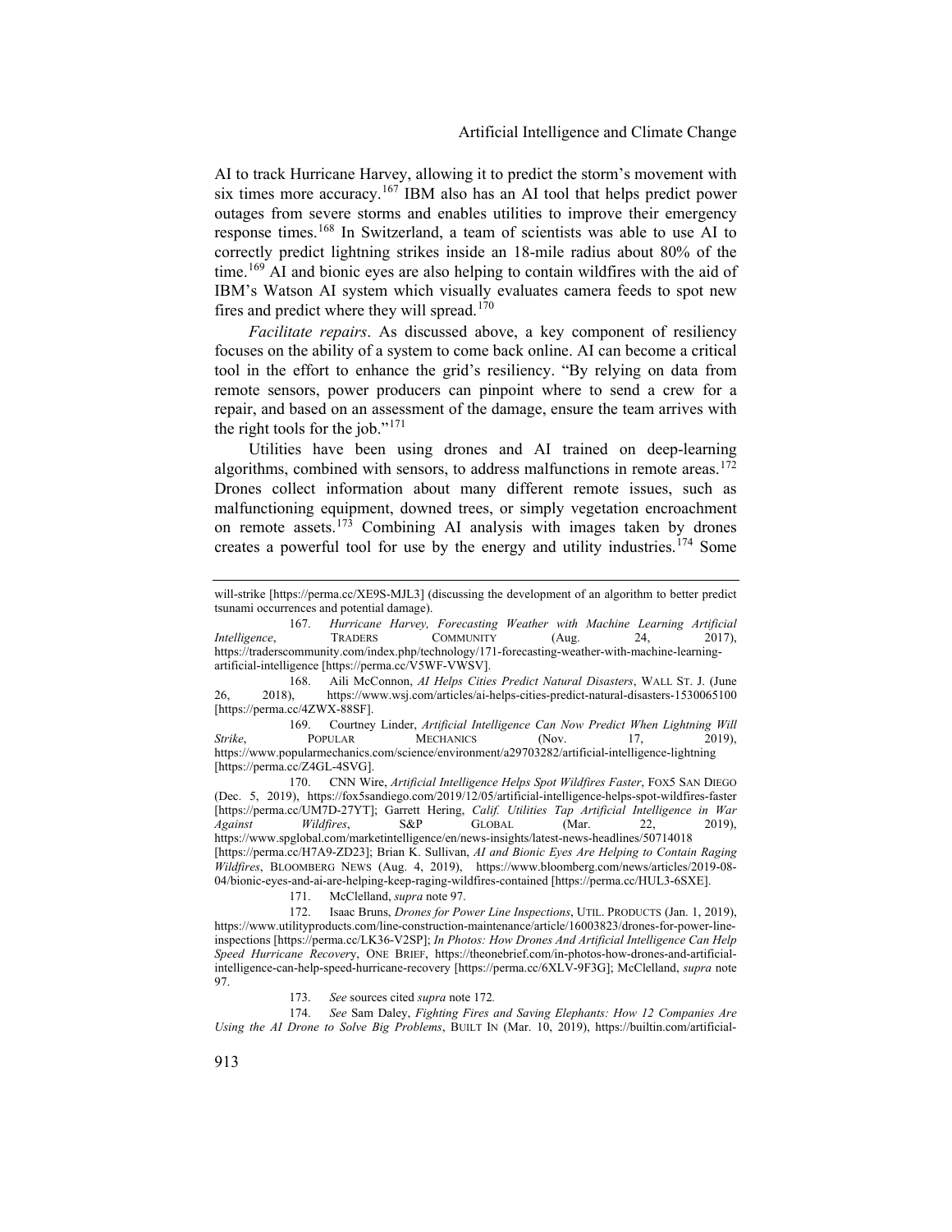AI to track Hurricane Harvey, allowing it to predict the storm's movement with six times more accuracy.[167] IBM also has an AI tool that helps predict power outages from severe storms and enables utilities to improve their emergency response times.[168] In Switzerland, a team of scientists was able to use AI to correctly predict lightning strikes inside an 18-mile radius about 80% of the time.[169] AI and bionic eyes are also helping to contain wildfires with the aid of IBM's Watson AI system which visually evaluates camera feeds to spot new fires and predict where they will spread.[170]

*Facilitate repairs*. As discussed above, a key component of resiliency focuses on the ability of a system to come back online. AI can become a critical tool in the effort to enhance the grid's resiliency. "By relying on data from remote sensors, power producers can pinpoint where to send a crew for a repair, and based on an assessment of the damage, ensure the team arrives with the right tools for the job."[171]

Utilities have been using drones and AI trained on deep-learning algorithms, combined with sensors, to address malfunctions in remote areas.[172] Drones collect information about many different remote issues, such as malfunctioning equipment, downed trees, or simply vegetation encroachment on remote assets.[173] Combining AI analysis with images taken by drones creates a powerful tool for use by the energy and utility industries.[174] Some

---

will-strike [https://perma.cc/XE9S-MJL3] (discussing the development of an algorithm to better predict tsunami occurrences and potential damage).

167. *Hurricane Harvey, Forecasting Weather with Machine Learning Artificial Intelligence*, TRADERS COMMUNITY (Aug. 24, 2017), https://traderscommunity.com/index.php/technology/171-forecasting-weather-with-machine-learning-artificial-intelligence [https://perma.cc/V5WF-VWSV].

168. Aili McConnon, *AI Helps Cities Predict Natural Disasters*, WALL ST. J. (June 26, 2018), https://www.wsj.com/articles/ai-helps-cities-predict-natural-disasters-1530065100 [https://perma.cc/4ZWX-88SF].

169. Courtney Linder, *Artificial Intelligence Can Now Predict When Lightning Will Strike*, POPULAR MECHANICS (Nov. 17, 2019), https://www.popularmechanics.com/science/environment/a29703282/artificial-intelligence-lightning [https://perma.cc/Z4GL-4SVG].

170. CNN Wire, *Artificial Intelligence Helps Spot Wildfires Faster*, FOX5 SAN DIEGO (Dec. 5, 2019), https://fox5sandiego.com/2019/12/05/artificial-intelligence-helps-spot-wildfires-faster [https://perma.cc/UM7D-27YT]; Garrett Hering, *Calif. Utilities Tap Artificial Intelligence in War Against Wildfires*, S&P GLOBAL (Mar. 22, 2019), https://www.spglobal.com/marketintelligence/en/news-insights/latest-news-headlines/50714018 [https://perma.cc/H7A9-ZD23]; Brian K. Sullivan, *AI and Bionic Eyes Are Helping to Contain Raging Wildfires*, BLOOMBERG NEWS (Aug. 4, 2019), https://www.bloomberg.com/news/articles/2019-08-04/bionic-eyes-and-ai-are-helping-keep-raging-wildfires-contained [https://perma.cc/HUL3-6SXE].

171. McClelland, *supra* note 97.

172. Isaac Bruns, *Drones for Power Line Inspections*, UTIL. PRODUCTS (Jan. 1, 2019), https://www.utilityproducts.com/line-construction-maintenance/article/16003823/drones-for-power-line-inspections [https://perma.cc/LK36-V2SP]; *In Photos: How Drones And Artificial Intelligence Can Help Speed Hurricane Recovery*, ONE BRIEF, https://theonebrief.com/in-photos-how-drones-and-artificial-intelligence-can-help-speed-hurricane-recovery [https://perma.cc/6XLV-9F3G]; McClelland, *supra* note 97.

173. *See* sources cited *supra* note 172.

174. *See* Sam Daley, *Fighting Fires and Saving Elephants: How 12 Companies Are Using the AI Drone to Solve Big Problems*, BUILT IN (Mar. 10, 2019), https://builtin.com/artificial-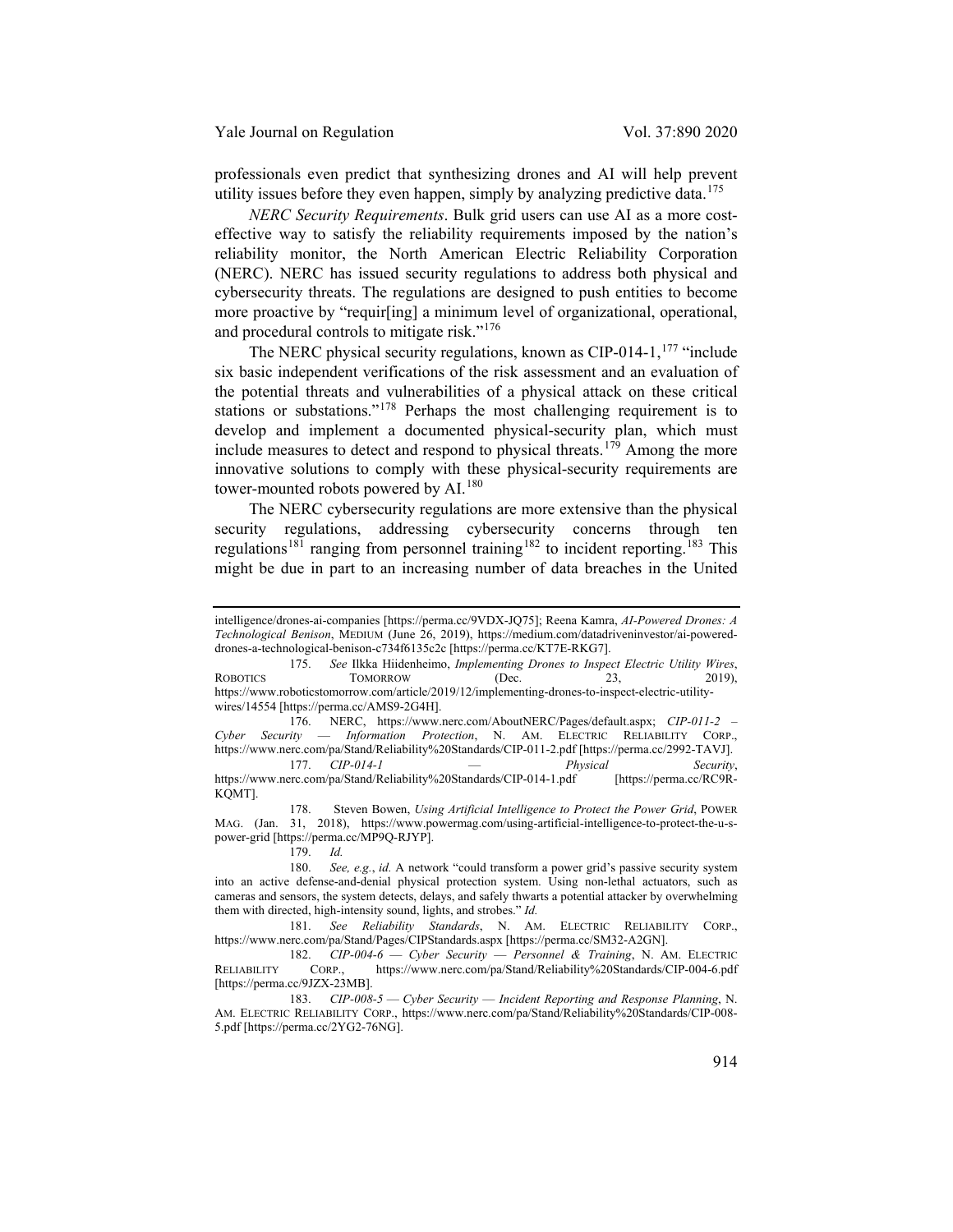professionals even predict that synthesizing drones and AI will help prevent utility issues before they even happen, simply by analyzing predictive data.[175]

*NERC Security Requirements*. Bulk grid users can use AI as a more cost-effective way to satisfy the reliability requirements imposed by the nation's reliability monitor, the North American Electric Reliability Corporation (NERC). NERC has issued security regulations to address both physical and cybersecurity threats. The regulations are designed to push entities to become more proactive by "requir[ing] a minimum level of organizational, operational, and procedural controls to mitigate risk."[176]

The NERC physical security regulations, known as CIP-014-1,[177] "include six basic independent verifications of the risk assessment and an evaluation of the potential threats and vulnerabilities of a physical attack on these critical stations or substations."[178] Perhaps the most challenging requirement is to develop and implement a documented physical-security plan, which must include measures to detect and respond to physical threats.[179] Among the more innovative solutions to comply with these physical-security requirements are tower-mounted robots powered by AI.[180]

The NERC cybersecurity regulations are more extensive than the physical security regulations, addressing cybersecurity concerns through ten regulations[181] ranging from personnel training[182] to incident reporting.[183] This might be due in part to an increasing number of data breaches in the United

---

intelligence/drones-ai-companies [https://perma.cc/9VDX-JQ75]; Reena Kamra, *AI-Powered Drones: A Technological Benison*, MEDIUM (June 26, 2019), https://medium.com/datadriveninvestor/ai-powered-drones-a-technological-benison-c734f6135c2c [https://perma.cc/KT7E-RKG7].

175. *See* Ilkka Hiidenheimo, *Implementing Drones to Inspect Electric Utility Wires*, ROBOTICS TOMORROW (Dec. 23, 2019), https://www.roboticstomorrow.com/article/2019/12/implementing-drones-to-inspect-electric-utility-wires/14554 [https://perma.cc/AMS9-2G4H].

176. NERC, https://www.nerc.com/AboutNERC/Pages/default.aspx; *CIP-011-2 – Cyber Security — Information Protection*, N. AM. ELECTRIC RELIABILITY CORP., https://www.nerc.com/pa/Stand/Reliability%20Standards/CIP-011-2.pdf [https://perma.cc/2992-TAVJ].

177. *CIP-014-1 — Physical Security*, https://www.nerc.com/pa/Stand/Reliability%20Standards/CIP-014-1.pdf [https://perma.cc/RC9R-KQMT].

178. Steven Bowen, *Using Artificial Intelligence to Protect the Power Grid*, POWER MAG. (Jan. 31, 2018), https://www.powermag.com/using-artificial-intelligence-to-protect-the-u-s-power-grid [https://perma.cc/MP9Q-RJYP].

179. *Id.*

180. *See, e.g.*, *id.* A network "could transform a power grid's passive security system into an active defense-and-denial physical protection system. Using non-lethal actuators, such as cameras and sensors, the system detects, delays, and safely thwarts a potential attacker by overwhelming them with directed, high-intensity sound, lights, and strobes." *Id.*

181. *See Reliability Standards*, N. AM. ELECTRIC RELIABILITY CORP., https://www.nerc.com/pa/Stand/Pages/CIPStandards.aspx [https://perma.cc/SM32-A2GN].

182. *CIP-004-6 — Cyber Security — Personnel & Training*, N. AM. ELECTRIC RELIABILITY CORP., https://www.nerc.com/pa/Stand/Reliability%20Standards/CIP-004-6.pdf [https://perma.cc/9JZX-23MB].

183. *CIP-008-5 — Cyber Security — Incident Reporting and Response Planning*, N. AM. ELECTRIC RELIABILITY CORP., https://www.nerc.com/pa/Stand/Reliability%20Standards/CIP-008-5.pdf [https://perma.cc/2YG2-76NG].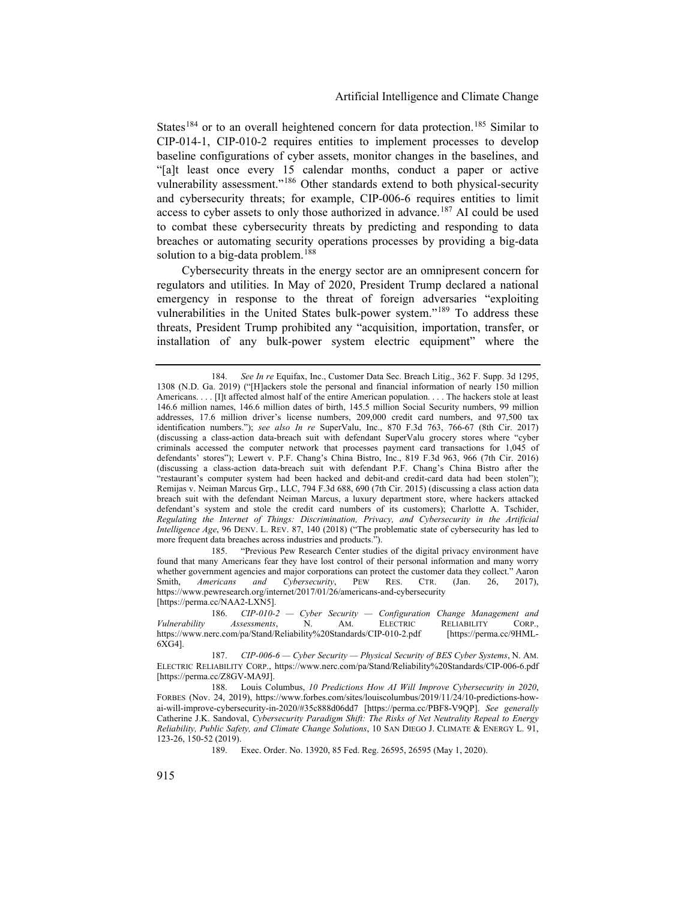States[184] or to an overall heightened concern for data protection.[185] Similar to CIP-014-1, CIP-010-2 requires entities to implement processes to develop baseline configurations of cyber assets, monitor changes in the baselines, and "[a]t least once every 15 calendar months, conduct a paper or active vulnerability assessment."[186] Other standards extend to both physical-security and cybersecurity threats; for example, CIP-006-6 requires entities to limit access to cyber assets to only those authorized in advance.[187] AI could be used to combat these cybersecurity threats by predicting and responding to data breaches or automating security operations processes by providing a big-data solution to a big-data problem.[188]

Cybersecurity threats in the energy sector are an omnipresent concern for regulators and utilities. In May of 2020, President Trump declared a national emergency in response to the threat of foreign adversaries "exploiting vulnerabilities in the United States bulk-power system."[189] To address these threats, President Trump prohibited any "acquisition, importation, transfer, or installation of any bulk-power system electric equipment" where the

---

184. *See In re* Equifax, Inc., Customer Data Sec. Breach Litig., 362 F. Supp. 3d 1295, 1308 (N.D. Ga. 2019) ("[H]ackers stole the personal and financial information of nearly 150 million Americans. . . . [I]t affected almost half of the entire American population. . . . The hackers stole at least 146.6 million names, 146.6 million dates of birth, 145.5 million Social Security numbers, 99 million addresses, 17.6 million driver's license numbers, 209,000 credit card numbers, and 97,500 tax identification numbers."); *see also In re* SuperValu, Inc., 870 F.3d 763, 766-67 (8th Cir. 2017) (discussing a class-action data-breach suit with defendant SuperValu grocery stores where "cyber criminals accessed the computer network that processes payment card transactions for 1,045 of defendants' stores"); Lewert v. P.F. Chang's China Bistro, Inc., 819 F.3d 963, 966 (7th Cir. 2016) (discussing a class-action data-breach suit with defendant P.F. Chang's China Bistro after the "restaurant's computer system had been hacked and debit-and credit-card data had been stolen"); Remijas v. Neiman Marcus Grp., LLC, 794 F.3d 688, 690 (7th Cir. 2015) (discussing a class action data breach suit with the defendant Neiman Marcus, a luxury department store, where hackers attacked defendant's system and stole the credit card numbers of its customers); Charlotte A. Tschider, *Regulating the Internet of Things: Discrimination, Privacy, and Cybersecurity in the Artificial Intelligence Age*, 96 DENV. L. REV. 87, 140 (2018) ("The problematic state of cybersecurity has led to more frequent data breaches across industries and products.").

185. "Previous Pew Research Center studies of the digital privacy environment have found that many Americans fear they have lost control of their personal information and many worry whether government agencies and major corporations can protect the customer data they collect." Aaron Smith, *Americans and Cybersecurity*, PEW RES. CTR. (Jan. 26, 2017), https://www.pewresearch.org/internet/2017/01/26/americans-and-cybersecurity [https://perma.cc/NAA2-LXN5].

186. *CIP-010-2 — Cyber Security — Configuration Change Management and Vulnerability Assessments*, N. AM. ELECTRIC RELIABILITY CORP., https://www.nerc.com/pa/Stand/Reliability%20Standards/CIP-010-2.pdf [https://perma.cc/9HML-6XG4].

187. *CIP-006-6 — Cyber Security — Physical Security of BES Cyber Systems*, N. AM. ELECTRIC RELIABILITY CORP., https://www.nerc.com/pa/Stand/Reliability%20Standards/CIP-006-6.pdf [https://perma.cc/Z8GV-MA9J].

188. Louis Columbus, *10 Predictions How AI Will Improve Cybersecurity in 2020*, FORBES (Nov. 24, 2019), https://www.forbes.com/sites/louiscolumbus/2019/11/24/10-predictions-how-ai-will-improve-cybersecurity-in-2020/#35c888d06dd7 [https://perma.cc/PBF8-V9QP]. *See generally* Catherine J.K. Sandoval, *Cybersecurity Paradigm Shift: The Risks of Net Neutrality Repeal to Energy Reliability, Public Safety, and Climate Change Solutions*, 10 SAN DIEGO J. CLIMATE & ENERGY L. 91, 123-26, 150-52 (2019).

189. Exec. Order. No. 13920, 85 Fed. Reg. 26595, 26595 (May 1, 2020).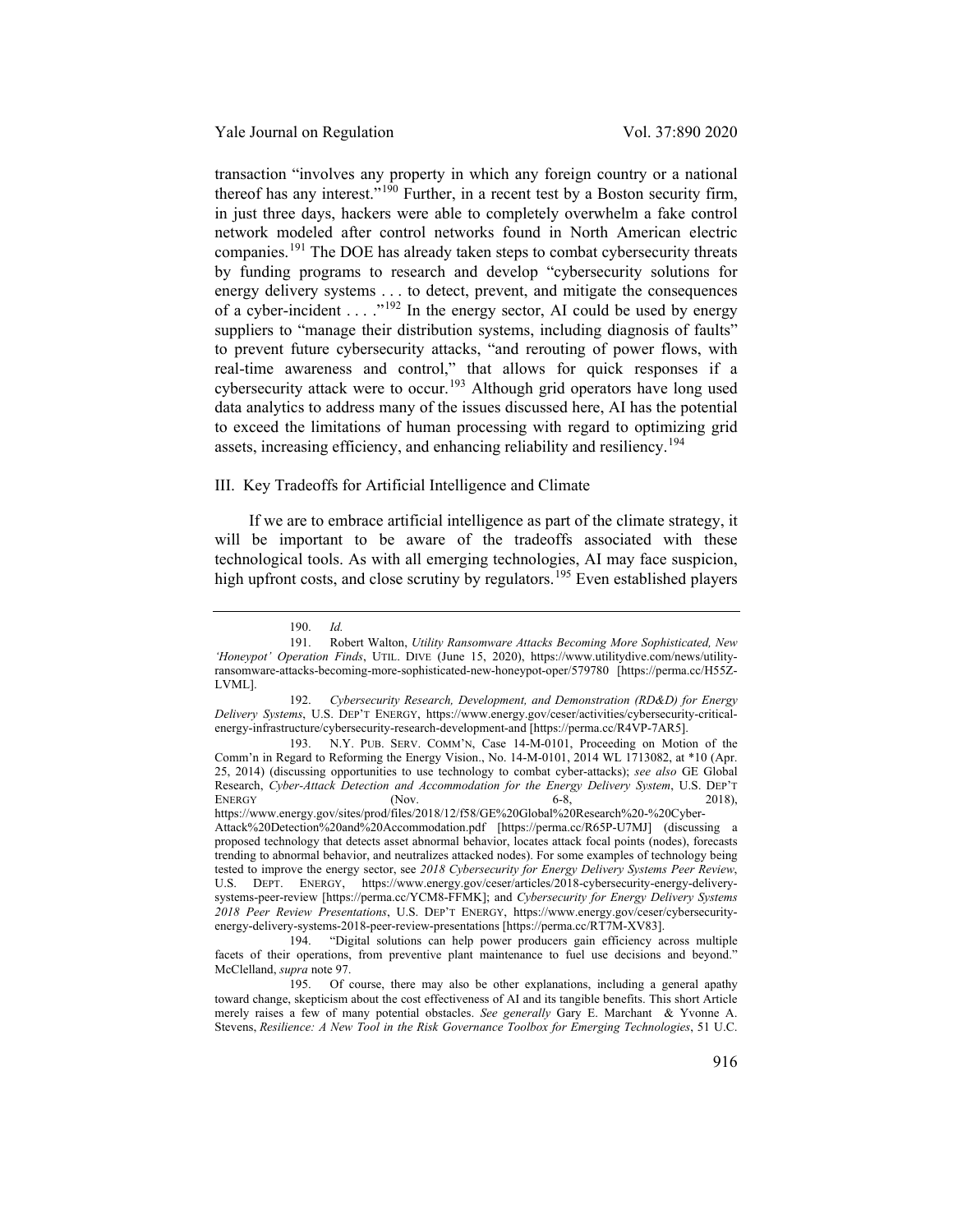transaction "involves any property in which any foreign country or a national thereof has any interest."[190] Further, in a recent test by a Boston security firm, in just three days, hackers were able to completely overwhelm a fake control network modeled after control networks found in North American electric companies.[191] The DOE has already taken steps to combat cybersecurity threats by funding programs to research and develop "cybersecurity solutions for energy delivery systems . . . to detect, prevent, and mitigate the consequences of a cyber-incident . . . ."[192] In the energy sector, AI could be used by energy suppliers to "manage their distribution systems, including diagnosis of faults" to prevent future cybersecurity attacks, "and rerouting of power flows, with real-time awareness and control," that allows for quick responses if a cybersecurity attack were to occur.[193] Although grid operators have long used data analytics to address many of the issues discussed here, AI has the potential to exceed the limitations of human processing with regard to optimizing grid assets, increasing efficiency, and enhancing reliability and resiliency.[194]

## III. Key Tradeoffs for Artificial Intelligence and Climate

If we are to embrace artificial intelligence as part of the climate strategy, it will be important to be aware of the tradeoffs associated with these technological tools. As with all emerging technologies, AI may face suspicion, high upfront costs, and close scrutiny by regulators.[195] Even established players

---

190. *Id.*

191. Robert Walton, *Utility Ransomware Attacks Becoming More Sophisticated, New 'Honeypot' Operation Finds*, UTIL. DIVE (June 15, 2020), https://www.utilitydive.com/news/utility-ransomware-attacks-becoming-more-sophisticated-new-honeypot-oper/579780 [https://perma.cc/H55Z-LVML].

192. *Cybersecurity Research, Development, and Demonstration (RD&D) for Energy Delivery Systems*, U.S. DEP'T ENERGY, https://www.energy.gov/ceser/activities/cybersecurity-critical-energy-infrastructure/cybersecurity-research-development-and [https://perma.cc/R4VP-7AR5].

193. N.Y. PUB. SERV. COMM'N, Case 14-M-0101, Proceeding on Motion of the Comm'n in Regard to Reforming the Energy Vision., No. 14-M-0101, 2014 WL 1713082, at *10 (Apr. 25, 2014) (discussing opportunities to use technology to combat cyber-attacks); *see also* GE Global Research, *Cyber-Attack Detection and Accommodation for the Energy Delivery System*, U.S. DEP'T ENERGY (Nov. 6-8, 2018), https://www.energy.gov/sites/prod/files/2018/12/f58/GE%20Global%20Research%20-%20Cyber-Attack%20Detection%20and%20Accommodation.pdf [https://perma.cc/R65P-U7MJ] (discussing a proposed technology that detects asset abnormal behavior, locates attack focal points (nodes), forecasts trending to abnormal behavior, and neutralizes attacked nodes). For some examples of technology being tested to improve the energy sector, see *2018 Cybersecurity for Energy Delivery Systems Peer Review*, U.S. DEPT. ENERGY, https://www.energy.gov/ceser/articles/2018-cybersecurity-energy-delivery-systems-peer-review [https://perma.cc/YCM8-FFMK]; and *Cybersecurity for Energy Delivery Systems 2018 Peer Review Presentations*, U.S. DEP'T ENERGY, https://www.energy.gov/ceser/cybersecurity-energy-delivery-systems-2018-peer-review-presentations [https://perma.cc/RT7M-XV83].

194. "Digital solutions can help power producers gain efficiency across multiple facets of their operations, from preventive plant maintenance to fuel use decisions and beyond." McClelland, *supra* note 97.

195. Of course, there may also be other explanations, including a general apathy toward change, skepticism about the cost effectiveness of AI and its tangible benefits. This short Article merely raises a few of many potential obstacles. *See generally* Gary E. Marchant & Yvonne A. Stevens, *Resilience: A New Tool in the Risk Governance Toolbox for Emerging Technologies*, 51 U.C.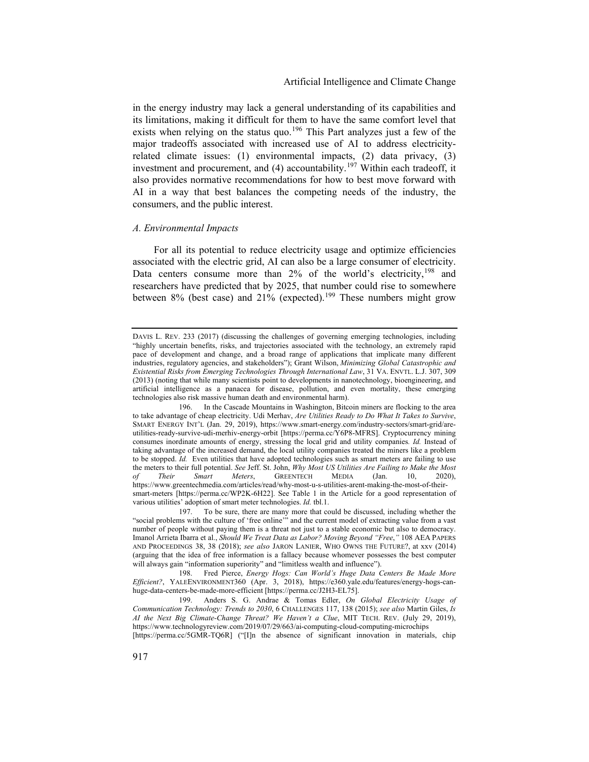in the energy industry may lack a general understanding of its capabilities and its limitations, making it difficult for them to have the same comfort level that exists when relying on the status quo.[196] This Part analyzes just a few of the major tradeoffs associated with increased use of AI to address electricity-related climate issues: (1) environmental impacts, (2) data privacy, (3) investment and procurement, and (4) accountability.[197] Within each tradeoff, it also provides normative recommendations for how to best move forward with AI in a way that best balances the competing needs of the industry, the consumers, and the public interest.

### *A. Environmental Impacts*

For all its potential to reduce electricity usage and optimize efficiencies associated with the electric grid, AI can also be a large consumer of electricity. Data centers consume more than 2% of the world's electricity,[198] and researchers have predicted that by 2025, that number could rise to somewhere between 8% (best case) and 21% (expected).[199] These numbers might grow

---

DAVIS L. REV. 233 (2017) (discussing the challenges of governing emerging technologies, including "highly uncertain benefits, risks, and trajectories associated with the technology, an extremely rapid pace of development and change, and a broad range of applications that implicate many different industries, regulatory agencies, and stakeholders"); Grant Wilson, *Minimizing Global Catastrophic and Existential Risks from Emerging Technologies Through International Law*, 31 VA. ENVTL. L.J. 307, 309 (2013) (noting that while many scientists point to developments in nanotechnology, bioengineering, and artificial intelligence as a panacea for disease, pollution, and even mortality, these emerging technologies also risk massive human death and environmental harm).

196. In the Cascade Mountains in Washington, Bitcoin miners are flocking to the area to take advantage of cheap electricity. Udi Merhav, *Are Utilities Ready to Do What It Takes to Survive*, SMART ENERGY INT'L (Jan. 29, 2019), https://www.smart-energy.com/industry-sectors/smart-grid/are-utilities-ready-survive-udi-merhiv-energy-orbit [https://perma.cc/Y6P8-MFRS]. Cryptocurrency mining consumes inordinate amounts of energy, stressing the local grid and utility companies. *Id.* Instead of taking advantage of the increased demand, the local utility companies treated the miners like a problem to be stopped. *Id.* Even utilities that have adopted technologies such as smart meters are failing to use the meters to their full potential. *See* Jeff. St. John, *Why Most US Utilities Are Failing to Make the Most of Their Smart Meters*, GREENTECH MEDIA (Jan. 10, 2020), https://www.greentechmedia.com/articles/read/why-most-u-s-utilities-arent-making-the-most-of-their-smart-meters [https://perma.cc/WP2K-6H22]. See Table 1 in the Article for a good representation of various utilities' adoption of smart meter technologies. *Id.* tbl.1.

197. To be sure, there are many more that could be discussed, including whether the "social problems with the culture of 'free online'" and the current model of extracting value from a vast number of people without paying them is a threat not just to a stable economic but also to democracy. Imanol Arrieta Ibarra et al., *Should We Treat Data as Labor? Moving Beyond "Free,"* 108 AEA PAPERS AND PROCEEDINGS 38, 38 (2018); *see also* JARON LANIER, WHO OWNS THE FUTURE?, at xxv (2014) (arguing that the idea of free information is a fallacy because whomever possesses the best computer will always gain "information superiority" and "limitless wealth and influence").

198. Fred Pierce, *Energy Hogs: Can World's Huge Data Centers Be Made More Efficient?*, YALEENVIRONMENT360 (Apr. 3, 2018), https://e360.yale.edu/features/energy-hogs-can-huge-data-centers-be-made-more-efficient [https://perma.cc/J2H3-EL75].

199. Anders S. G. Andrae & Tomas Edler, *On Global Electricity Usage of Communication Technology: Trends to 2030*, 6 CHALLENGES 117, 138 (2015); *see also* Martin Giles, *Is AI the Next Big Climate-Change Threat? We Haven't a Clue*, MIT TECH. REV. (July 29, 2019), https://www.technologyreview.com/2019/07/29/663/ai-computing-cloud-computing-microchips [https://perma.cc/5GMR-TQ6R] ("[I]n the absence of significant innovation in materials, chip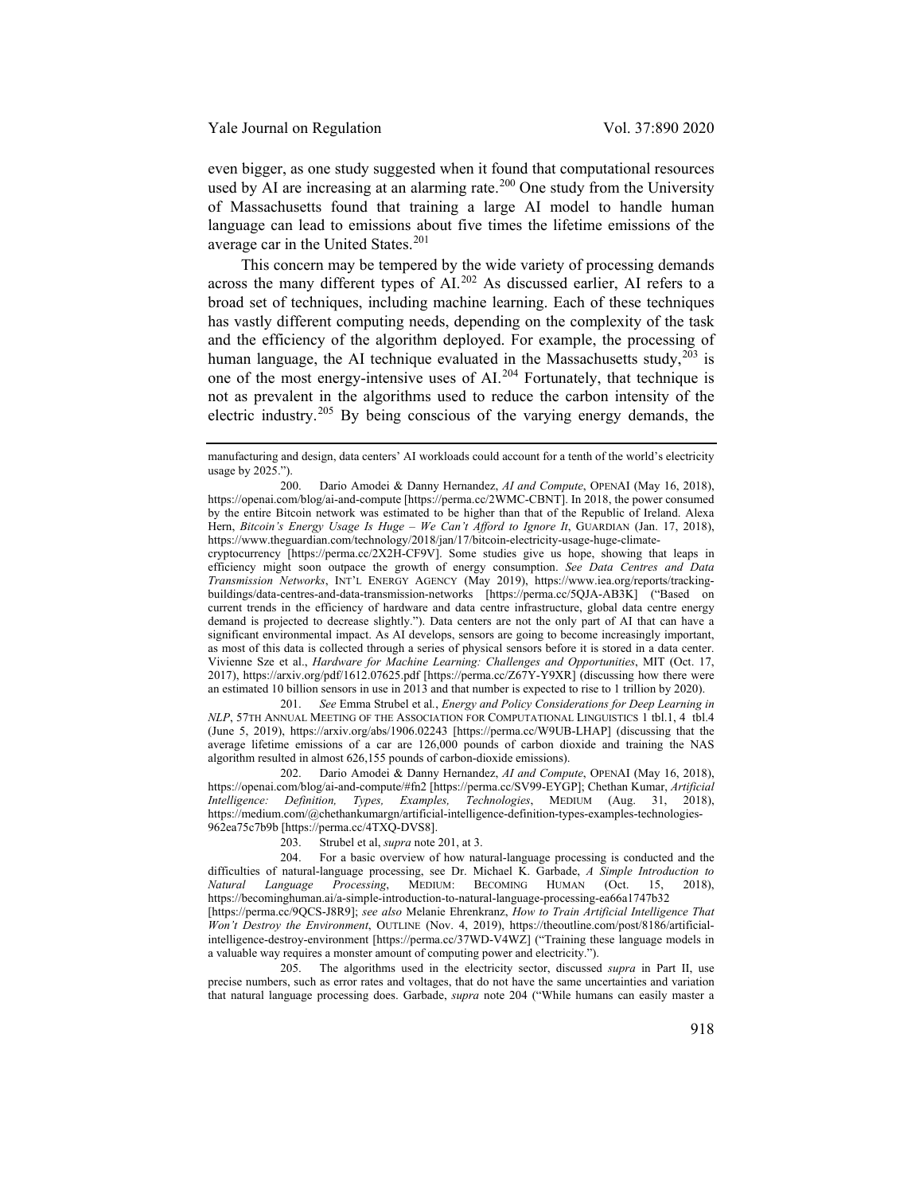even bigger, as one study suggested when it found that computational resources used by AI are increasing at an alarming rate.[200] One study from the University of Massachusetts found that training a large AI model to handle human language can lead to emissions about five times the lifetime emissions of the average car in the United States.[201]

This concern may be tempered by the wide variety of processing demands across the many different types of AI.[202] As discussed earlier, AI refers to a broad set of techniques, including machine learning. Each of these techniques has vastly different computing needs, depending on the complexity of the task and the efficiency of the algorithm deployed. For example, the processing of human language, the AI technique evaluated in the Massachusetts study,[203] is one of the most energy-intensive uses of AI.[204] Fortunately, that technique is not as prevalent in the algorithms used to reduce the carbon intensity of the electric industry.[205] By being conscious of the varying energy demands, the

---

manufacturing and design, data centers' AI workloads could account for a tenth of the world's electricity usage by 2025.").

200. Dario Amodei & Danny Hernandez, *AI and Compute*, OPENAI (May 16, 2018), https://openai.com/blog/ai-and-compute [https://perma.cc/2WMC-CBNT]. In 2018, the power consumed by the entire Bitcoin network was estimated to be higher than that of the Republic of Ireland. Alexa Hern, *Bitcoin's Energy Usage Is Huge – We Can't Afford to Ignore It*, GUARDIAN (Jan. 17, 2018), https://www.theguardian.com/technology/2018/jan/17/bitcoin-electricity-usage-huge-climate-cryptocurrency [https://perma.cc/2X2H-CF9V]. Some studies give us hope, showing that leaps in efficiency might soon outpace the growth of energy consumption. *See Data Centres and Data Transmission Networks*, INT'L ENERGY AGENCY (May 2019), https://www.iea.org/reports/tracking-buildings/data-centres-and-data-transmission-networks [https://perma.cc/5QJA-AB3K] ("Based on current trends in the efficiency of hardware and data centre infrastructure, global data centre energy demand is projected to decrease slightly."). Data centers are not the only part of AI that can have a significant environmental impact. As AI develops, sensors are going to become increasingly important, as most of this data is collected through a series of physical sensors before it is stored in a data center. Vivienne Sze et al., *Hardware for Machine Learning: Challenges and Opportunities*, MIT (Oct. 17, 2017), https://arxiv.org/pdf/1612.07625.pdf [https://perma.cc/Z67Y-Y9XR] (discussing how there were an estimated 10 billion sensors in use in 2013 and that number is expected to rise to 1 trillion by 2020).

201. *See* Emma Strubel et al., *Energy and Policy Considerations for Deep Learning in NLP*, 57TH ANNUAL MEETING OF THE ASSOCIATION FOR COMPUTATIONAL LINGUISTICS 1 tbl.1, 4 tbl.4 (June 5, 2019), https://arxiv.org/abs/1906.02243 [https://perma.cc/W9UB-LHAP] (discussing that the average lifetime emissions of a car are 126,000 pounds of carbon dioxide and training the NAS algorithm resulted in almost 626,155 pounds of carbon-dioxide emissions).

202. Dario Amodei & Danny Hernandez, *AI and Compute*, OPENAI (May 16, 2018), https://openai.com/blog/ai-and-compute/#fn2 [https://perma.cc/SV99-EYGP]; Chethan Kumar, *Artificial Intelligence: Definition, Types, Examples, Technologies*, MEDIUM (Aug. 31, 2018), https://medium.com/@chethankumargn/artificial-intelligence-definition-types-examples-technologies-962ea75c7b9b [https://perma.cc/4TXQ-DVS8].

203. Strubel et al, *supra* note 201, at 3.

204. For a basic overview of how natural-language processing is conducted and the difficulties of natural-language processing, see Dr. Michael K. Garbade, *A Simple Introduction to Natural Language Processing*, MEDIUM: BECOMING HUMAN (Oct. 15, 2018), https://becominghuman.ai/a-simple-introduction-to-natural-language-processing-ea66a1747b32 [https://perma.cc/9QCS-J8R9]; *see also* Melanie Ehrenkranz, *How to Train Artificial Intelligence That Won't Destroy the Environment*, OUTLINE (Nov. 4, 2019), https://theoutline.com/post/8186/artificial-intelligence-destroy-environment [https://perma.cc/37WD-V4WZ] ("Training these language models in a valuable way requires a monster amount of computing power and electricity.").

205. The algorithms used in the electricity sector, discussed *supra* in Part II, use precise numbers, such as error rates and voltages, that do not have the same uncertainties and variation that natural language processing does. Garbade, *supra* note 204 ("While humans can easily master a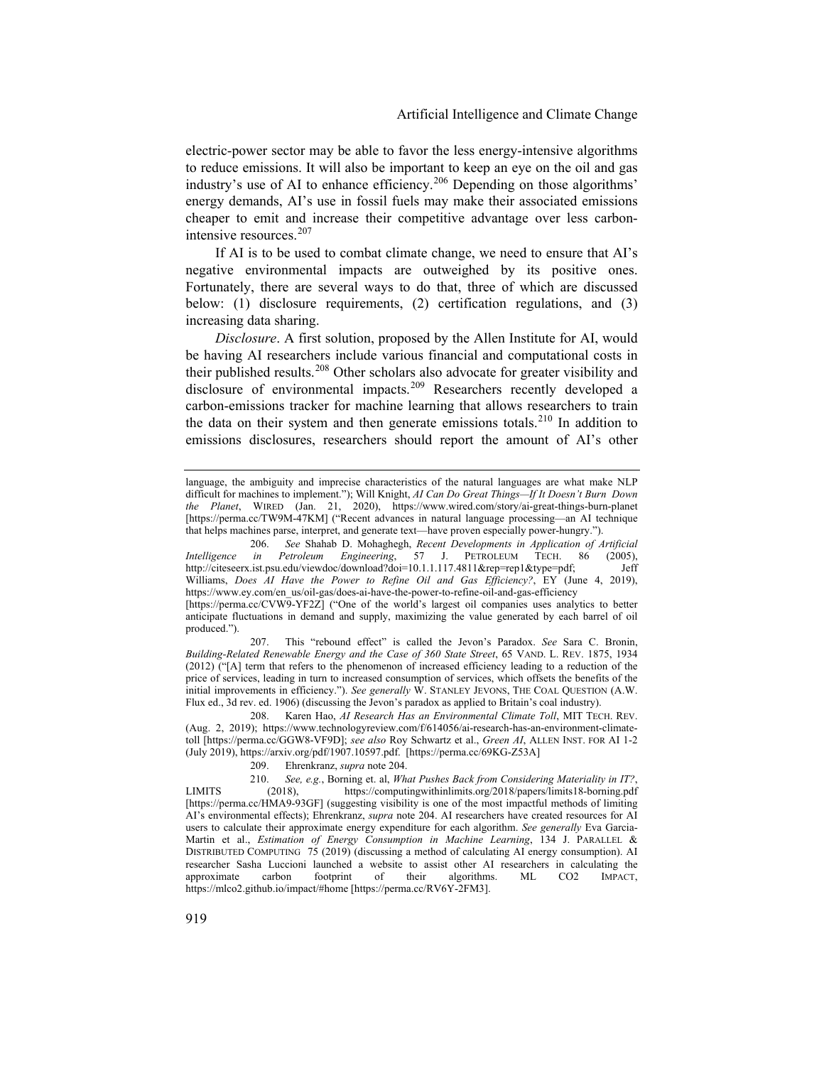electric-power sector may be able to favor the less energy-intensive algorithms to reduce emissions. It will also be important to keep an eye on the oil and gas industry's use of AI to enhance efficiency.[206] Depending on those algorithms' energy demands, AI's use in fossil fuels may make their associated emissions cheaper to emit and increase their competitive advantage over less carbon-intensive resources.[207]

If AI is to be used to combat climate change, we need to ensure that AI's negative environmental impacts are outweighed by its positive ones. Fortunately, there are several ways to do that, three of which are discussed below: (1) disclosure requirements, (2) certification regulations, and (3) increasing data sharing.

*Disclosure*. A first solution, proposed by the Allen Institute for AI, would be having AI researchers include various financial and computational costs in their published results.[208] Other scholars also advocate for greater visibility and disclosure of environmental impacts.[209] Researchers recently developed a carbon-emissions tracker for machine learning that allows researchers to train the data on their system and then generate emissions totals.[210] In addition to emissions disclosures, researchers should report the amount of AI's other

---

language, the ambiguity and imprecise characteristics of the natural languages are what make NLP difficult for machines to implement."); Will Knight, *AI Can Do Great Things—If It Doesn't Burn Down the Planet*, WIRED (Jan. 21, 2020), https://www.wired.com/story/ai-great-things-burn-planet [https://perma.cc/TW9M-47KM] ("Recent advances in natural language processing—an AI technique that helps machines parse, interpret, and generate text—have proven especially power-hungry.").

206. *See* Shahab D. Mohaghegh, *Recent Developments in Application of Artificial Intelligence in Petroleum Engineering*, 57 J. PETROLEUM TECH. 86 (2005), http://citeseerx.ist.psu.edu/viewdoc/download?doi=10.1.1.117.4811&rep=rep1&type=pdf; Jeff Williams, *Does AI Have the Power to Refine Oil and Gas Efficiency?*, EY (June 4, 2019), https://www.ey.com/en_us/oil-gas/does-ai-have-the-power-to-refine-oil-and-gas-efficiency [https://perma.cc/CVW9-YF2Z] ("One of the world's largest oil companies uses analytics to better anticipate fluctuations in demand and supply, maximizing the value generated by each barrel of oil produced.").

207. This "rebound effect" is called the Jevon's Paradox. *See* Sara C. Bronin, *Building-Related Renewable Energy and the Case of 360 State Street*, 65 VAND. L. REV. 1875, 1934 (2012) ("[A] term that refers to the phenomenon of increased efficiency leading to a reduction of the price of services, leading in turn to increased consumption of services, which offsets the benefits of the initial improvements in efficiency."). *See generally* W. STANLEY JEVONS, THE COAL QUESTION (A.W. Flux ed., 3d rev. ed. 1906) (discussing the Jevon's paradox as applied to Britain's coal industry).

208. Karen Hao, *AI Research Has an Environmental Climate Toll*, MIT TECH. REV. (Aug. 2, 2019); https://www.technologyreview.com/f/614056/ai-research-has-an-environment-climate-toll [https://perma.cc/GGW8-VF9D]; *see also* Roy Schwartz et al., *Green AI*, ALLEN INST. FOR AI 1-2 (July 2019), https://arxiv.org/pdf/1907.10597.pdf. [https://perma.cc/69KG-Z53A]

209. Ehrenkranz, *supra* note 204.

210. *See, e.g.*, Borning et. al, *What Pushes Back from Considering Materiality in IT?*, LIMITS (2018), https://computingwithinlimits.org/2018/papers/limits18-borning.pdf [https://perma.cc/HMA9-93GF] (suggesting visibility is one of the most impactful methods of limiting AI's environmental effects); Ehrenkranz, *supra* note 204. AI researchers have created resources for AI users to calculate their approximate energy expenditure for each algorithm. *See generally* Eva Garcia-Martin et al., *Estimation of Energy Consumption in Machine Learning*, 134 J. PARALLEL & DISTRIBUTED COMPUTING 75 (2019) (discussing a method of calculating AI energy consumption). AI researcher Sasha Luccioni launched a website to assist other AI researchers in calculating the approximate carbon footprint of their algorithms. ML CO2 IMPACT, https://mlco2.github.io/impact/#home [https://perma.cc/RV6Y-2FM3].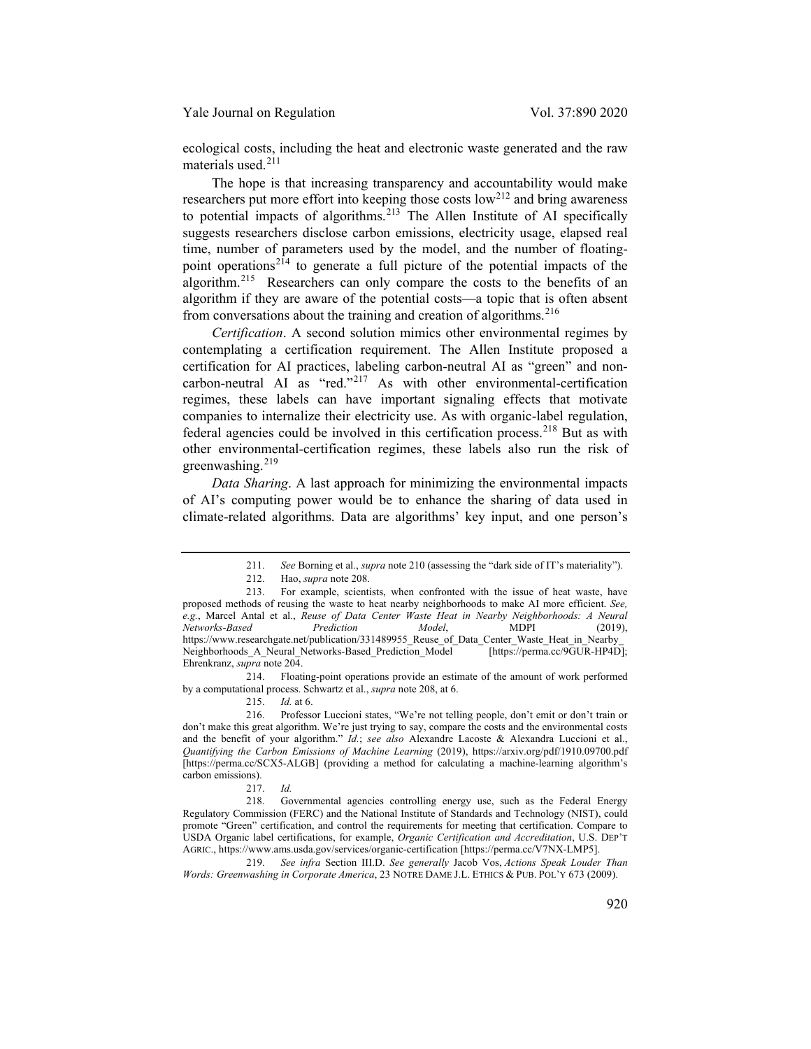ecological costs, including the heat and electronic waste generated and the raw materials used.[211]

The hope is that increasing transparency and accountability would make researchers put more effort into keeping those costs low[212] and bring awareness to potential impacts of algorithms.[213] The Allen Institute of AI specifically suggests researchers disclose carbon emissions, electricity usage, elapsed real time, number of parameters used by the model, and the number of floating-point operations[214] to generate a full picture of the potential impacts of the algorithm.[215] Researchers can only compare the costs to the benefits of an algorithm if they are aware of the potential costs—a topic that is often absent from conversations about the training and creation of algorithms.[216]

*Certification*. A second solution mimics other environmental regimes by contemplating a certification requirement. The Allen Institute proposed a certification for AI practices, labeling carbon-neutral AI as "green" and non-carbon-neutral AI as "red."[217] As with other environmental-certification regimes, these labels can have important signaling effects that motivate companies to internalize their electricity use. As with organic-label regulation, federal agencies could be involved in this certification process.[218] But as with other environmental-certification regimes, these labels also run the risk of greenwashing.[219]

*Data Sharing*. A last approach for minimizing the environmental impacts of AI's computing power would be to enhance the sharing of data used in climate-related algorithms. Data are algorithms' key input, and one person's

---

211. *See* Borning et al., *supra* note 210 (assessing the "dark side of IT's materiality").

212. Hao, *supra* note 208.

213. For example, scientists, when confronted with the issue of heat waste, have proposed methods of reusing the waste to heat nearby neighborhoods to make AI more efficient. *See, e.g.*, Marcel Antal et al., *Reuse of Data Center Waste Heat in Nearby Neighborhoods: A Neural Networks-Based Prediction Model*, MDPI (2019), https://www.researchgate.net/publication/331489955_Reuse_of_Data_Center_Waste_Heat_in_Nearby_Neighborhoods_A_Neural_Networks-Based_Prediction_Model [https://perma.cc/9GUR-HP4D]; Ehrenkranz, *supra* note 204.

214. Floating-point operations provide an estimate of the amount of work performed by a computational process. Schwartz et al., *supra* note 208, at 6.

215. *Id.* at 6.

216. Professor Luccioni states, "We're not telling people, don't emit or don't train or don't make this great algorithm. We're just trying to say, compare the costs and the environmental costs and the benefit of your algorithm." *Id.*; *see also* Alexandre Lacoste & Alexandra Luccioni et al., *Quantifying the Carbon Emissions of Machine Learning* (2019), https://arxiv.org/pdf/1910.09700.pdf [https://perma.cc/SCX5-ALGB] (providing a method for calculating a machine-learning algorithm's carbon emissions).

217. *Id.*

218. Governmental agencies controlling energy use, such as the Federal Energy Regulatory Commission (FERC) and the National Institute of Standards and Technology (NIST), could promote "Green" certification, and control the requirements for meeting that certification. Compare to USDA Organic label certifications, for example, *Organic Certification and Accreditation*, U.S. DEP'T AGRIC., https://www.ams.usda.gov/services/organic-certification [https://perma.cc/V7NX-LMP5].

219. *See infra* Section III.D. *See generally* Jacob Vos, *Actions Speak Louder Than Words: Greenwashing in Corporate America*, 23 NOTRE DAME J.L. ETHICS & PUB. POL'Y 673 (2009).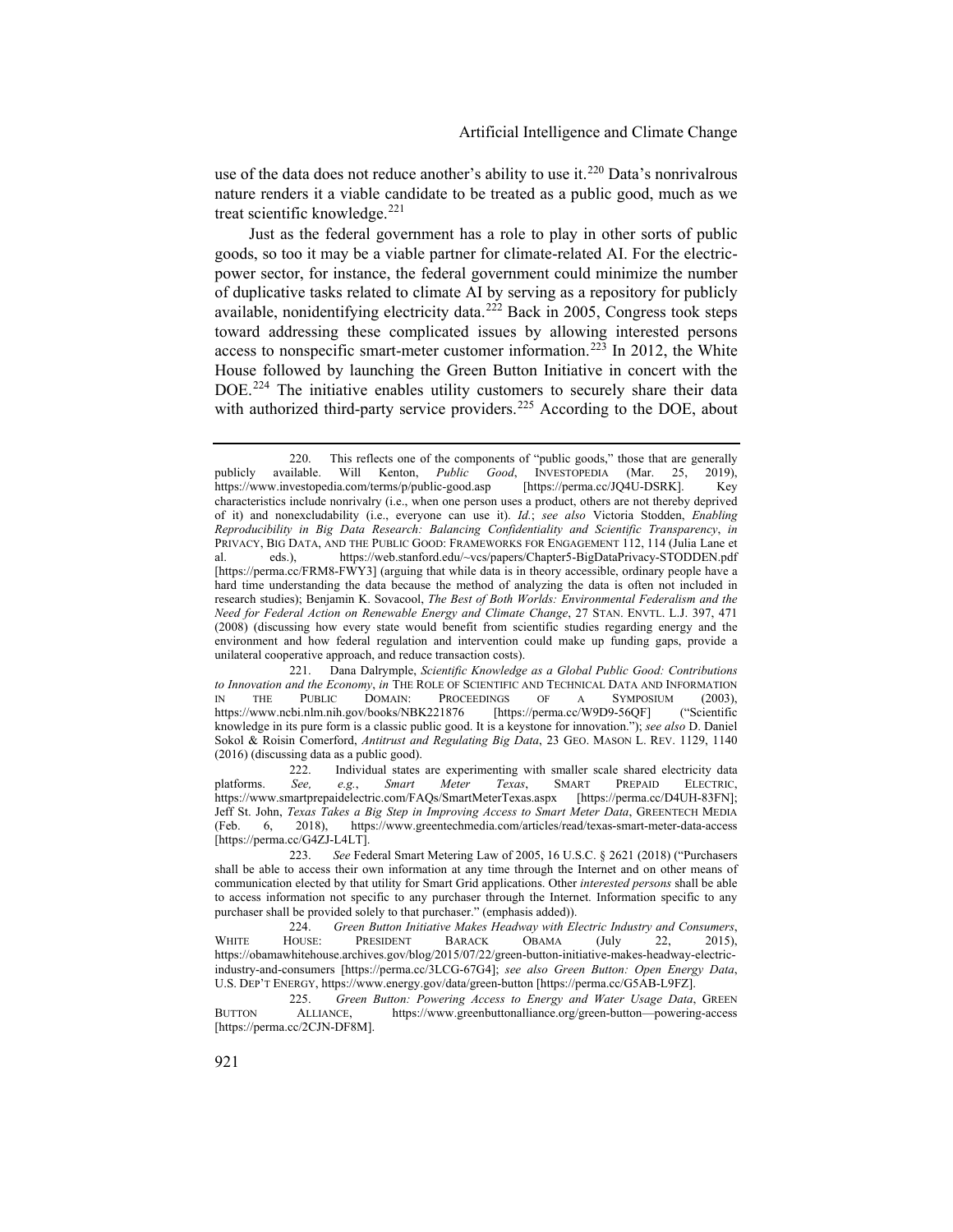use of the data does not reduce another's ability to use it.[220] Data's nonrivalrous nature renders it a viable candidate to be treated as a public good, much as we treat scientific knowledge.[221]

Just as the federal government has a role to play in other sorts of public goods, so too it may be a viable partner for climate-related AI. For the electric-power sector, for instance, the federal government could minimize the number of duplicative tasks related to climate AI by serving as a repository for publicly available, nonidentifying electricity data.[222] Back in 2005, Congress took steps toward addressing these complicated issues by allowing interested persons access to nonspecific smart-meter customer information.[223] In 2012, the White House followed by launching the Green Button Initiative in concert with the DOE.[224] The initiative enables utility customers to securely share their data with authorized third-party service providers.[225] According to the DOE, about

---

220. This reflects one of the components of "public goods," those that are generally publicly available. Will Kenton, *Public Good*, INVESTOPEDIA (Mar. 25, 2019), https://www.investopedia.com/terms/p/public-good.asp [https://perma.cc/JQ4U-DSRK]. Key characteristics include nonrivalry (i.e., when one person uses a product, others are not thereby deprived of it) and nonexcludability (i.e., everyone can use it). *Id.*; *see also* Victoria Stodden, *Enabling Reproducibility in Big Data Research: Balancing Confidentiality and Scientific Transparency*, *in* PRIVACY, BIG DATA, AND THE PUBLIC GOOD: FRAMEWORKS FOR ENGAGEMENT 112, 114 (Julia Lane et al. eds.), https://web.stanford.edu/~vcs/papers/Chapter5-BigDataPrivacy-STODDEN.pdf [https://perma.cc/FRM8-FWY3] (arguing that while data is in theory accessible, ordinary people have a hard time understanding the data because the method of analyzing the data is often not included in research studies); Benjamin K. Sovacool, *The Best of Both Worlds: Environmental Federalism and the Need for Federal Action on Renewable Energy and Climate Change*, 27 STAN. ENVTL. L.J. 397, 471 (2008) (discussing how every state would benefit from scientific studies regarding energy and the environment and how federal regulation and intervention could make up funding gaps, provide a unilateral cooperative approach, and reduce transaction costs).

221. Dana Dalrymple, *Scientific Knowledge as a Global Public Good: Contributions to Innovation and the Economy*, *in* THE ROLE OF SCIENTIFIC AND TECHNICAL DATA AND INFORMATION IN THE PUBLIC DOMAIN: PROCEEDINGS OF A SYMPOSIUM (2003), https://www.ncbi.nlm.nih.gov/books/NBK221876 [https://perma.cc/W9D9-56QF] ("Scientific knowledge in its pure form is a classic public good. It is a keystone for innovation."); *see also* D. Daniel Sokol & Roisin Comerford, *Antitrust and Regulating Big Data*, 23 GEO. MASON L. REV. 1129, 1140 (2016) (discussing data as a public good).

222. Individual states are experimenting with smaller scale shared electricity data platforms. *See, e.g.*, *Smart Meter Texas*, SMART PREPAID ELECTRIC, https://www.smartprepaidelectric.com/FAQs/SmartMeterTexas.aspx [https://perma.cc/D4UH-83FN]; Jeff St. John, *Texas Takes a Big Step in Improving Access to Smart Meter Data*, GREENTECH MEDIA (Feb. 6, 2018), https://www.greentechmedia.com/articles/read/texas-smart-meter-data-access [https://perma.cc/G4ZJ-L4LT].

223. *See* Federal Smart Metering Law of 2005, 16 U.S.C. § 2621 (2018) ("Purchasers shall be able to access their own information at any time through the Internet and on other means of communication elected by that utility for Smart Grid applications. Other *interested persons* shall be able to access information not specific to any purchaser through the Internet. Information specific to any purchaser shall be provided solely to that purchaser." (emphasis added)).

224. *Green Button Initiative Makes Headway with Electric Industry and Consumers*, WHITE HOUSE: PRESIDENT BARACK OBAMA (July 22, 2015), https://obamawhitehouse.archives.gov/blog/2015/07/22/green-button-initiative-makes-headway-electric-industry-and-consumers [https://perma.cc/3LCG-67G4]; *see also Green Button: Open Energy Data*, U.S. DEP'T ENERGY, https://www.energy.gov/data/green-button [https://perma.cc/G5AB-L9FZ].

225. *Green Button: Powering Access to Energy and Water Usage Data*, GREEN BUTTON ALLIANCE, https://www.greenbuttonalliance.org/green-button—powering-access [https://perma.cc/2CJN-DF8M].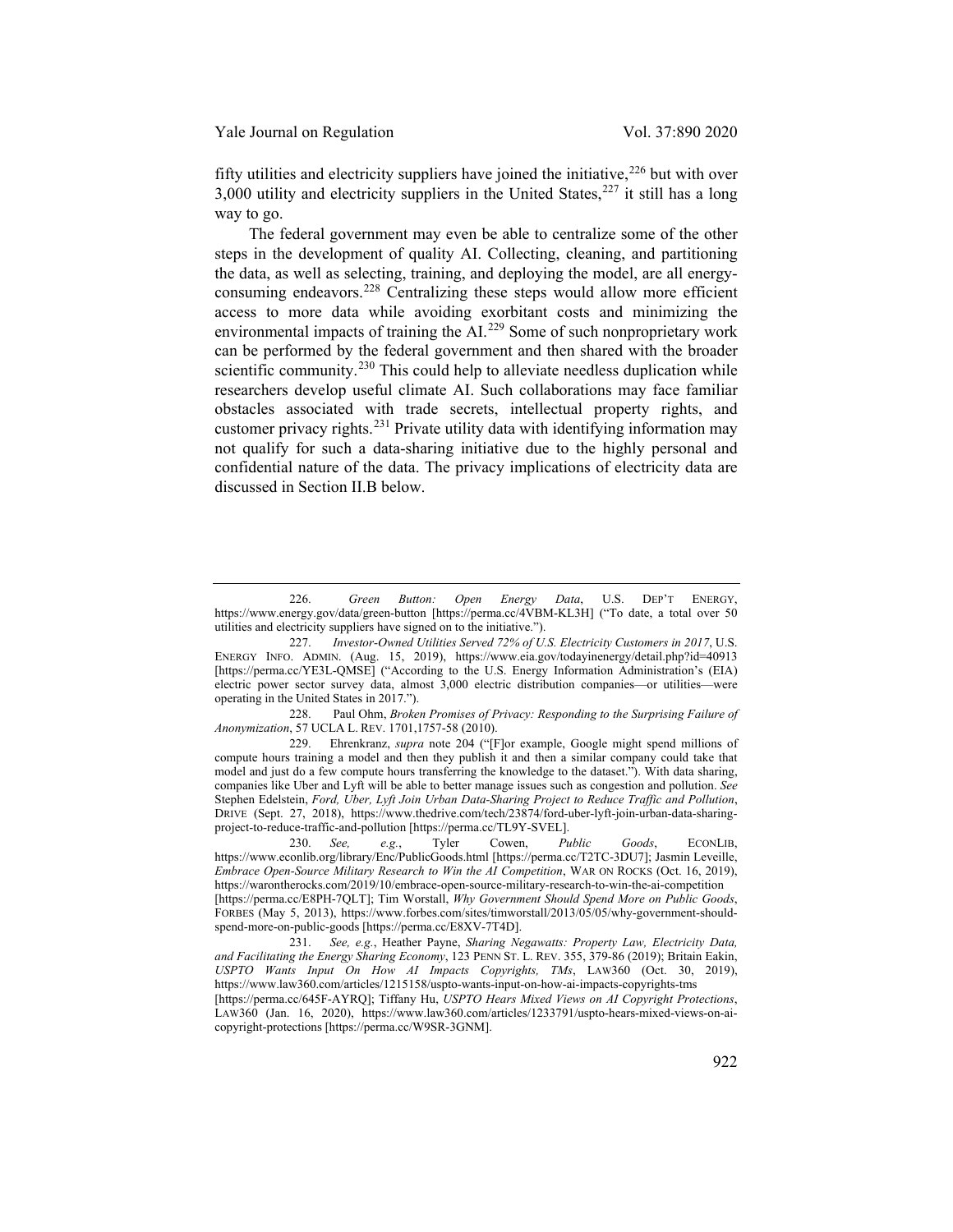fifty utilities and electricity suppliers have joined the initiative,[226] but with over 3,000 utility and electricity suppliers in the United States,[227] it still has a long way to go.

The federal government may even be able to centralize some of the other steps in the development of quality AI. Collecting, cleaning, and partitioning the data, as well as selecting, training, and deploying the model, are all energy-consuming endeavors.[228] Centralizing these steps would allow more efficient access to more data while avoiding exorbitant costs and minimizing the environmental impacts of training the AI.[229] Some of such nonproprietary work can be performed by the federal government and then shared with the broader scientific community.[230] This could help to alleviate needless duplication while researchers develop useful climate AI. Such collaborations may face familiar obstacles associated with trade secrets, intellectual property rights, and customer privacy rights.[231] Private utility data with identifying information may not qualify for such a data-sharing initiative due to the highly personal and confidential nature of the data. The privacy implications of electricity data are discussed in Section II.B below.

---

226. *Green Button: Open Energy Data*, U.S. DEP'T ENERGY, https://www.energy.gov/data/green-button [https://perma.cc/4VBM-KL3H] ("To date, a total over 50 utilities and electricity suppliers have signed on to the initiative.").

227. *Investor-Owned Utilities Served 72% of U.S. Electricity Customers in 2017*, U.S. ENERGY INFO. ADMIN. (Aug. 15, 2019), https://www.eia.gov/todayinenergy/detail.php?id=40913 [https://perma.cc/YE3L-QMSE] ("According to the U.S. Energy Information Administration's (EIA) electric power sector survey data, almost 3,000 electric distribution companies—or utilities—were operating in the United States in 2017.").

228. Paul Ohm, *Broken Promises of Privacy: Responding to the Surprising Failure of Anonymization*, 57 UCLA L. REV. 1701,1757-58 (2010).

229. Ehrenkranz, *supra* note 204 ("[F]or example, Google might spend millions of compute hours training a model and then they publish it and then a similar company could take that model and just do a few compute hours transferring the knowledge to the dataset."). With data sharing, companies like Uber and Lyft will be able to better manage issues such as congestion and pollution. *See* Stephen Edelstein, *Ford, Uber, Lyft Join Urban Data-Sharing Project to Reduce Traffic and Pollution*, DRIVE (Sept. 27, 2018), https://www.thedrive.com/tech/23874/ford-uber-lyft-join-urban-data-sharing-project-to-reduce-traffic-and-pollution [https://perma.cc/TL9Y-SVEL].

230. *See, e.g.*, Tyler Cowen, *Public Goods*, ECONLIB, https://www.econlib.org/library/Enc/PublicGoods.html [https://perma.cc/T2TC-3DU7]; Jasmin Leveille, *Embrace Open-Source Military Research to Win the AI Competition*, WAR ON ROCKS (Oct. 16, 2019), https://warontherocks.com/2019/10/embrace-open-source-military-research-to-win-the-ai-competition [https://perma.cc/E8PH-7QLT]; Tim Worstall, *Why Government Should Spend More on Public Goods*, FORBES (May 5, 2013), https://www.forbes.com/sites/timworstall/2013/05/05/why-government-should-spend-more-on-public-goods [https://perma.cc/E8XV-7T4D].

231. *See, e.g.*, Heather Payne, *Sharing Negawatts: Property Law, Electricity Data, and Facilitating the Energy Sharing Economy*, 123 PENN ST. L. REV. 355, 379-86 (2019); Britain Eakin, *USPTO Wants Input On How AI Impacts Copyrights, TMs*, LAW360 (Oct. 30, 2019), https://www.law360.com/articles/1215158/uspto-wants-input-on-how-ai-impacts-copyrights-tms [https://perma.cc/645F-AYRQ]; Tiffany Hu, *USPTO Hears Mixed Views on AI Copyright Protections*, LAW360 (Jan. 16, 2020), https://www.law360.com/articles/1233791/uspto-hears-mixed-views-on-ai-copyright-protections [https://perma.cc/W9SR-3GNM].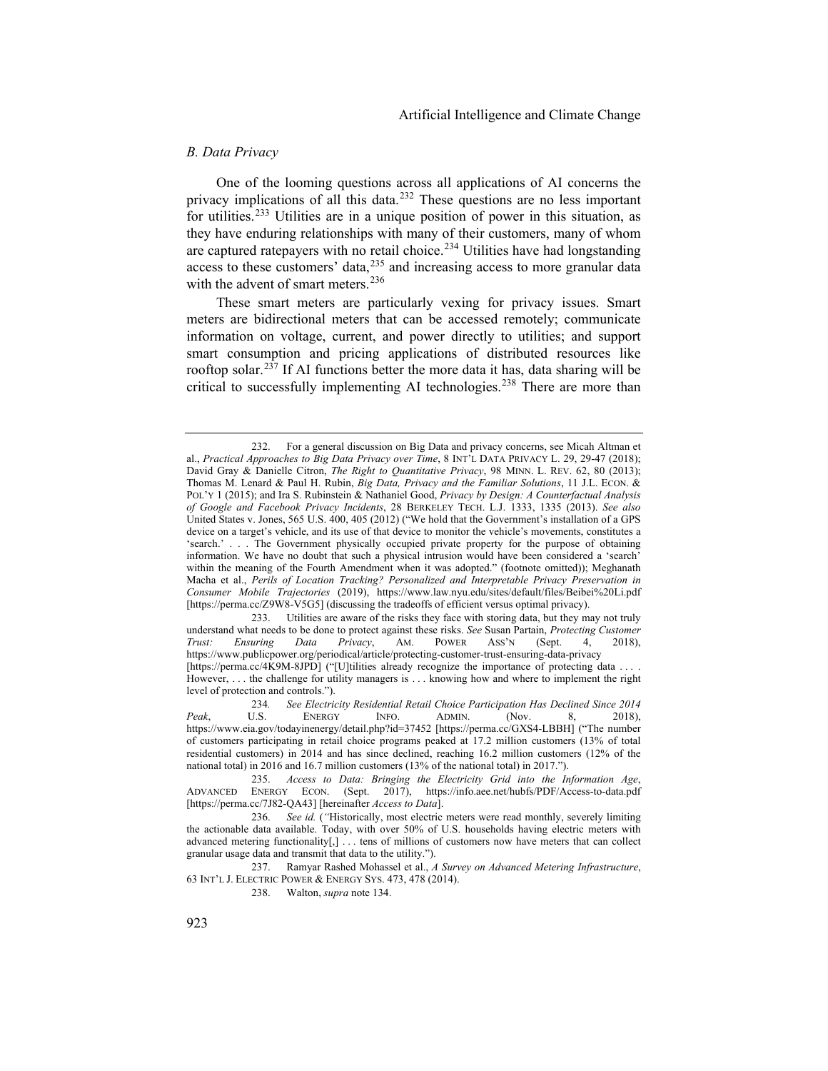### *B. Data Privacy*

One of the looming questions across all applications of AI concerns the privacy implications of all this data.[232] These questions are no less important for utilities.[233] Utilities are in a unique position of power in this situation, as they have enduring relationships with many of their customers, many of whom are captured ratepayers with no retail choice.[234] Utilities have had longstanding access to these customers' data,[235] and increasing access to more granular data with the advent of smart meters.[236]

These smart meters are particularly vexing for privacy issues. Smart meters are bidirectional meters that can be accessed remotely; communicate information on voltage, current, and power directly to utilities; and support smart consumption and pricing applications of distributed resources like rooftop solar.[237] If AI functions better the more data it has, data sharing will be critical to successfully implementing AI technologies.[238] There are more than

---

232. For a general discussion on Big Data and privacy concerns, see Micah Altman et al., *Practical Approaches to Big Data Privacy over Time*, 8 INT'L DATA PRIVACY L. 29, 29-47 (2018); David Gray & Danielle Citron, *The Right to Quantitative Privacy*, 98 MINN. L. REV. 62, 80 (2013); Thomas M. Lenard & Paul H. Rubin, *Big Data, Privacy and the Familiar Solutions*, 11 J.L. ECON. & POL'Y 1 (2015); and Ira S. Rubinstein & Nathaniel Good, *Privacy by Design: A Counterfactual Analysis of Google and Facebook Privacy Incidents*, 28 BERKELEY TECH. L.J. 1333, 1335 (2013). *See also* United States v. Jones, 565 U.S. 400, 405 (2012) ("We hold that the Government's installation of a GPS device on a target's vehicle, and its use of that device to monitor the vehicle's movements, constitutes a 'search.' . . . The Government physically occupied private property for the purpose of obtaining information. We have no doubt that such a physical intrusion would have been considered a 'search' within the meaning of the Fourth Amendment when it was adopted." (footnote omitted)); Meghanath Macha et al., *Perils of Location Tracking? Personalized and Interpretable Privacy Preservation in Consumer Mobile Trajectories* (2019), https://www.law.nyu.edu/sites/default/files/Beibei%20Li.pdf [https://perma.cc/Z9W8-V5G5] (discussing the tradeoffs of efficient versus optimal privacy).

233. Utilities are aware of the risks they face with storing data, but they may not truly understand what needs to be done to protect against these risks. *See* Susan Partain, *Protecting Customer Trust: Ensuring Data Privacy*, AM. POWER ASS'N (Sept. 4, 2018), https://www.publicpower.org/periodical/article/protecting-customer-trust-ensuring-data-privacy [https://perma.cc/4K9M-8JPD] ("[U]tilities already recognize the importance of protecting data . . . . However, . . . the challenge for utility managers is . . . knowing how and where to implement the right level of protection and controls.").

234. *See Electricity Residential Retail Choice Participation Has Declined Since 2014 Peak*, U.S. ENERGY INFO. ADMIN. (Nov. 8, 2018), https://www.eia.gov/todayinenergy/detail.php?id=37452 [https://perma.cc/GXS4-LBBH] ("The number of customers participating in retail choice programs peaked at 17.2 million customers (13% of total residential customers) in 2014 and has since declined, reaching 16.2 million customers (12% of the national total) in 2016 and 16.7 million customers (13% of the national total) in 2017.").

235. *Access to Data: Bringing the Electricity Grid into the Information Age*, ADVANCED ENERGY ECON. (Sept. 2017), https://info.aee.net/hubfs/PDF/Access-to-data.pdf [https://perma.cc/7J82-QA43] [hereinafter *Access to Data*].

236. *See id.* ("Historically, most electric meters were read monthly, severely limiting the actionable data available. Today, with over 50% of U.S. households having electric meters with advanced metering functionality[,] . . . tens of millions of customers now have meters that can collect granular usage data and transmit that data to the utility.").

237. Ramyar Rashed Mohassel et al., *A Survey on Advanced Metering Infrastructure*, 63 INT'L J. ELECTRIC POWER & ENERGY SYS. 473, 478 (2014).

238. Walton, *supra* note 134.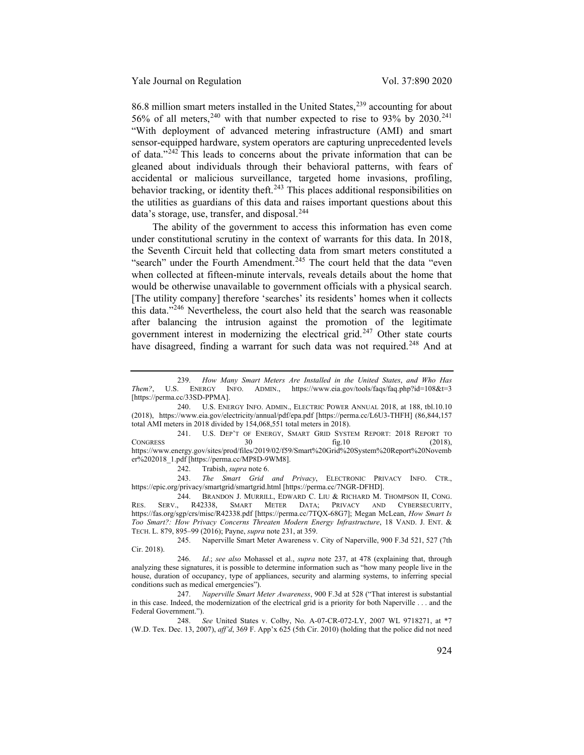86.8 million smart meters installed in the United States,[239] accounting for about 56% of all meters,[240] with that number expected to rise to 93% by 2030.[241] "With deployment of advanced metering infrastructure (AMI) and smart sensor-equipped hardware, system operators are capturing unprecedented levels of data."[242] This leads to concerns about the private information that can be gleaned about individuals through their behavioral patterns, with fears of accidental or malicious surveillance, targeted home invasions, profiling, behavior tracking, or identity theft.[243] This places additional responsibilities on the utilities as guardians of this data and raises important questions about this data's storage, use, transfer, and disposal.[244]

The ability of the government to access this information has even come under constitutional scrutiny in the context of warrants for this data. In 2018, the Seventh Circuit held that collecting data from smart meters constituted a "search" under the Fourth Amendment.[245] The court held that the data "even when collected at fifteen-minute intervals, reveals details about the home that would be otherwise unavailable to government officials with a physical search. [The utility company] therefore 'searches' its residents' homes when it collects this data."[246] Nevertheless, the court also held that the search was reasonable after balancing the intrusion against the promotion of the legitimate government interest in modernizing the electrical grid.[247] Other state courts have disagreed, finding a warrant for such data was not required.[248] And at

---

239. *How Many Smart Meters Are Installed in the United States, and Who Has Them?*, U.S. ENERGY INFO. ADMIN., https://www.eia.gov/tools/faqs/faq.php?id=108&t=3 [https://perma.cc/33SD-PPMA].

240. U.S. ENERGY INFO. ADMIN., ELECTRIC POWER ANNUAL 2018, at 188, tbl.10.10 (2018), https://www.eia.gov/electricity/annual/pdf/epa.pdf [https://perma.cc/L6U3-THFH] (86,844,157 total AMI meters in 2018 divided by 154,068,551 total meters in 2018).

241. U.S. DEP'T OF ENERGY, SMART GRID SYSTEM REPORT: 2018 REPORT TO CONGRESS 30 fig.10 (2018), https://www.energy.gov/sites/prod/files/2019/02/f59/Smart%20Grid%20System%20Report%20November%202018_1.pdf [https://perma.cc/MP8D-9WM8].

242. Trabish, *supra* note 6.

243. *The Smart Grid and Privacy*, ELECTRONIC PRIVACY INFO. CTR., https://epic.org/privacy/smartgrid/smartgrid.html [https://perma.cc/7NGR-DFHD].

244. BRANDON J. MURRILL, EDWARD C. LIU & RICHARD M. THOMPSON II, CONG. RES. SERV., R42338, SMART METER DATA; PRIVACY AND CYBERSECURITY, https://fas.org/sgp/crs/misc/R42338.pdf [https://perma.cc/7TQX-68G7]; Megan McLean, *How Smart Is Too Smart?: How Privacy Concerns Threaten Modern Energy Infrastructure*, 18 VAND. J. ENT. & TECH. L. 879, 895–99 (2016); Payne, *supra* note 231, at 359.

245. Naperville Smart Meter Awareness v. City of Naperville, 900 F.3d 521, 527 (7th Cir. 2018).

246. *Id.*; *see also* Mohassel et al., *supra* note 237, at 478 (explaining that, through analyzing these signatures, it is possible to determine information such as "how many people live in the house, duration of occupancy, type of appliances, security and alarming systems, to inferring special conditions such as medical emergencies").

247. *Naperville Smart Meter Awareness*, 900 F.3d at 528 ("That interest is substantial in this case. Indeed, the modernization of the electrical grid is a priority for both Naperville . . . and the Federal Government.").

248. *See* United States v. Colby, No. A-07-CR-072-LY, 2007 WL 9718271, at *7 (W.D. Tex. Dec. 13, 2007), *aff'd*, 369 F. App'x 625 (5th Cir. 2010) (holding that the police did not need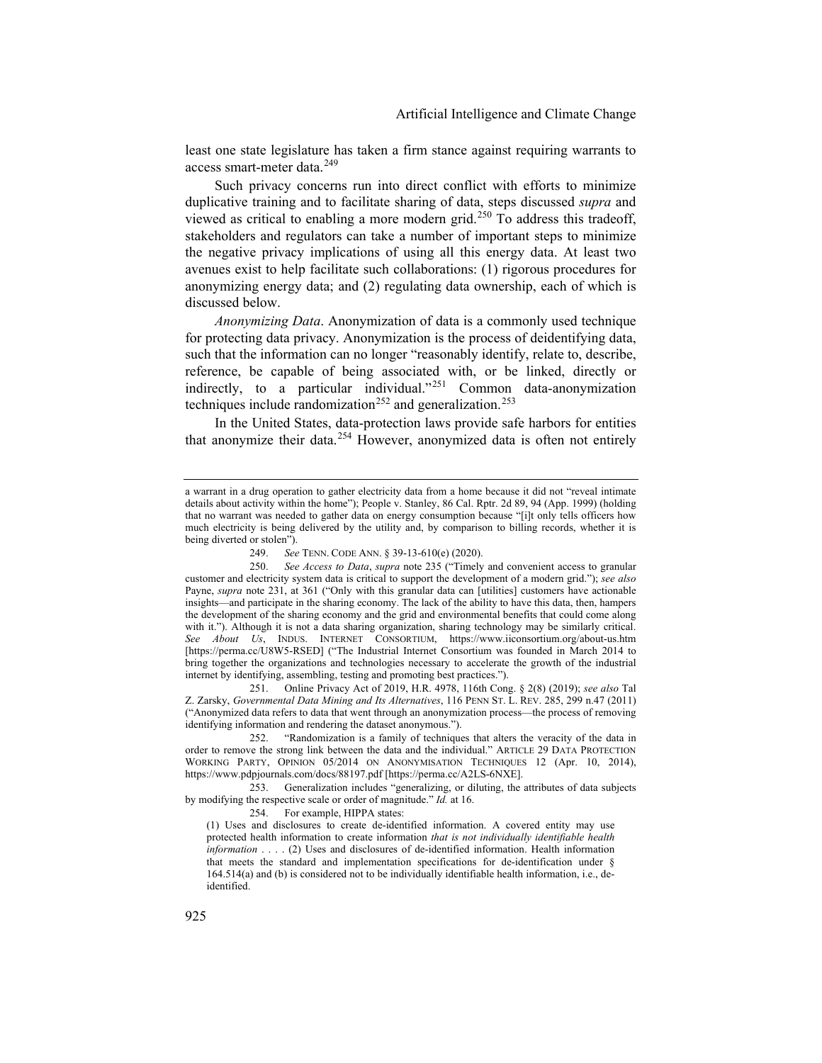least one state legislature has taken a firm stance against requiring warrants to access smart-meter data.[249]

Such privacy concerns run into direct conflict with efforts to minimize duplicative training and to facilitate sharing of data, steps discussed *supra* and viewed as critical to enabling a more modern grid.[250] To address this tradeoff, stakeholders and regulators can take a number of important steps to minimize the negative privacy implications of using all this energy data. At least two avenues exist to help facilitate such collaborations: (1) rigorous procedures for anonymizing energy data; and (2) regulating data ownership, each of which is discussed below.

*Anonymizing Data*. Anonymization of data is a commonly used technique for protecting data privacy. Anonymization is the process of deidentifying data, such that the information can no longer "reasonably identify, relate to, describe, reference, be capable of being associated with, or be linked, directly or indirectly, to a particular individual."[251] Common data-anonymization techniques include randomization[252] and generalization.[253]

In the United States, data-protection laws provide safe harbors for entities that anonymize their data.[254] However, anonymized data is often not entirely

---

a warrant in a drug operation to gather electricity data from a home because it did not "reveal intimate details about activity within the home"); People v. Stanley, 86 Cal. Rptr. 2d 89, 94 (App. 1999) (holding that no warrant was needed to gather data on energy consumption because "[i]t only tells officers how much electricity is being delivered by the utility and, by comparison to billing records, whether it is being diverted or stolen").

249. *See* TENN. CODE ANN. § 39-13-610(e) (2020).

250. *See Access to Data*, *supra* note 235 ("Timely and convenient access to granular customer and electricity system data is critical to support the development of a modern grid."); *see also* Payne, *supra* note 231, at 361 ("Only with this granular data can [utilities] customers have actionable insights—and participate in the sharing economy. The lack of the ability to have this data, then, hampers the development of the sharing economy and the grid and environmental benefits that could come along with it."). Although it is not a data sharing organization, sharing technology may be similarly critical. *See About Us*, INDUS. INTERNET CONSORTIUM, https://www.iiconsortium.org/about-us.htm [https://perma.cc/U8W5-RSED] ("The Industrial Internet Consortium was founded in March 2014 to bring together the organizations and technologies necessary to accelerate the growth of the industrial internet by identifying, assembling, testing and promoting best practices.").

251. Online Privacy Act of 2019, H.R. 4978, 116th Cong. § 2(8) (2019); *see also* Tal Z. Zarsky, *Governmental Data Mining and Its Alternatives*, 116 PENN ST. L. REV. 285, 299 n.47 (2011) ("Anonymized data refers to data that went through an anonymization process—the process of removing identifying information and rendering the dataset anonymous.").

252. "Randomization is a family of techniques that alters the veracity of the data in order to remove the strong link between the data and the individual." ARTICLE 29 DATA PROTECTION WORKING PARTY, OPINION 05/2014 ON ANONYMISATION TECHNIQUES 12 (Apr. 10, 2014), https://www.pdpjournals.com/docs/88197.pdf [https://perma.cc/A2LS-6NXE].

253. Generalization includes "generalizing, or diluting, the attributes of data subjects by modifying the respective scale or order of magnitude." *Id.* at 16.

254. For example, HIPPA states:

> (1) Uses and disclosures to create de-identified information. A covered entity may use protected health information to create information *that is not individually identifiable health information* . . . . (2) Uses and disclosures of de-identified information. Health information that meets the standard and implementation specifications for de-identification under § 164.514(a) and (b) is considered not to be individually identifiable health information, i.e., de-identified.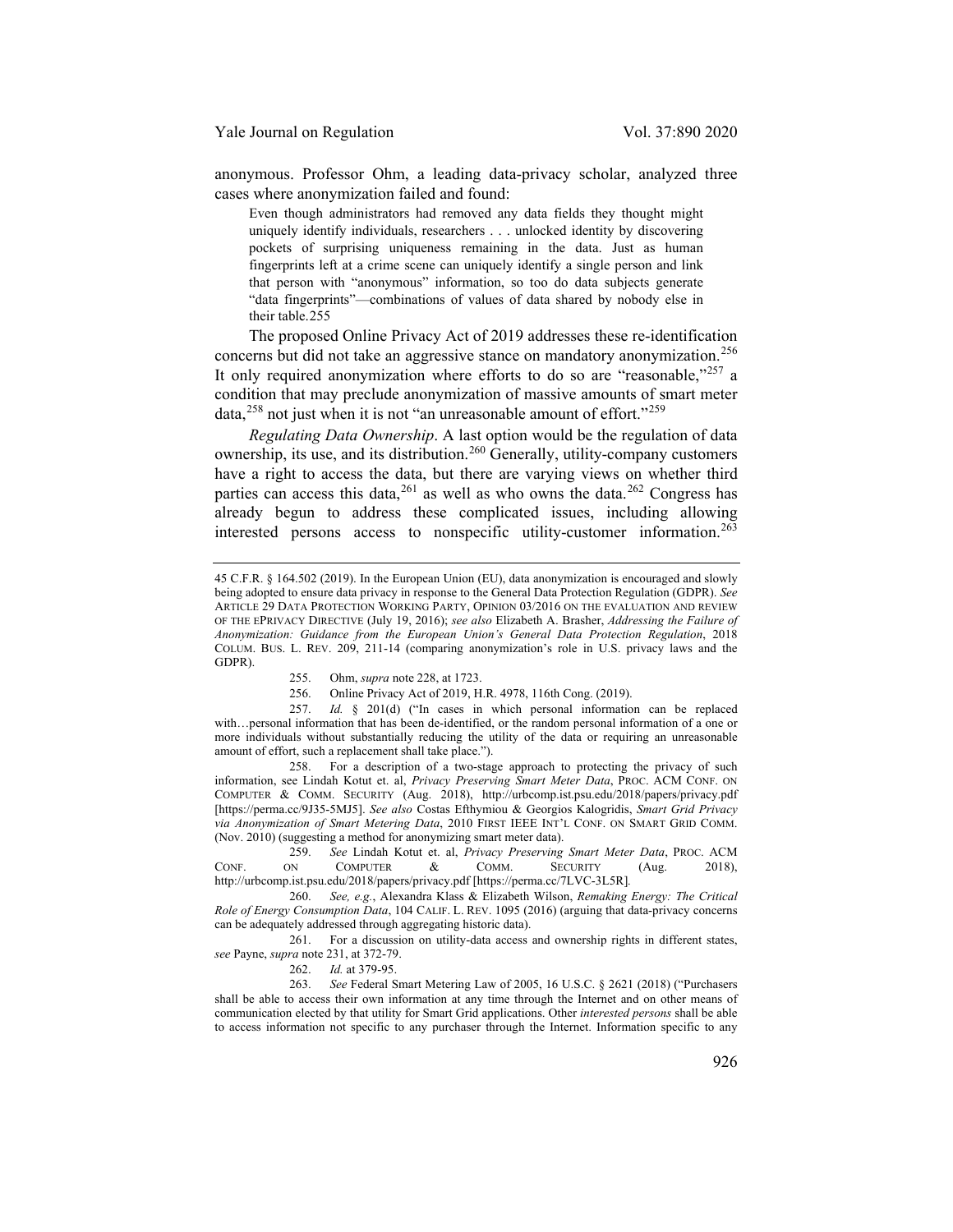anonymous. Professor Ohm, a leading data-privacy scholar, analyzed three cases where anonymization failed and found:

> Even though administrators had removed any data fields they thought might uniquely identify individuals, researchers . . . unlocked identity by discovering pockets of surprising uniqueness remaining in the data. Just as human fingerprints left at a crime scene can uniquely identify a single person and link that person with "anonymous" information, so too do data subjects generate "data fingerprints"—combinations of values of data shared by nobody else in their table.255

The proposed Online Privacy Act of 2019 addresses these re-identification concerns but did not take an aggressive stance on mandatory anonymization.[256] It only required anonymization where efforts to do so are "reasonable,"[257] a condition that may preclude anonymization of massive amounts of smart meter data,[258] not just when it is not "an unreasonable amount of effort."[259]

*Regulating Data Ownership*. A last option would be the regulation of data ownership, its use, and its distribution.[260] Generally, utility-company customers have a right to access the data, but there are varying views on whether third parties can access this data,[261] as well as who owns the data.[262] Congress has already begun to address these complicated issues, including allowing interested persons access to nonspecific utility-customer information.[263]

---

45 C.F.R. § 164.502 (2019). In the European Union (EU), data anonymization is encouraged and slowly being adopted to ensure data privacy in response to the General Data Protection Regulation (GDPR). *See* ARTICLE 29 DATA PROTECTION WORKING PARTY, OPINION 03/2016 ON THE EVALUATION AND REVIEW OF THE EPRIVACY DIRECTIVE (July 19, 2016); *see also* Elizabeth A. Brasher, *Addressing the Failure of Anonymization: Guidance from the European Union's General Data Protection Regulation*, 2018 COLUM. BUS. L. REV. 209, 211-14 (comparing anonymization's role in U.S. privacy laws and the GDPR).

255. Ohm, *supra* note 228, at 1723.

256. Online Privacy Act of 2019, H.R. 4978, 116th Cong. (2019).

257. *Id.* § 201(d) ("In cases in which personal information can be replaced with…personal information that has been de-identified, or the random personal information of a one or more individuals without substantially reducing the utility of the data or requiring an unreasonable amount of effort, such a replacement shall take place.").

258. For a description of a two-stage approach to protecting the privacy of such information, see Lindah Kotut et. al, *Privacy Preserving Smart Meter Data*, PROC. ACM CONF. ON COMPUTER & COMM. SECURITY (Aug. 2018), http://urbcomp.ist.psu.edu/2018/papers/privacy.pdf [https://perma.cc/9J35-5MJ5]. *See also* Costas Efthymiou & Georgios Kalogridis, *Smart Grid Privacy via Anonymization of Smart Metering Data*, 2010 FIRST IEEE INT'L CONF. ON SMART GRID COMM. (Nov. 2010) (suggesting a method for anonymizing smart meter data).

259. *See* Lindah Kotut et. al, *Privacy Preserving Smart Meter Data*, PROC. ACM CONF. ON COMPUTER & COMM. SECURITY (Aug. 2018), http://urbcomp.ist.psu.edu/2018/papers/privacy.pdf [https://perma.cc/7LVC-3L5R].

260. *See, e.g.*, Alexandra Klass & Elizabeth Wilson, *Remaking Energy: The Critical Role of Energy Consumption Data*, 104 CALIF. L. REV. 1095 (2016) (arguing that data-privacy concerns can be adequately addressed through aggregating historic data).

261. For a discussion on utility-data access and ownership rights in different states, *see* Payne, *supra* note 231, at 372-79.

262. *Id.* at 379-95.

263. *See* Federal Smart Metering Law of 2005, 16 U.S.C. § 2621 (2018) ("Purchasers shall be able to access their own information at any time through the Internet and on other means of communication elected by that utility for Smart Grid applications. Other *interested persons* shall be able to access information not specific to any purchaser through the Internet. Information specific to any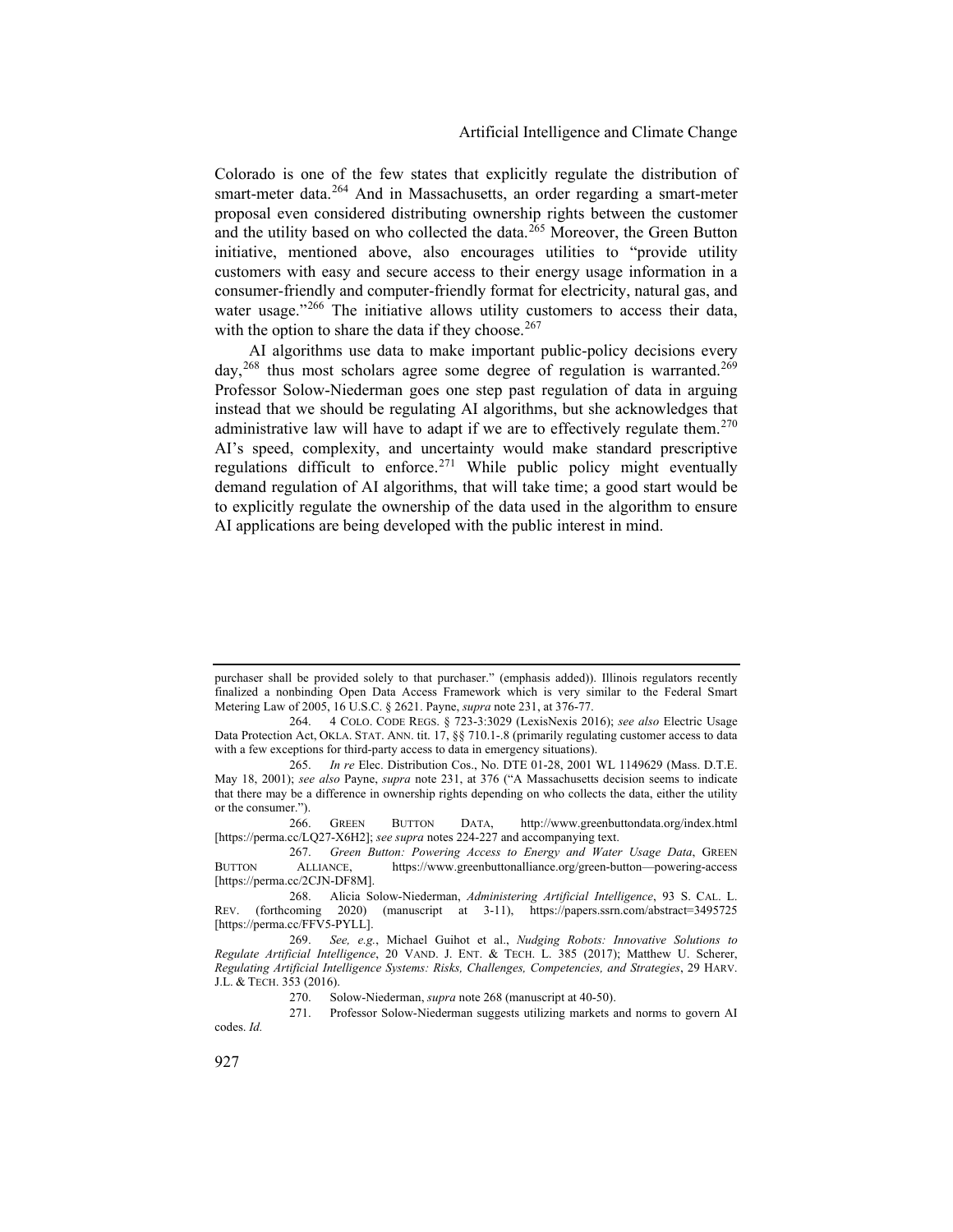Colorado is one of the few states that explicitly regulate the distribution of smart-meter data.[264] And in Massachusetts, an order regarding a smart-meter proposal even considered distributing ownership rights between the customer and the utility based on who collected the data.[265] Moreover, the Green Button initiative, mentioned above, also encourages utilities to "provide utility customers with easy and secure access to their energy usage information in a consumer-friendly and computer-friendly format for electricity, natural gas, and water usage."[266] The initiative allows utility customers to access their data, with the option to share the data if they choose.[267]

AI algorithms use data to make important public-policy decisions every day,[268] thus most scholars agree some degree of regulation is warranted.[269] Professor Solow-Niederman goes one step past regulation of data in arguing instead that we should be regulating AI algorithms, but she acknowledges that administrative law will have to adapt if we are to effectively regulate them.[270] AI's speed, complexity, and uncertainty would make standard prescriptive regulations difficult to enforce.[271] While public policy might eventually demand regulation of AI algorithms, that will take time; a good start would be to explicitly regulate the ownership of the data used in the algorithm to ensure AI applications are being developed with the public interest in mind.

---

purchaser shall be provided solely to that purchaser." (emphasis added)). Illinois regulators recently finalized a nonbinding Open Data Access Framework which is very similar to the Federal Smart Metering Law of 2005, 16 U.S.C. § 2621. Payne, *supra* note 231, at 376-77.

264. 4 COLO. CODE REGS. § 723-3:3029 (LexisNexis 2016); *see also* Electric Usage Data Protection Act, OKLA. STAT. ANN. tit. 17, §§ 710.1-.8 (primarily regulating customer access to data with a few exceptions for third-party access to data in emergency situations).

265. *In re* Elec. Distribution Cos., No. DTE 01-28, 2001 WL 1149629 (Mass. D.T.E. May 18, 2001); *see also* Payne, *supra* note 231, at 376 ("A Massachusetts decision seems to indicate that there may be a difference in ownership rights depending on who collects the data, either the utility or the consumer.").

266. GREEN BUTTON DATA, http://www.greenbuttondata.org/index.html [https://perma.cc/LQ27-X6H2]; *see supra* notes 224-227 and accompanying text.

267. *Green Button: Powering Access to Energy and Water Usage Data*, GREEN BUTTON ALLIANCE, https://www.greenbuttonalliance.org/green-button—powering-access [https://perma.cc/2CJN-DF8M].

268. Alicia Solow-Niederman, *Administering Artificial Intelligence*, 93 S. CAL. L. REV. (forthcoming 2020) (manuscript at 3-11), https://papers.ssrn.com/abstract=3495725 [https://perma.cc/FFV5-PYLL].

269. *See, e.g.*, Michael Guihot et al., *Nudging Robots: Innovative Solutions to Regulate Artificial Intelligence*, 20 VAND. J. ENT. & TECH. L. 385 (2017); Matthew U. Scherer, *Regulating Artificial Intelligence Systems: Risks, Challenges, Competencies, and Strategies*, 29 HARV. J.L. & TECH. 353 (2016).

270. Solow-Niederman, *supra* note 268 (manuscript at 40-50).

271. Professor Solow-Niederman suggests utilizing markets and norms to govern AI codes. *Id.*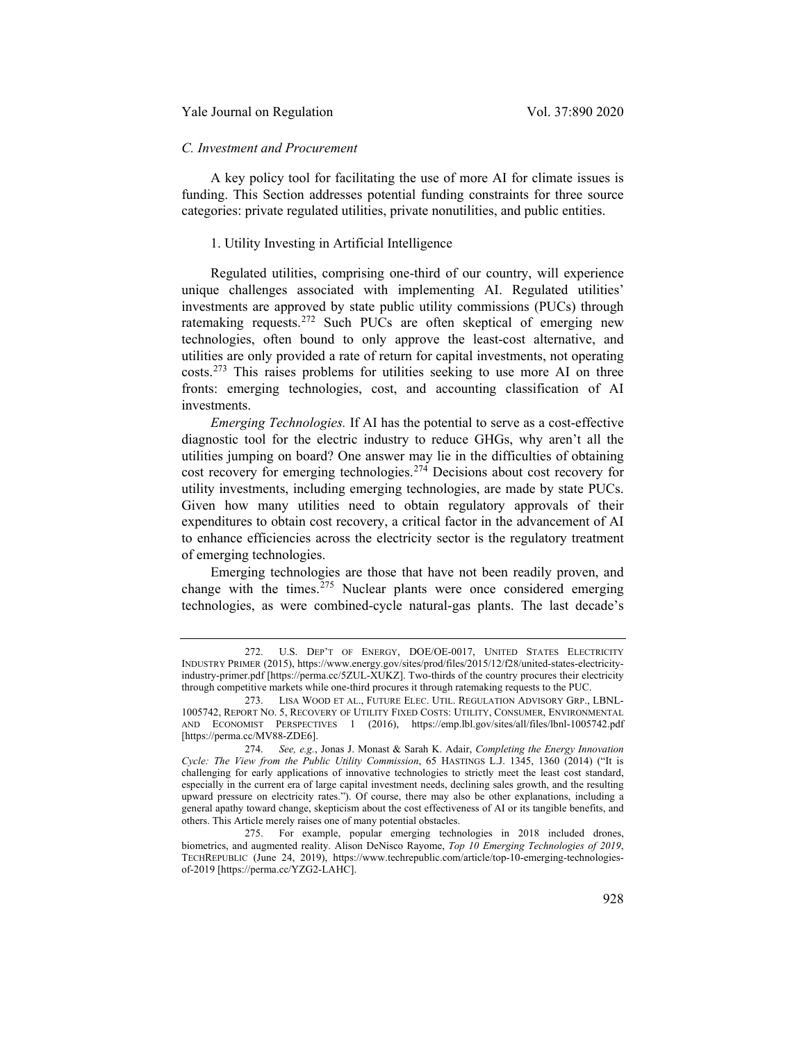### *C. Investment and Procurement*

A key policy tool for facilitating the use of more AI for climate issues is funding. This Section addresses potential funding constraints for three source categories: private regulated utilities, private nonutilities, and public entities.

#### 1. Utility Investing in Artificial Intelligence

Regulated utilities, comprising one-third of our country, will experience unique challenges associated with implementing AI. Regulated utilities' investments are approved by state public utility commissions (PUCs) through ratemaking requests.[272] Such PUCs are often skeptical of emerging new technologies, often bound to only approve the least-cost alternative, and utilities are only provided a rate of return for capital investments, not operating costs.[273] This raises problems for utilities seeking to use more AI on three fronts: emerging technologies, cost, and accounting classification of AI investments.

*Emerging Technologies.* If AI has the potential to serve as a cost-effective diagnostic tool for the electric industry to reduce GHGs, why aren't all the utilities jumping on board? One answer may lie in the difficulties of obtaining cost recovery for emerging technologies.[274] Decisions about cost recovery for utility investments, including emerging technologies, are made by state PUCs. Given how many utilities need to obtain regulatory approvals of their expenditures to obtain cost recovery, a critical factor in the advancement of AI to enhance efficiencies across the electricity sector is the regulatory treatment of emerging technologies.

Emerging technologies are those that have not been readily proven, and change with the times.[275] Nuclear plants were once considered emerging technologies, as were combined-cycle natural-gas plants. The last decade's

---

272. U.S. DEP'T OF ENERGY, DOE/OE-0017, UNITED STATES ELECTRICITY INDUSTRY PRIMER (2015), https://www.energy.gov/sites/prod/files/2015/12/f28/united-states-electricity-industry-primer.pdf [https://perma.cc/5ZUL-XUKZ]. Two-thirds of the country procures their electricity through competitive markets while one-third procures it through ratemaking requests to the PUC.

273. LISA WOOD ET AL., FUTURE ELEC. UTIL. REGULATION ADVISORY GRP., LBNL-1005742, REPORT NO. 5, RECOVERY OF UTILITY FIXED COSTS: UTILITY, CONSUMER, ENVIRONMENTAL AND ECONOMIST PERSPECTIVES 1 (2016), https://emp.lbl.gov/sites/all/files/lbnl-1005742.pdf [https://perma.cc/MV88-ZDE6].

274. *See, e.g.*, Jonas J. Monast & Sarah K. Adair, *Completing the Energy Innovation Cycle: The View from the Public Utility Commission*, 65 HASTINGS L.J. 1345, 1360 (2014) ("It is challenging for early applications of innovative technologies to strictly meet the least cost standard, especially in the current era of large capital investment needs, declining sales growth, and the resulting upward pressure on electricity rates."). Of course, there may also be other explanations, including a general apathy toward change, skepticism about the cost effectiveness of AI or its tangible benefits, and others. This Article merely raises one of many potential obstacles.

275. For example, popular emerging technologies in 2018 included drones, biometrics, and augmented reality. Alison DeNisco Rayome, *Top 10 Emerging Technologies of 2019*, TECHREPUBLIC (June 24, 2019), https://www.techrepublic.com/article/top-10-emerging-technologies-of-2019 [https://perma.cc/YZG2-LAHC].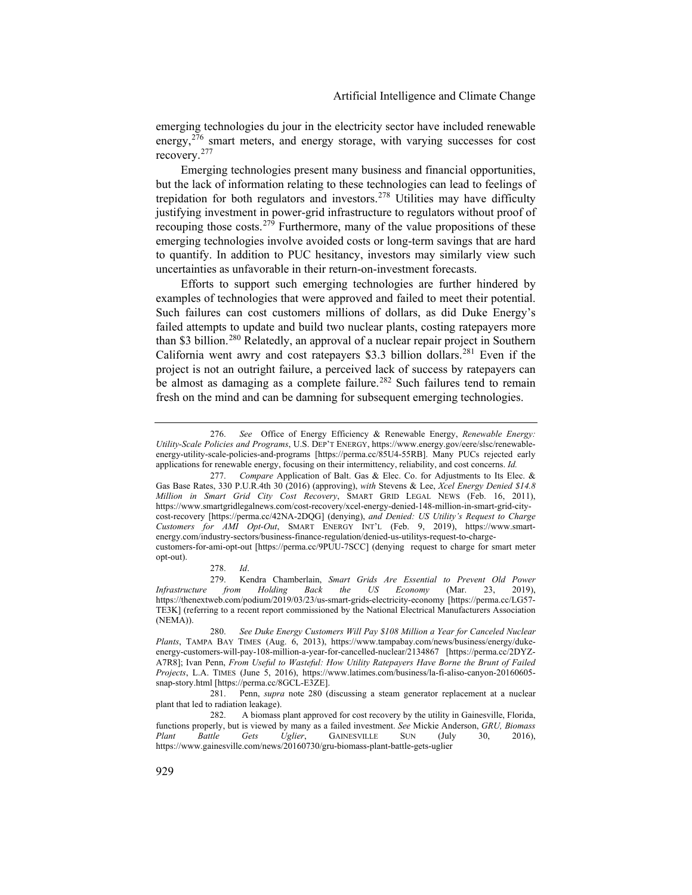emerging technologies du jour in the electricity sector have included renewable energy,[276] smart meters, and energy storage, with varying successes for cost recovery.[277]

Emerging technologies present many business and financial opportunities, but the lack of information relating to these technologies can lead to feelings of trepidation for both regulators and investors.[278] Utilities may have difficulty justifying investment in power-grid infrastructure to regulators without proof of recouping those costs.[279] Furthermore, many of the value propositions of these emerging technologies involve avoided costs or long-term savings that are hard to quantify. In addition to PUC hesitancy, investors may similarly view such uncertainties as unfavorable in their return-on-investment forecasts.

Efforts to support such emerging technologies are further hindered by examples of technologies that were approved and failed to meet their potential. Such failures can cost customers millions of dollars, as did Duke Energy's failed attempts to update and build two nuclear plants, costing ratepayers more than $3 billion.[280] Relatedly, an approval of a nuclear repair project in Southern California went awry and cost ratepayers $3.3 billion dollars.[281] Even if the project is not an outright failure, a perceived lack of success by ratepayers can be almost as damaging as a complete failure.[282] Such failures tend to remain fresh on the mind and can be damning for subsequent emerging technologies.

---

276. *See* Office of Energy Efficiency & Renewable Energy, *Renewable Energy: Utility-Scale Policies and Programs*, U.S. DEP'T ENERGY, https://www.energy.gov/eere/slsc/renewable-energy-utility-scale-policies-and-programs [https://perma.cc/85U4-55RB]. Many PUCs rejected early applications for renewable energy, focusing on their intermittency, reliability, and cost concerns. *Id.*

277. *Compare* Application of Balt. Gas & Elec. Co. for Adjustments to Its Elec. & Gas Base Rates, 330 P.U.R.4th 30 (2016) (approving), *with* Stevens & Lee, *Xcel Energy Denied $14.8 Million in Smart Grid City Cost Recovery*, SMART GRID LEGAL NEWS (Feb. 16, 2011), https://www.smartgridlegalnews.com/cost-recovery/xcel-energy-denied-148-million-in-smart-grid-city-cost-recovery [https://perma.cc/42NA-2DQG] (denying), *and Denied: US Utility's Request to Charge Customers for AMI Opt-Out*, SMART ENERGY INT'L (Feb. 9, 2019), https://www.smart-energy.com/industry-sectors/business-finance-regulation/denied-us-utilitys-request-to-charge-customers-for-ami-opt-out [https://perma.cc/9PUU-7SCC] (denying request to charge for smart meter opt-out).

278. *Id*.

279. Kendra Chamberlain, *Smart Grids Are Essential to Prevent Old Power Infrastructure from Holding Back the US Economy* (Mar. 23, 2019), https://thenextweb.com/podium/2019/03/23/us-smart-grids-electricity-economy [https://perma.cc/LG57-TE3K] (referring to a recent report commissioned by the National Electrical Manufacturers Association (NEMA)).

280. *See Duke Energy Customers Will Pay $108 Million a Year for Canceled Nuclear Plants*, TAMPA BAY TIMES (Aug. 6, 2013), https://www.tampabay.com/news/business/energy/duke-energy-customers-will-pay-108-million-a-year-for-cancelled-nuclear/2134867 [https://perma.cc/2DYZ-A7R8]; Ivan Penn, *From Useful to Wasteful: How Utility Ratepayers Have Borne the Brunt of Failed Projects*, L.A. TIMES (June 5, 2016), https://www.latimes.com/business/la-fi-aliso-canyon-20160605-snap-story.html [https://perma.cc/8GCL-E3ZE].

281. Penn, *supra* note 280 (discussing a steam generator replacement at a nuclear plant that led to radiation leakage).

282. A biomass plant approved for cost recovery by the utility in Gainesville, Florida, functions properly, but is viewed by many as a failed investment. *See* Mickie Anderson, *GRU, Biomass Plant Battle Gets Uglier*, GAINESVILLE SUN (July 30, 2016), https://www.gainesville.com/news/20160730/gru-biomass-plant-battle-gets-uglier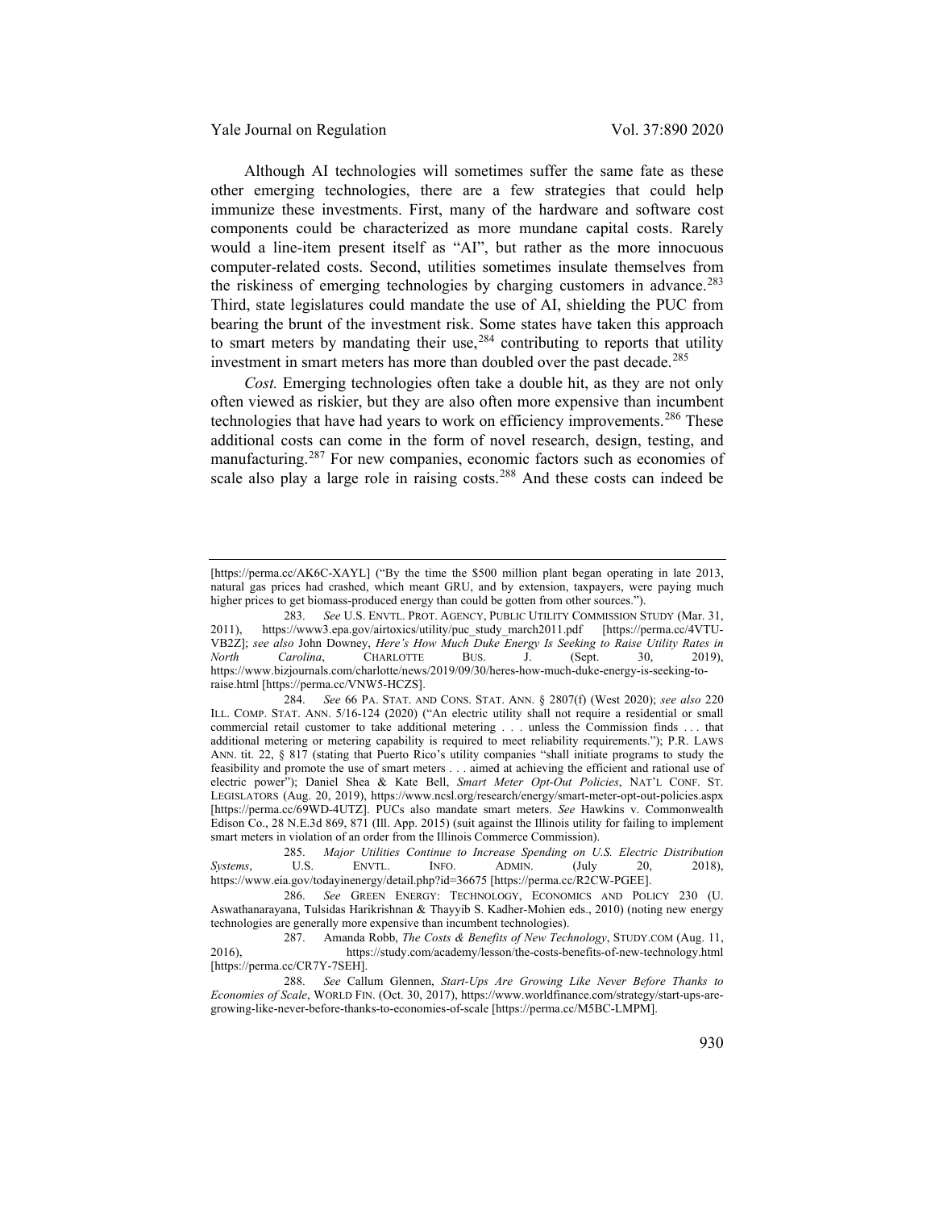Although AI technologies will sometimes suffer the same fate as these other emerging technologies, there are a few strategies that could help immunize these investments. First, many of the hardware and software cost components could be characterized as more mundane capital costs. Rarely would a line-item present itself as "AI", but rather as the more innocuous computer-related costs. Second, utilities sometimes insulate themselves from the riskiness of emerging technologies by charging customers in advance.[283] Third, state legislatures could mandate the use of AI, shielding the PUC from bearing the brunt of the investment risk. Some states have taken this approach to smart meters by mandating their use,[284] contributing to reports that utility investment in smart meters has more than doubled over the past decade.[285]

*Cost.* Emerging technologies often take a double hit, as they are not only often viewed as riskier, but they are also often more expensive than incumbent technologies that have had years to work on efficiency improvements.[286] These additional costs can come in the form of novel research, design, testing, and manufacturing.[287] For new companies, economic factors such as economies of scale also play a large role in raising costs.[288] And these costs can indeed be

---

[https://perma.cc/AK6C-XAYL] ("By the time the $500 million plant began operating in late 2013, natural gas prices had crashed, which meant GRU, and by extension, taxpayers, were paying much higher prices to get biomass-produced energy than could be gotten from other sources.").

283. *See* U.S. ENVTL. PROT. AGENCY, PUBLIC UTILITY COMMISSION STUDY (Mar. 31, 2011), https://www3.epa.gov/airtoxics/utility/puc_study_march2011.pdf [https://perma.cc/4VTU-VB2Z]; *see also* John Downey, *Here's How Much Duke Energy Is Seeking to Raise Utility Rates in North Carolina*, CHARLOTTE BUS. J. (Sept. 30, 2019), https://www.bizjournals.com/charlotte/news/2019/09/30/heres-how-much-duke-energy-is-seeking-to-raise.html [https://perma.cc/VNW5-HCZS].

284. *See* 66 PA. STAT. AND CONS. STAT. ANN. § 2807(f) (West 2020); *see also* 220 ILL. COMP. STAT. ANN. 5/16-124 (2020) ("An electric utility shall not require a residential or small commercial retail customer to take additional metering . . . unless the Commission finds . . . that additional metering or metering capability is required to meet reliability requirements."); P.R. LAWS ANN. tit. 22, § 817 (stating that Puerto Rico's utility companies "shall initiate programs to study the feasibility and promote the use of smart meters . . . aimed at achieving the efficient and rational use of electric power"); Daniel Shea & Kate Bell, *Smart Meter Opt-Out Policies*, NAT'L CONF. ST. LEGISLATORS (Aug. 20, 2019), https://www.ncsl.org/research/energy/smart-meter-opt-out-policies.aspx [https://perma.cc/69WD-4UTZ]. PUCs also mandate smart meters. *See* Hawkins v. Commonwealth Edison Co., 28 N.E.3d 869, 871 (Ill. App. 2015) (suit against the Illinois utility for failing to implement smart meters in violation of an order from the Illinois Commerce Commission).

285. *Major Utilities Continue to Increase Spending on U.S. Electric Distribution Systems*, U.S. ENVTL. INFO. ADMIN. (July 20, 2018), https://www.eia.gov/todayinenergy/detail.php?id=36675 [https://perma.cc/R2CW-PGEE].

286. *See* GREEN ENERGY: TECHNOLOGY, ECONOMICS AND POLICY 230 (U. Aswathanarayana, Tulsidas Harikrishnan & Thayyib S. Kadher-Mohien eds., 2010) (noting new energy technologies are generally more expensive than incumbent technologies).

287. Amanda Robb, *The Costs & Benefits of New Technology*, STUDY.COM (Aug. 11, 2016), https://study.com/academy/lesson/the-costs-benefits-of-new-technology.html [https://perma.cc/CR7Y-7SEH].

288. *See* Callum Glennen, *Start-Ups Are Growing Like Never Before Thanks to Economies of Scale*, WORLD FIN. (Oct. 30, 2017), https://www.worldfinance.com/strategy/start-ups-are-growing-like-never-before-thanks-to-economies-of-scale [https://perma.cc/M5BC-LMPM].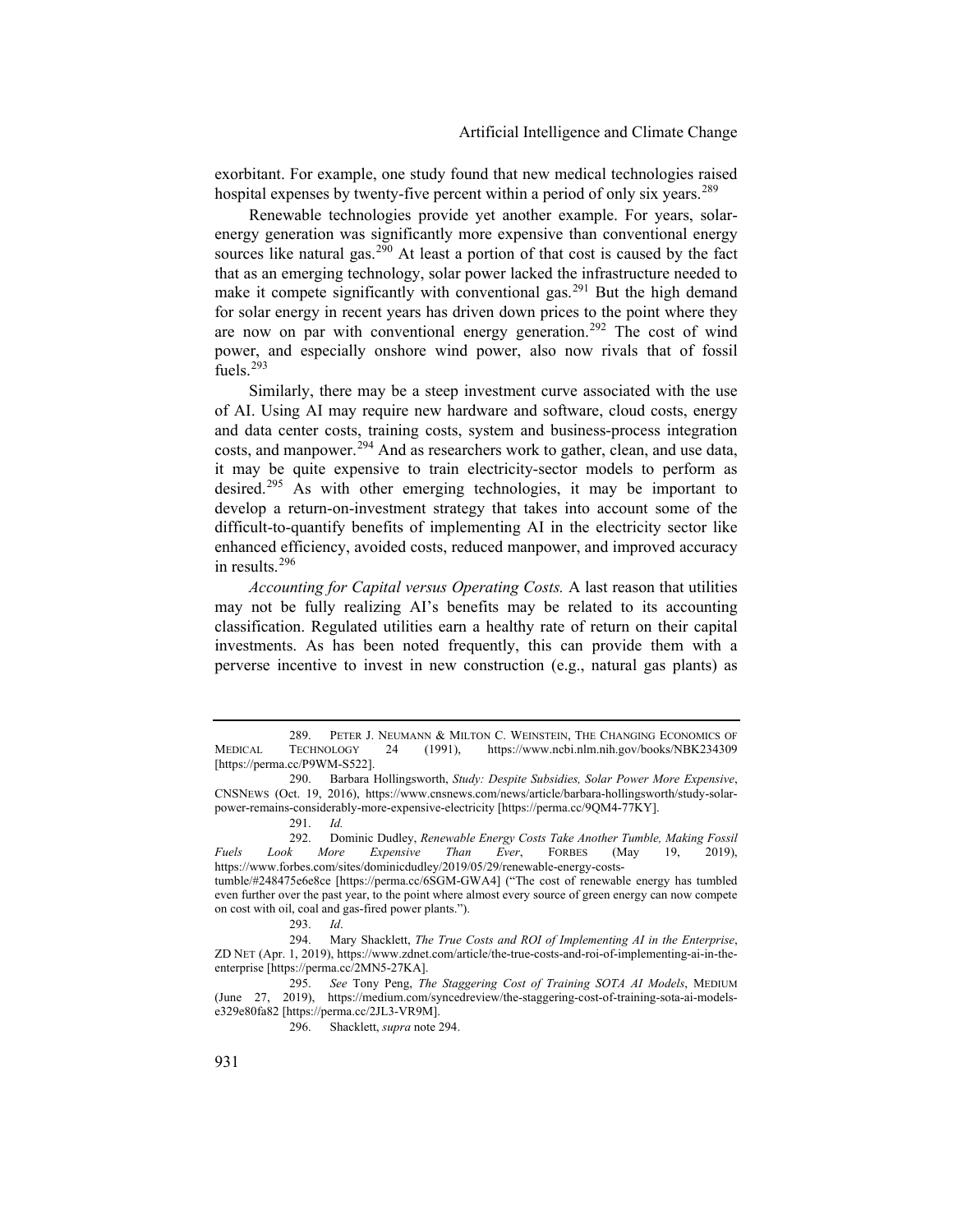exorbitant. For example, one study found that new medical technologies raised hospital expenses by twenty-five percent within a period of only six years.[289]

Renewable technologies provide yet another example. For years, solar-energy generation was significantly more expensive than conventional energy sources like natural gas.[290] At least a portion of that cost is caused by the fact that as an emerging technology, solar power lacked the infrastructure needed to make it compete significantly with conventional gas.[291] But the high demand for solar energy in recent years has driven down prices to the point where they are now on par with conventional energy generation.[292] The cost of wind power, and especially onshore wind power, also now rivals that of fossil fuels.[293]

Similarly, there may be a steep investment curve associated with the use of AI. Using AI may require new hardware and software, cloud costs, energy and data center costs, training costs, system and business-process integration costs, and manpower.[294] And as researchers work to gather, clean, and use data, it may be quite expensive to train electricity-sector models to perform as desired.[295] As with other emerging technologies, it may be important to develop a return-on-investment strategy that takes into account some of the difficult-to-quantify benefits of implementing AI in the electricity sector like enhanced efficiency, avoided costs, reduced manpower, and improved accuracy in results.[296]

*Accounting for Capital versus Operating Costs.* A last reason that utilities may not be fully realizing AI's benefits may be related to its accounting classification. Regulated utilities earn a healthy rate of return on their capital investments. As has been noted frequently, this can provide them with a perverse incentive to invest in new construction (e.g., natural gas plants) as

---

289. PETER J. NEUMANN & MILTON C. WEINSTEIN, THE CHANGING ECONOMICS OF MEDICAL TECHNOLOGY 24 (1991), https://www.ncbi.nlm.nih.gov/books/NBK234309 [https://perma.cc/P9WM-S522].

290. Barbara Hollingsworth, *Study: Despite Subsidies, Solar Power More Expensive*, CNSNEWS (Oct. 19, 2016), https://www.cnsnews.com/news/article/barbara-hollingsworth/study-solar-power-remains-considerably-more-expensive-electricity [https://perma.cc/9QM4-77KY].

291. *Id.*

292. Dominic Dudley, *Renewable Energy Costs Take Another Tumble, Making Fossil Fuels Look More Expensive Than Ever*, FORBES (May 19, 2019), https://www.forbes.com/sites/dominicdudley/2019/05/29/renewable-energy-costs-tumble/#248475e6e8ce [https://perma.cc/6SGM-GWA4] ("The cost of renewable energy has tumbled even further over the past year, to the point where almost every source of green energy can now compete on cost with oil, coal and gas-fired power plants.").

293. *Id*.

294. Mary Shacklett, *The True Costs and ROI of Implementing AI in the Enterprise*, ZD NET (Apr. 1, 2019), https://www.zdnet.com/article/the-true-costs-and-roi-of-implementing-ai-in-the-enterprise [https://perma.cc/2MN5-27KA].

295. *See* Tony Peng, *The Staggering Cost of Training SOTA AI Models*, MEDIUM (June 27, 2019), https://medium.com/syncedreview/the-staggering-cost-of-training-sota-ai-models-e329e80fa82 [https://perma.cc/2JL3-VR9M].

296. Shacklett, *supra* note 294.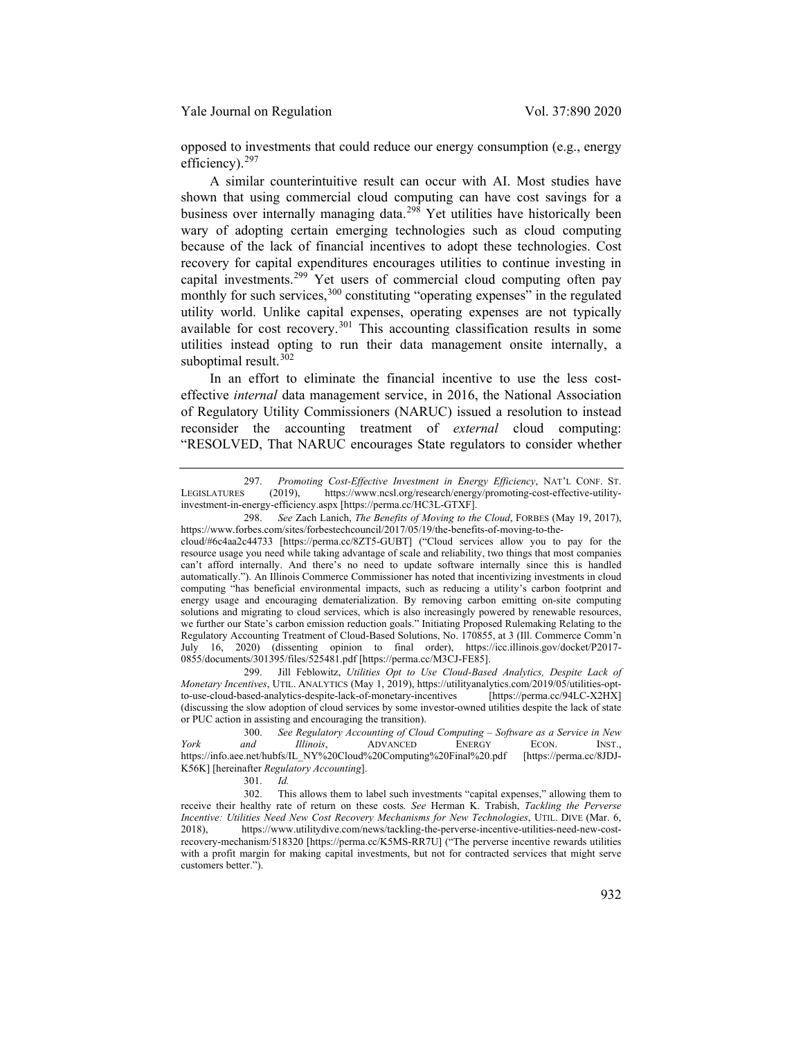opposed to investments that could reduce our energy consumption (e.g., energy efficiency).[297]

A similar counterintuitive result can occur with AI. Most studies have shown that using commercial cloud computing can have cost savings for a business over internally managing data.[298] Yet utilities have historically been wary of adopting certain emerging technologies such as cloud computing because of the lack of financial incentives to adopt these technologies. Cost recovery for capital expenditures encourages utilities to continue investing in capital investments.[299] Yet users of commercial cloud computing often pay monthly for such services,[300] constituting "operating expenses" in the regulated utility world. Unlike capital expenses, operating expenses are not typically available for cost recovery.[301] This accounting classification results in some utilities instead opting to run their data management onsite internally, a suboptimal result.[302]

In an effort to eliminate the financial incentive to use the less cost-effective *internal* data management service, in 2016, the National Association of Regulatory Utility Commissioners (NARUC) issued a resolution to instead reconsider the accounting treatment of *external* cloud computing: "RESOLVED, That NARUC encourages State regulators to consider whether

---

297. *Promoting Cost-Effective Investment in Energy Efficiency*, NAT'L CONF. ST. LEGISLATURES (2019), https://www.ncsl.org/research/energy/promoting-cost-effective-utility-investment-in-energy-efficiency.aspx [https://perma.cc/HC3L-GTXF].

298. *See* Zach Lanich, *The Benefits of Moving to the Cloud*, FORBES (May 19, 2017), https://www.forbes.com/sites/forbestechcouncil/2017/05/19/the-benefits-of-moving-to-the-cloud/#6c4aa2c44733 [https://perma.cc/8ZT5-GUBT] ("Cloud services allow you to pay for the resource usage you need while taking advantage of scale and reliability, two things that most companies can't afford internally. And there's no need to update software internally since this is handled automatically."). An Illinois Commerce Commissioner has noted that incentivizing investments in cloud computing "has beneficial environmental impacts, such as reducing a utility's carbon footprint and energy usage and encouraging dematerialization. By removing carbon emitting on-site computing solutions and migrating to cloud services, which is also increasingly powered by renewable resources, we further our State's carbon emission reduction goals." Initiating Proposed Rulemaking Relating to the Regulatory Accounting Treatment of Cloud-Based Solutions, No. 170855, at 3 (Ill. Commerce Comm'n July 16, 2020) (dissenting opinion to final order), https://icc.illinois.gov/docket/P2017-0855/documents/301395/files/525481.pdf [https://perma.cc/M3CJ-FE85].

299. Jill Feblowitz, *Utilities Opt to Use Cloud-Based Analytics, Despite Lack of Monetary Incentives*, UTIL. ANALYTICS (May 1, 2019), https://utilityanalytics.com/2019/05/utilities-opt-to-use-cloud-based-analytics-despite-lack-of-monetary-incentives [https://perma.cc/94LC-X2HX] (discussing the slow adoption of cloud services by some investor-owned utilities despite the lack of state or PUC action in assisting and encouraging the transition).

300. *See Regulatory Accounting of Cloud Computing – Software as a Service in New York and Illinois*, ADVANCED ENERGY ECON. INST., https://info.aee.net/hubfs/IL_NY%20Cloud%20Computing%20Final%20.pdf [https://perma.cc/8JDJ-K56K] [hereinafter *Regulatory Accounting*].

301. *Id.*

302. This allows them to label such investments "capital expenses," allowing them to receive their healthy rate of return on these costs. *See* Herman K. Trabish, *Tackling the Perverse Incentive: Utilities Need New Cost Recovery Mechanisms for New Technologies*, UTIL. DIVE (Mar. 6, 2018), https://www.utilitydive.com/news/tackling-the-perverse-incentive-utilities-need-new-cost-recovery-mechanism/518320 [https://perma.cc/K5MS-RR7U] ("The perverse incentive rewards utilities with a profit margin for making capital investments, but not for contracted services that might serve customers better.").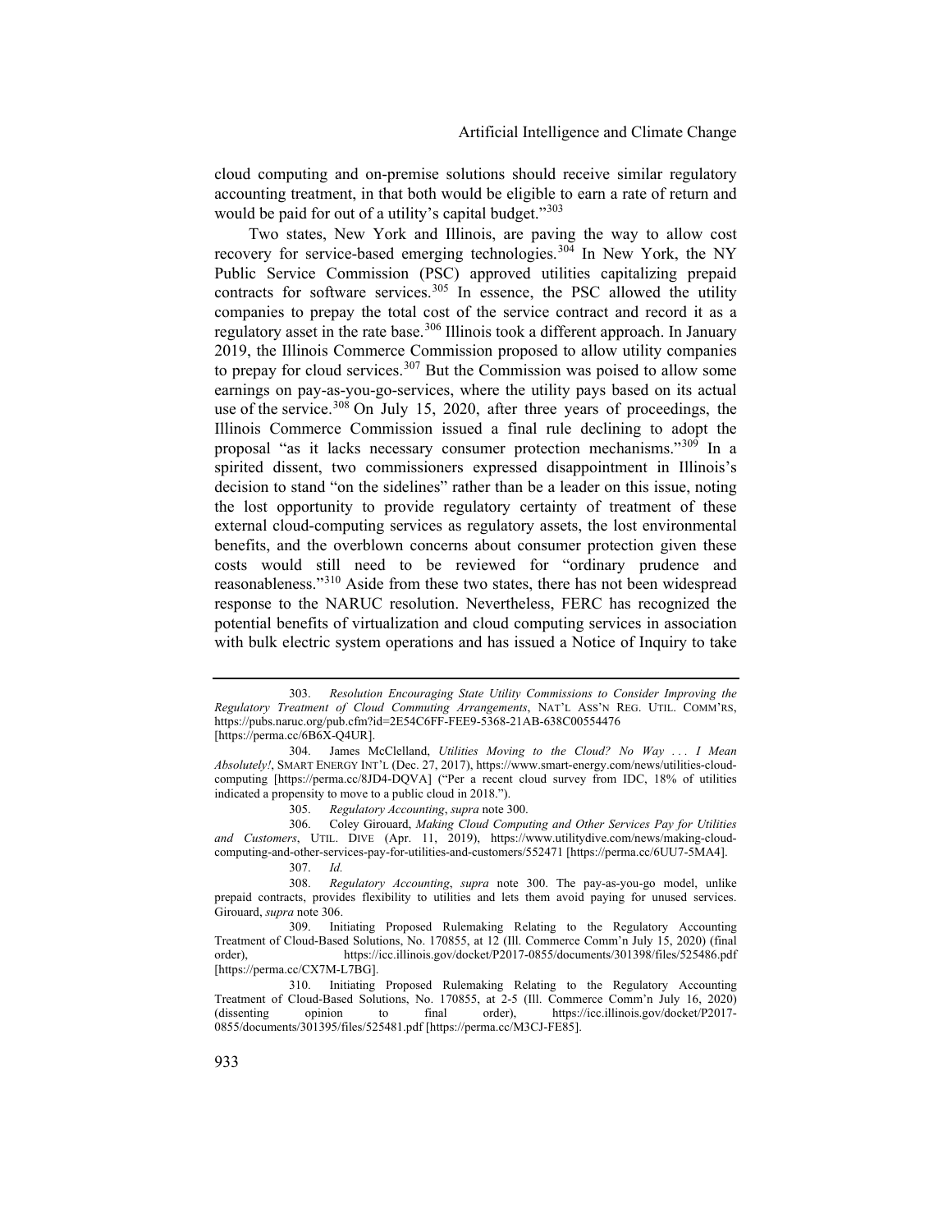cloud computing and on-premise solutions should receive similar regulatory accounting treatment, in that both would be eligible to earn a rate of return and would be paid for out of a utility's capital budget."[303]

Two states, New York and Illinois, are paving the way to allow cost recovery for service-based emerging technologies.[304] In New York, the NY Public Service Commission (PSC) approved utilities capitalizing prepaid contracts for software services.[305] In essence, the PSC allowed the utility companies to prepay the total cost of the service contract and record it as a regulatory asset in the rate base.[306] Illinois took a different approach. In January 2019, the Illinois Commerce Commission proposed to allow utility companies to prepay for cloud services.[307] But the Commission was poised to allow some earnings on pay-as-you-go-services, where the utility pays based on its actual use of the service.[308] On July 15, 2020, after three years of proceedings, the Illinois Commerce Commission issued a final rule declining to adopt the proposal "as it lacks necessary consumer protection mechanisms."[309] In a spirited dissent, two commissioners expressed disappointment in Illinois's decision to stand "on the sidelines" rather than be a leader on this issue, noting the lost opportunity to provide regulatory certainty of treatment of these external cloud-computing services as regulatory assets, the lost environmental benefits, and the overblown concerns about consumer protection given these costs would still need to be reviewed for "ordinary prudence and reasonableness."[310] Aside from these two states, there has not been widespread response to the NARUC resolution. Nevertheless, FERC has recognized the potential benefits of virtualization and cloud computing services in association with bulk electric system operations and has issued a Notice of Inquiry to take

---

303. *Resolution Encouraging State Utility Commissions to Consider Improving the Regulatory Treatment of Cloud Commuting Arrangements*, NAT'L ASS'N REG. UTIL. COMM'RS, https://pubs.naruc.org/pub.cfm?id=2E54C6FF-FEE9-5368-21AB-638C00554476 [https://perma.cc/6B6X-Q4UR].

304. James McClelland, *Utilities Moving to the Cloud? No Way . . . I Mean Absolutely!*, SMART ENERGY INT'L (Dec. 27, 2017), https://www.smart-energy.com/news/utilities-cloud-computing [https://perma.cc/8JD4-DQVA] ("Per a recent cloud survey from IDC, 18% of utilities indicated a propensity to move to a public cloud in 2018.").

305. *Regulatory Accounting*, *supra* note 300.

306. Coley Girouard, *Making Cloud Computing and Other Services Pay for Utilities and Customers*, UTIL. DIVE (Apr. 11, 2019), https://utilitydive.com/news/making-cloud-computing-and-other-services-pay-for-utilities-and-customers/552471 [https://perma.cc/6UU7-5MA4].

307. *Id.*

308. *Regulatory Accounting*, *supra* note 300. The pay-as-you-go model, unlike prepaid contracts, provides flexibility to utilities and lets them avoid paying for unused services. Girouard, *supra* note 306.

309. Initiating Proposed Rulemaking Relating to the Regulatory Accounting Treatment of Cloud-Based Solutions, No. 170855, at 12 (Ill. Commerce Comm'n July 15, 2020) (final order), https://icc.illinois.gov/docket/P2017-0855/documents/301398/files/525486.pdf [https://perma.cc/CX7M-L7BG].

310. Initiating Proposed Rulemaking Relating to the Regulatory Accounting Treatment of Cloud-Based Solutions, No. 170855, at 2-5 (Ill. Commerce Comm'n July 16, 2020) (dissenting opinion to final order), https://icc.illinois.gov/docket/P2017-0855/documents/301395/files/525481.pdf [https://perma.cc/M3CJ-FE85].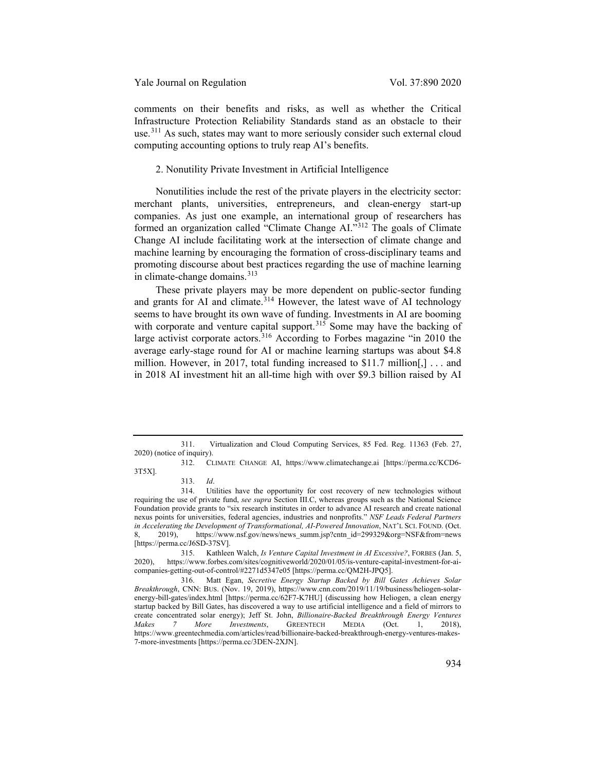comments on their benefits and risks, as well as whether the Critical Infrastructure Protection Reliability Standards stand as an obstacle to their use.[311] As such, states may want to more seriously consider such external cloud computing accounting options to truly reap AI's benefits.

### 2. Nonutility Private Investment in Artificial Intelligence

Nonutilities include the rest of the private players in the electricity sector: merchant plants, universities, entrepreneurs, and clean-energy start-up companies. As just one example, an international group of researchers has formed an organization called "Climate Change AI."[312] The goals of Climate Change AI include facilitating work at the intersection of climate change and machine learning by encouraging the formation of cross-disciplinary teams and promoting discourse about best practices regarding the use of machine learning in climate-change domains.[313]

These private players may be more dependent on public-sector funding and grants for AI and climate.[314] However, the latest wave of AI technology seems to have brought its own wave of funding. Investments in AI are booming with corporate and venture capital support.[315] Some may have the backing of large activist corporate actors.[316] According to Forbes magazine "in 2010 the average early-stage round for AI or machine learning startups was about $4.8 million. However, in 2017, total funding increased to $11.7 million[,] . . . and in 2018 AI investment hit an all-time high with over $9.3 billion raised by AI

---

311. Virtualization and Cloud Computing Services, 85 Fed. Reg. 11363 (Feb. 27, 2020) (notice of inquiry).

312. CLIMATE CHANGE AI, https://www.climatechange.ai [https://perma.cc/KCD6-3T5X].

313. *Id*.

314. Utilities have the opportunity for cost recovery of new technologies without requiring the use of private fund, *see supra* Section III.C, whereas groups such as the National Science Foundation provide grants to "six research institutes in order to advance AI research and create national nexus points for universities, federal agencies, industries and nonprofits." *NSF Leads Federal Partners in Accelerating the Development of Transformational, AI-Powered Innovation*, NAT'L SCI. FOUND. (Oct. 8, 2019), https://www.nsf.gov/news/news_summ.jsp?cntn_id=299329&org=NSF&from=news [https://perma.cc/J6SD-37SV].

315. Kathleen Walch, *Is Venture Capital Investment in AI Excessive?*, FORBES (Jan. 5, 2020), https://www.forbes.com/sites/cognitiveworld/2020/01/05/is-venture-capital-investment-for-ai-companies-getting-out-of-control/#2271d5347e05 [https://perma.cc/QM2H-JPQ5].

316. Matt Egan, *Secretive Energy Startup Backed by Bill Gates Achieves Solar Breakthrough*, CNN: BUS. (Nov. 19, 2019), https://www.cnn.com/2019/11/19/business/heliogen-solar-energy-bill-gates/index.html [https://perma.cc/62F7-K7HU] (discussing how Heliogen, a clean energy startup backed by Bill Gates, has discovered a way to use artificial intelligence and a field of mirrors to create concentrated solar energy); Jeff St. John, *Billionaire-Backed Breakthrough Energy Ventures Makes 7 More Investments*, GREENTECH MEDIA (Oct. 1, 2018), https://www.greentechmedia.com/articles/read/billionaire-backed-breakthrough-energy-ventures-makes-7-more-investments [https://perma.cc/3DEN-2XJN].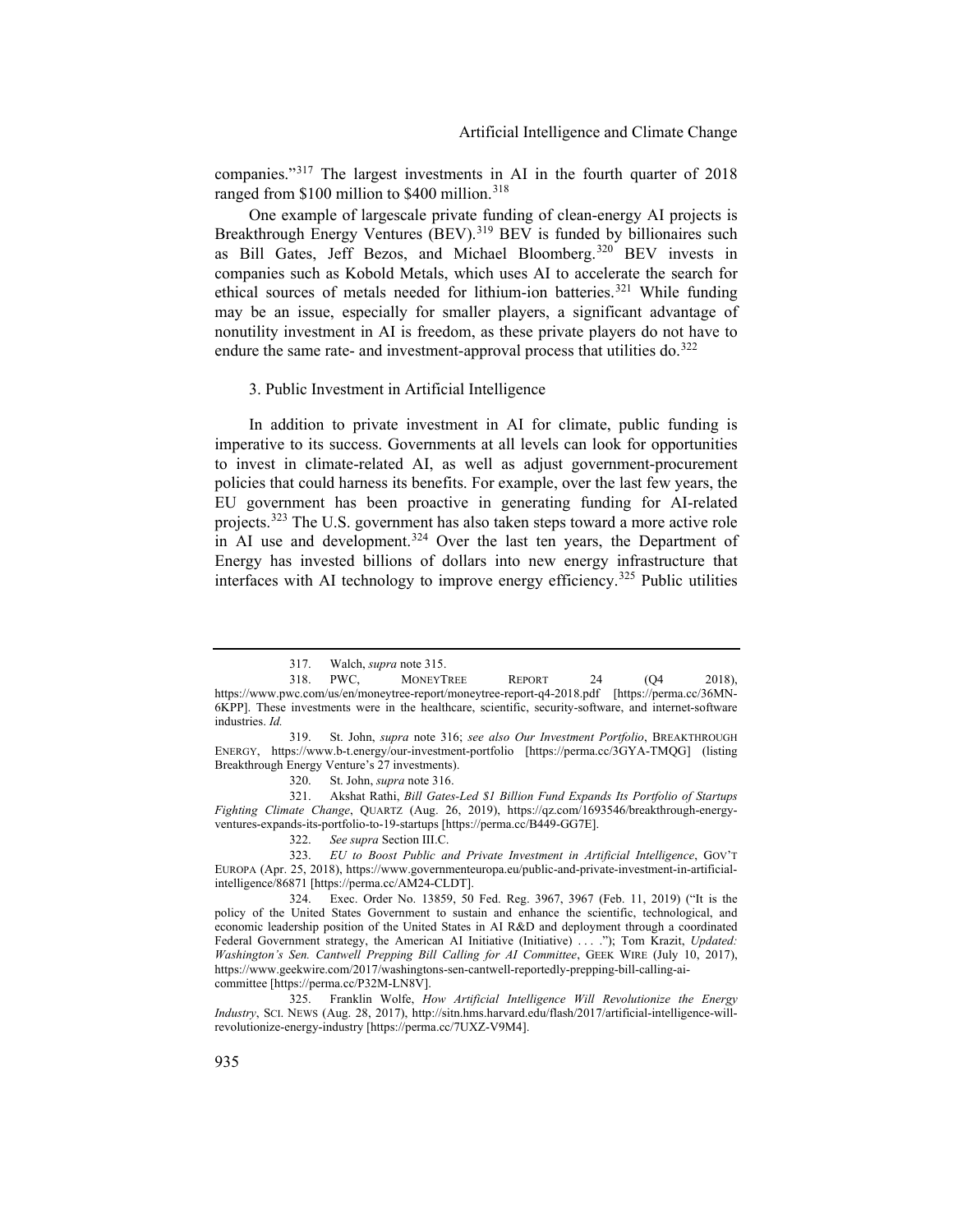companies."[317] The largest investments in AI in the fourth quarter of 2018 ranged from $100 million to $400 million.[318]

One example of largescale private funding of clean-energy AI projects is Breakthrough Energy Ventures (BEV).[319] BEV is funded by billionaires such as Bill Gates, Jeff Bezos, and Michael Bloomberg.[320] BEV invests in companies such as Kobold Metals, which uses AI to accelerate the search for ethical sources of metals needed for lithium-ion batteries.[321] While funding may be an issue, especially for smaller players, a significant advantage of nonutility investment in AI is freedom, as these private players do not have to endure the same rate- and investment-approval process that utilities do.[322]

### 3. Public Investment in Artificial Intelligence

In addition to private investment in AI for climate, public funding is imperative to its success. Governments at all levels can look for opportunities to invest in climate-related AI, as well as adjust government-procurement policies that could harness its benefits. For example, over the last few years, the EU government has been proactive in generating funding for AI-related projects.[323] The U.S. government has also taken steps toward a more active role in AI use and development.[324] Over the last ten years, the Department of Energy has invested billions of dollars into new energy infrastructure that interfaces with AI technology to improve energy efficiency.[325] Public utilities

---

317. Walch, *supra* note 315.

318. PWC, MONEYTREE REPORT 24 (Q4 2018), https://www.pwc.com/us/en/moneytree-report/moneytree-report-q4-2018.pdf [https://perma.cc/36MN-6KPP]. These investments were in the healthcare, scientific, security-software, and internet-software industries. *Id.*

319. St. John, *supra* note 316; *see also Our Investment Portfolio*, BREAKTHROUGH ENERGY, https://www.b-t.energy/our-investment-portfolio [https://perma.cc/3GYA-TMQG] (listing Breakthrough Energy Venture's 27 investments).

320. St. John, *supra* note 316.

321. Akshat Rathi, *Bill Gates-Led $1 Billion Fund Expands Its Portfolio of Startups Fighting Climate Change*, QUARTZ (Aug. 26, 2019), https://qz.com/1693546/breakthrough-energy-ventures-expands-its-portfolio-to-19-startups [https://perma.cc/B449-GG7E].

322. *See supra* Section III.C.

323. *EU to Boost Public and Private Investment in Artificial Intelligence*, GOV'T EUROPA (Apr. 25, 2018), https://www.governmenteuropa.eu/public-and-private-investment-in-artificial-intelligence/86871 [https://perma.cc/AM24-CLDT].

324. Exec. Order No. 13859, 50 Fed. Reg. 3967, 3967 (Feb. 11, 2019) ("It is the policy of the United States Government to sustain and enhance the scientific, technological, and economic leadership position of the United States in AI R&D and deployment through a coordinated Federal Government strategy, the American AI Initiative (Initiative) . . . ."); Tom Krazit, *Updated: Washington's Sen. Cantwell Prepping Bill Calling for AI Committee*, GEEK WIRE (July 10, 2017), https://www.geekwire.com/2017/washingtons-sen-cantwell-reportedly-prepping-bill-calling-ai-committee [https://perma.cc/P32M-LN8V].

325. Franklin Wolfe, *How Artificial Intelligence Will Revolutionize the Energy Industry*, SCI. NEWS (Aug. 28, 2017), http://sitn.hms.harvard.edu/flash/2017/artificial-intelligence-will-revolutionize-energy-industry [https://perma.cc/7UXZ-V9M4].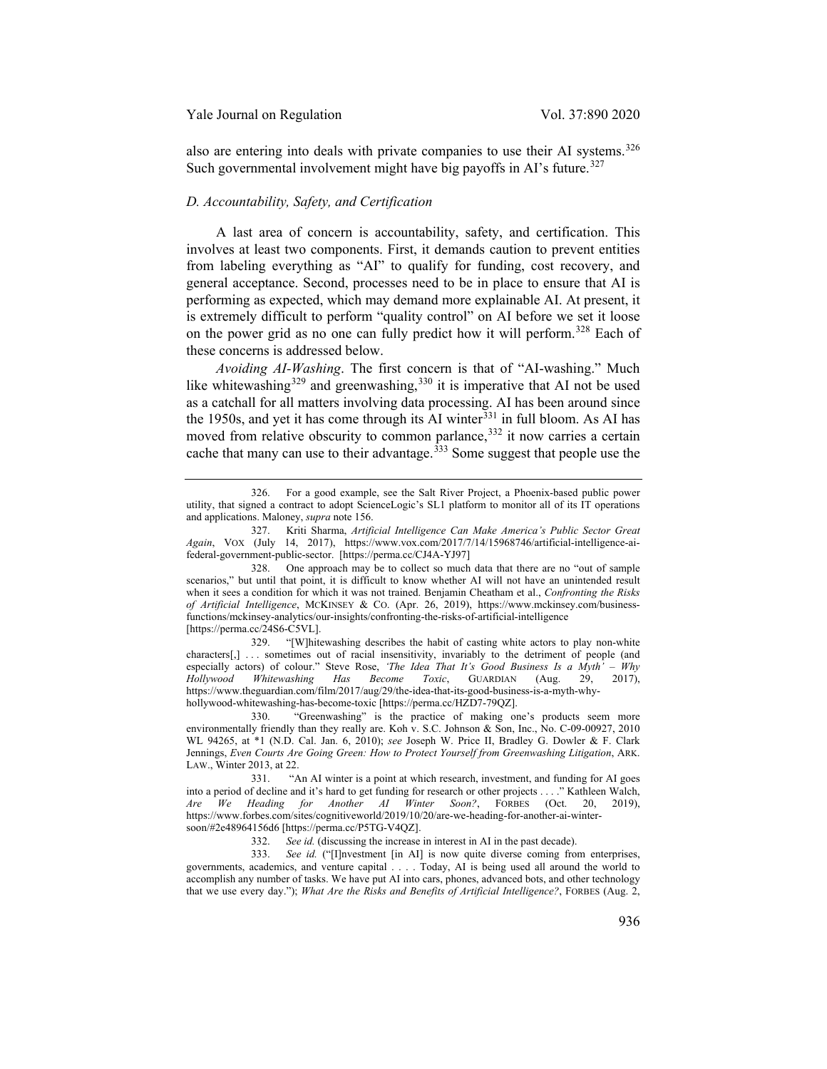also are entering into deals with private companies to use their AI systems.[326] Such governmental involvement might have big payoffs in AI's future.[327]

### *D. Accountability, Safety, and Certification*

A last area of concern is accountability, safety, and certification. This involves at least two components. First, it demands caution to prevent entities from labeling everything as "AI" to qualify for funding, cost recovery, and general acceptance. Second, processes need to be in place to ensure that AI is performing as expected, which may demand more explainable AI. At present, it is extremely difficult to perform "quality control" on AI before we set it loose on the power grid as no one can fully predict how it will perform.[328] Each of these concerns is addressed below.

*Avoiding AI-Washing*. The first concern is that of "AI-washing." Much like whitewashing[329] and greenwashing,[330] it is imperative that AI not be used as a catchall for all matters involving data processing. AI has been around since the 1950s, and yet it has come through its AI winter[331] in full bloom. As AI has moved from relative obscurity to common parlance,[332] it now carries a certain cache that many can use to their advantage.[333] Some suggest that people use the

---

326. For a good example, see the Salt River Project, a Phoenix-based public power utility, that signed a contract to adopt ScienceLogic's SL1 platform to monitor all of its IT operations and applications. Maloney, *supra* note 156.

327. Kriti Sharma, *Artificial Intelligence Can Make America's Public Sector Great Again*, VOX (July 14, 2017), https://www.vox.com/2017/7/14/15968746/artificial-intelligence-ai-federal-government-public-sector. [https://perma.cc/CJ4A-YJ97]

328. One approach may be to collect so much data that there are no "out of sample scenarios," but until that point, it is difficult to know whether AI will not have an unintended result when it sees a condition for which it was not trained. Benjamin Cheatham et al., *Confronting the Risks of Artificial Intelligence*, MCKINSEY & CO. (Apr. 26, 2019), https://www.mckinsey.com/business-functions/mckinsey-analytics/our-insights/confronting-the-risks-of-artificial-intelligence [https://perma.cc/24S6-C5VL].

329. "[W]hitewashing describes the habit of casting white actors to play non-white characters[,] . . . sometimes out of racial insensitivity, invariably to the detriment of people (and especially actors) of colour." Steve Rose, *'The Idea That It's Good Business Is a Myth' – Why Hollywood Whitewashing Has Become Toxic*, GUARDIAN (Aug. 29, 2017), https://www.theguardian.com/film/2017/aug/29/the-idea-that-its-good-business-is-a-myth-why-hollywood-whitewashing-has-become-toxic [https://perma.cc/HZD7-79QZ].

330. "Greenwashing" is the practice of making one's products seem more environmentally friendly than they really are. Koh v. S.C. Johnson & Son, Inc., No. C-09-00927, 2010 WL 94265, at *1 (N.D. Cal. Jan. 6, 2010); *see* Joseph W. Price II, Bradley G. Dowler & F. Clark Jennings, *Even Courts Are Going Green: How to Protect Yourself from Greenwashing Litigation*, ARK. LAW., Winter 2013, at 22.

331. "An AI winter is a point at which research, investment, and funding for AI goes into a period of decline and it's hard to get funding for research or other projects . . . ." Kathleen Walch, *Are We Heading for Another AI Winter Soon?*, FORBES (Oct. 20, 2019), https://www.forbes.com/sites/cognitiveworld/2019/10/20/are-we-heading-for-another-ai-winter-soon/#2e48964156d6 [https://perma.cc/P5TG-V4QZ].

332. *See id.* (discussing the increase in interest in AI in the past decade).

333. *See id.* ("[I]nvestment [in AI] is now quite diverse coming from enterprises, governments, academics, and venture capital . . . . Today, AI is being used all around the world to accomplish any number of tasks. We have put AI into cars, phones, advanced bots, and other technology that we use every day."); *What Are the Risks and Benefits of Artificial Intelligence?*, FORBES (Aug. 2,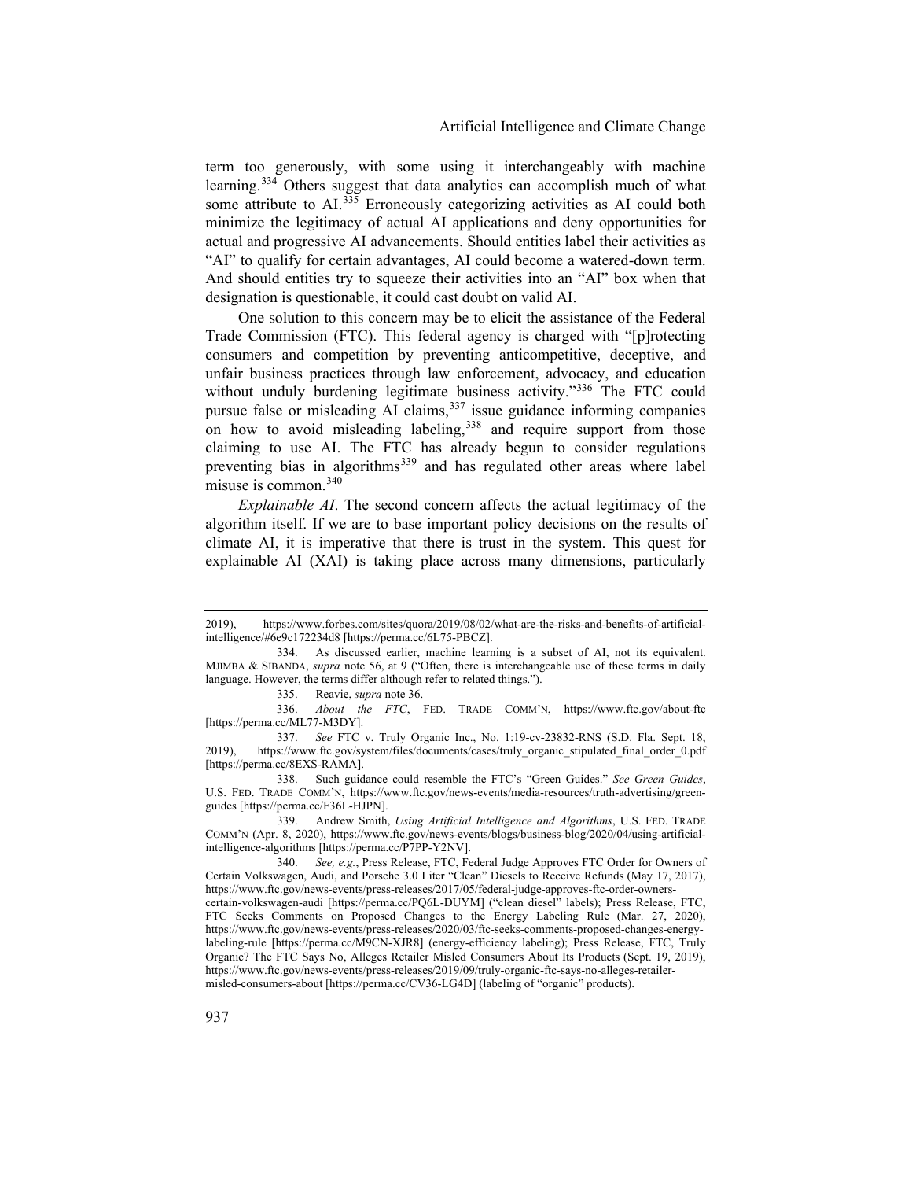term too generously, with some using it interchangeably with machine learning.[334] Others suggest that data analytics can accomplish much of what some attribute to AI.[335] Erroneously categorizing activities as AI could both minimize the legitimacy of actual AI applications and deny opportunities for actual and progressive AI advancements. Should entities label their activities as "AI" to qualify for certain advantages, AI could become a watered-down term. And should entities try to squeeze their activities into an "AI" box when that designation is questionable, it could cast doubt on valid AI.

One solution to this concern may be to elicit the assistance of the Federal Trade Commission (FTC). This federal agency is charged with "[p]rotecting consumers and competition by preventing anticompetitive, deceptive, and unfair business practices through law enforcement, advocacy, and education without unduly burdening legitimate business activity."[336] The FTC could pursue false or misleading AI claims,[337] issue guidance informing companies on how to avoid misleading labeling,[338] and require support from those claiming to use AI. The FTC has already begun to consider regulations preventing bias in algorithms[339] and has regulated other areas where label misuse is common.[340]

*Explainable AI*. The second concern affects the actual legitimacy of the algorithm itself. If we are to base important policy decisions on the results of climate AI, it is imperative that there is trust in the system. This quest for explainable AI (XAI) is taking place across many dimensions, particularly

---

2019), https://www.forbes.com/sites/quora/2019/08/02/what-are-the-risks-and-benefits-of-artificial-intelligence/#6e9c172234d8 [https://perma.cc/6L75-PBCZ].

334. As discussed earlier, machine learning is a subset of AI, not its equivalent. MJIMBA & SIBANDA, *supra* note 56, at 9 ("Often, there is interchangeable use of these terms in daily language. However, the terms differ although refer to related things.").

335. Reavie, *supra* note 36.

336. *About the FTC*, FED. TRADE COMM'N, https://www.ftc.gov/about-ftc [https://perma.cc/ML77-M3DY].

337. *See* FTC v. Truly Organic Inc., No. 1:19-cv-23832-RNS (S.D. Fla. Sept. 18, 2019), https://www.ftc.gov/system/files/documents/cases/truly_organic_stipulated_final_order_0.pdf [https://perma.cc/8EXS-RAMA].

338. Such guidance could resemble the FTC's "Green Guides." *See Green Guides*, U.S. FED. TRADE COMM'N, https://www.ftc.gov/news-events/media-resources/truth-advertising/green-guides [https://perma.cc/F36L-HJPN].

339. Andrew Smith, *Using Artificial Intelligence and Algorithms*, U.S. FED. TRADE COMM'N (Apr. 8, 2020), https://www.ftc.gov/news-events/blogs/business-blog/2020/04/using-artificial-intelligence-algorithms [https://perma.cc/P7PP-Y2NV].

340. *See, e.g.*, Press Release, FTC, Federal Judge Approves FTC Order for Owners of Certain Volkswagen, Audi, and Porsche 3.0 Liter "Clean" Diesels to Receive Refunds (May 17, 2017), https://www.ftc.gov/news-events/press-releases/2017/05/federal-judge-approves-ftc-order-owners-certain-volkswagen-audi [https://perma.cc/PQ6L-DUYM] ("clean diesel" labels); Press Release, FTC, FTC Seeks Comments on Proposed Changes to the Energy Labeling Rule (Mar. 27, 2020), https://www.ftc.gov/news-events/press-releases/2020/03/ftc-seeks-comments-proposed-changes-energy-labeling-rule [https://perma.cc/M9CN-XJR8] (energy-efficiency labeling); Press Release, FTC, Truly Organic? The FTC Says No, Alleges Retailer Misled Consumers About Its Products (Sept. 19, 2019), https://www.ftc.gov/news-events/press-releases/2019/09/truly-organic-ftc-says-no-alleges-retailer-misled-consumers-about [https://perma.cc/CV36-LG4D] (labeling of "organic" products).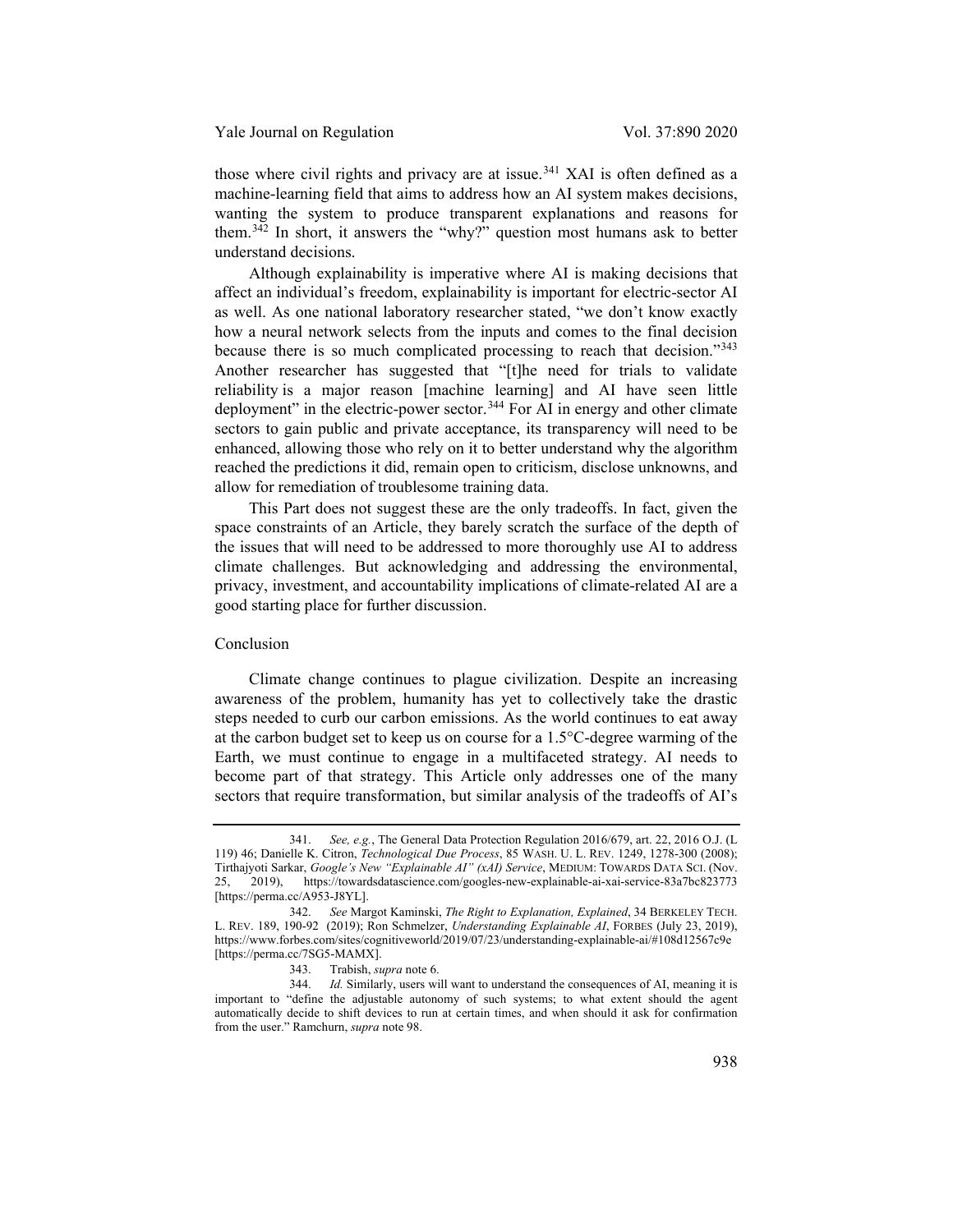those where civil rights and privacy are at issue.[341] XAI is often defined as a machine-learning field that aims to address how an AI system makes decisions, wanting the system to produce transparent explanations and reasons for them.[342] In short, it answers the "why?" question most humans ask to better understand decisions.

Although explainability is imperative where AI is making decisions that affect an individual's freedom, explainability is important for electric-sector AI as well. As one national laboratory researcher stated, "we don't know exactly how a neural network selects from the inputs and comes to the final decision because there is so much complicated processing to reach that decision."[343] Another researcher has suggested that "[t]he need for trials to validate reliability is a major reason [machine learning] and AI have seen little deployment" in the electric-power sector.[344] For AI in energy and other climate sectors to gain public and private acceptance, its transparency will need to be enhanced, allowing those who rely on it to better understand why the algorithm reached the predictions it did, remain open to criticism, disclose unknowns, and allow for remediation of troublesome training data.

This Part does not suggest these are the only tradeoffs. In fact, given the space constraints of an Article, they barely scratch the surface of the depth of the issues that will need to be addressed to more thoroughly use AI to address climate challenges. But acknowledging and addressing the environmental, privacy, investment, and accountability implications of climate-related AI are a good starting place for further discussion.

## Conclusion

Climate change continues to plague civilization. Despite an increasing awareness of the problem, humanity has yet to collectively take the drastic steps needed to curb our carbon emissions. As the world continues to eat away at the carbon budget set to keep us on course for a 1.5°C-degree warming of the Earth, we must continue to engage in a multifaceted strategy. AI needs to become part of that strategy. This Article only addresses one of the many sectors that require transformation, but similar analysis of the tradeoffs of AI's

---

341. *See, e.g.*, The General Data Protection Regulation 2016/679, art. 22, 2016 O.J. (L 119) 46; Danielle K. Citron, *Technological Due Process*, 85 WASH. U. L. REV. 1249, 1278-300 (2008); Tirthajyoti Sarkar, *Google's New "Explainable AI" (xAI) Service*, MEDIUM: TOWARDS DATA SCI. (Nov. 25, 2019), https://towardsdatascience.com/googles-new-explainable-ai-xai-service-83a7bc823773 [https://perma.cc/A953-J8YL].

342. *See* Margot Kaminski, *The Right to Explanation, Explained*, 34 BERKELEY TECH. L. REV. 189, 190-92 (2019); Ron Schmelzer, *Understanding Explainable AI*, FORBES (July 23, 2019), https://www.forbes.com/sites/cognitiveworld/2019/07/23/understanding-explainable-ai/#108d12567c9e [https://perma.cc/7SG5-MAMX].

343. Trabish, *supra* note 6.

344. *Id.* Similarly, users will want to understand the consequences of AI, meaning it is important to "define the adjustable autonomy of such systems; to what extent should the agent automatically decide to shift devices to run at certain times, and when should it ask for confirmation from the user." Ramchurn, *supra* note 98.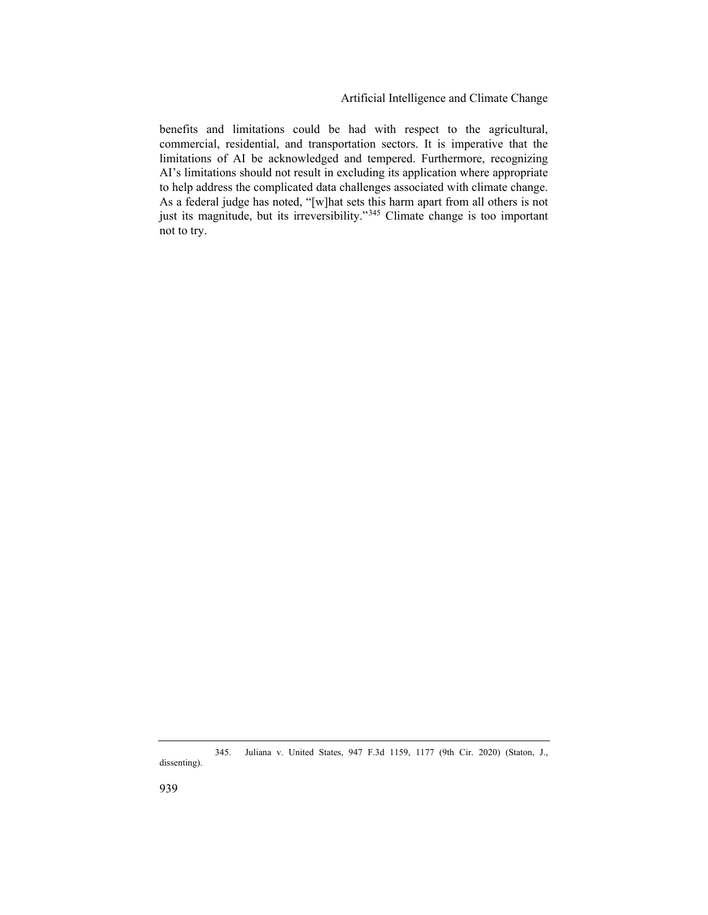benefits and limitations could be had with respect to the agricultural, commercial, residential, and transportation sectors. It is imperative that the limitations of AI be acknowledged and tempered. Furthermore, recognizing AI's limitations should not result in excluding its application where appropriate to help address the complicated data challenges associated with climate change. As a federal judge has noted, "[w]hat sets this harm apart from all others is not just its magnitude, but its irreversibility."[345] Climate change is too important not to try.

---

345. Juliana v. United States, 947 F.3d 1159, 1177 (9th Cir. 2020) (Staton, J., dissenting).